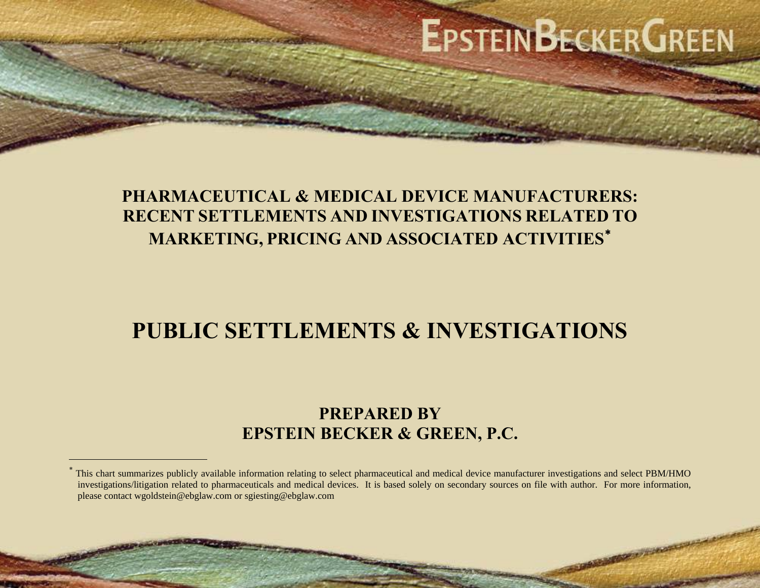EPSTEIN BECKER GREEN

# PHARMACEUTICAL & MEDICAL DEVICE MANUFACTURERS: RECENT SETTLEMENTS AND INVESTIGATIONS RELATED TO MARKETING, PRICING AND ASSOCIATED ACTIVITIES*

# PUBLIC SETTLEMENTS & INVESTIGATIONS

## PREPARED BY EPSTEIN BECKER & GREEN, P.C.

---

* This chart summarizes publicly available information relating to select pharmaceutical and medical device manufacturer investigations and select PBM/HMO investigations/litigation related to pharmaceuticals and medical devices. It is based solely on secondary sources on file with author. For more information, please contact wgoldstein@ebglaw.com or sgiesting@ebglaw.com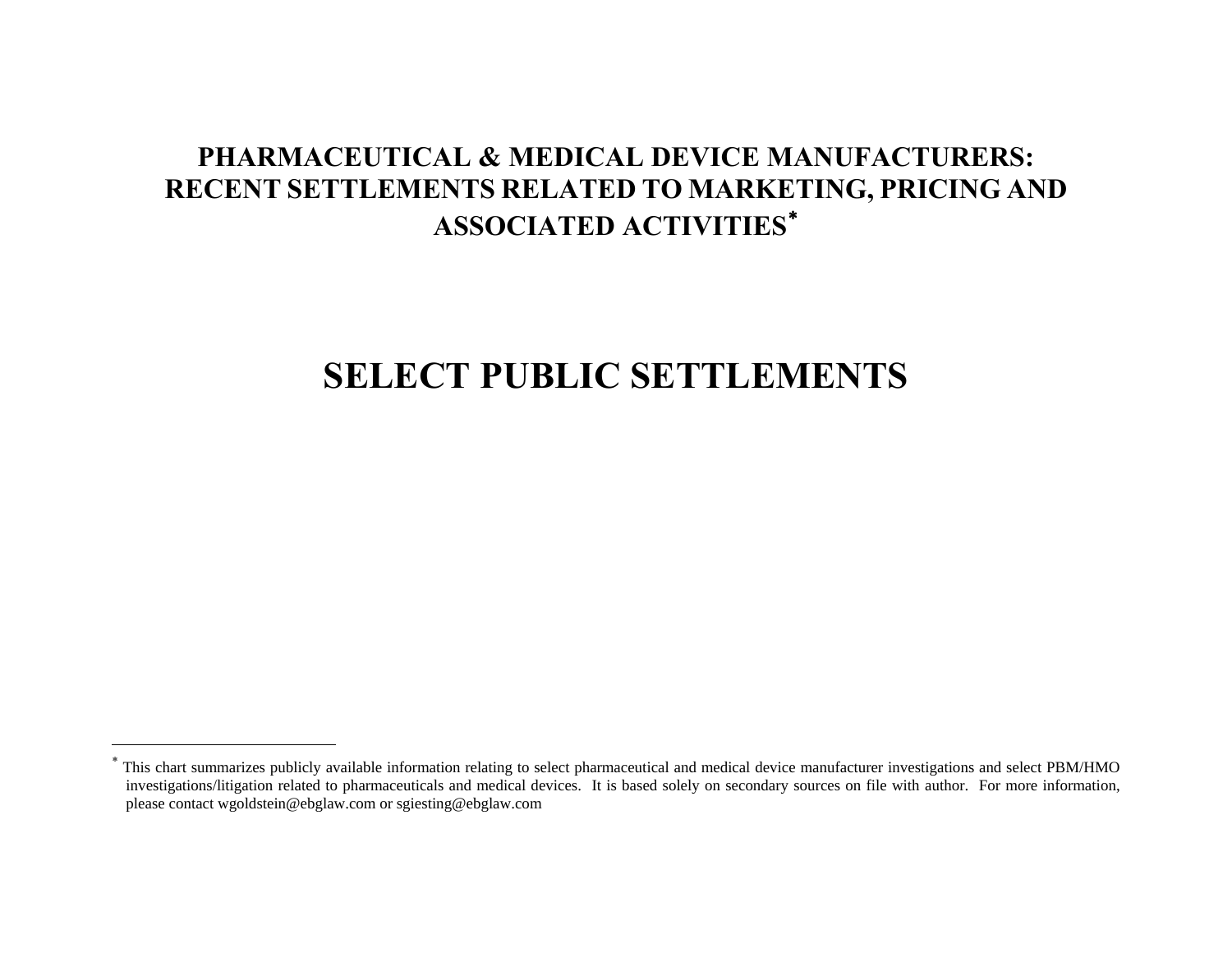# PHARMACEUTICAL & MEDICAL DEVICE MANUFACTURERS: RECENT SETTLEMENTS RELATED TO MARKETING, PRICING AND ASSOCIATED ACTIVITIES*

# SELECT PUBLIC SETTLEMENTS

* This chart summarizes publicly available information relating to select pharmaceutical and medical device manufacturer investigations and select PBM/HMO investigations/litigation related to pharmaceuticals and medical devices. It is based solely on secondary sources on file with author. For more information, please contact wgoldstein@ebglaw.com or sgiesting@ebglaw.com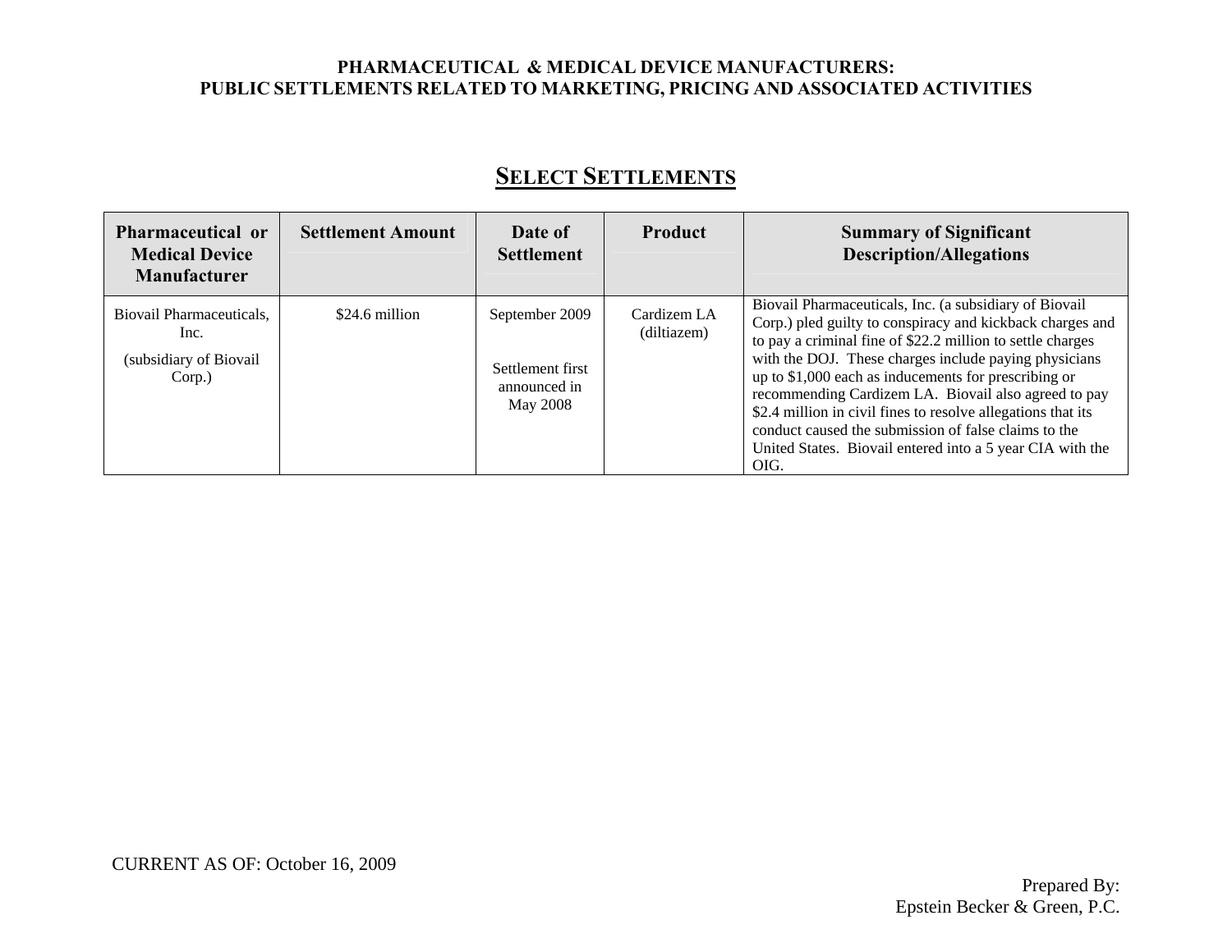## SELECT SETTLEMENTS

| Pharmaceutical or Medical Device Manufacturer | Settlement Amount | Date of Settlement | Product | Summary of Significant Description/Allegations |
|---|---|---|---|---|
| Biovail Pharmaceuticals, Inc. (subsidiary of Biovail Corp.) | $24.6 million | September 2009 Settlement first announced in May 2008 | Cardizem LA (diltiazem) | Biovail Pharmaceuticals, Inc. (a subsidiary of Biovail Corp.) pled guilty to conspiracy and kickback charges and to pay a criminal fine of $22.2 million to settle charges with the DOJ. These charges include paying physicians up to $1,000 each as inducements for prescribing or recommending Cardizem LA. Biovail also agreed to pay $2.4 million in civil fines to resolve allegations that its conduct caused the submission of false claims to the United States. Biovail entered into a 5 year CIA with the OIG. |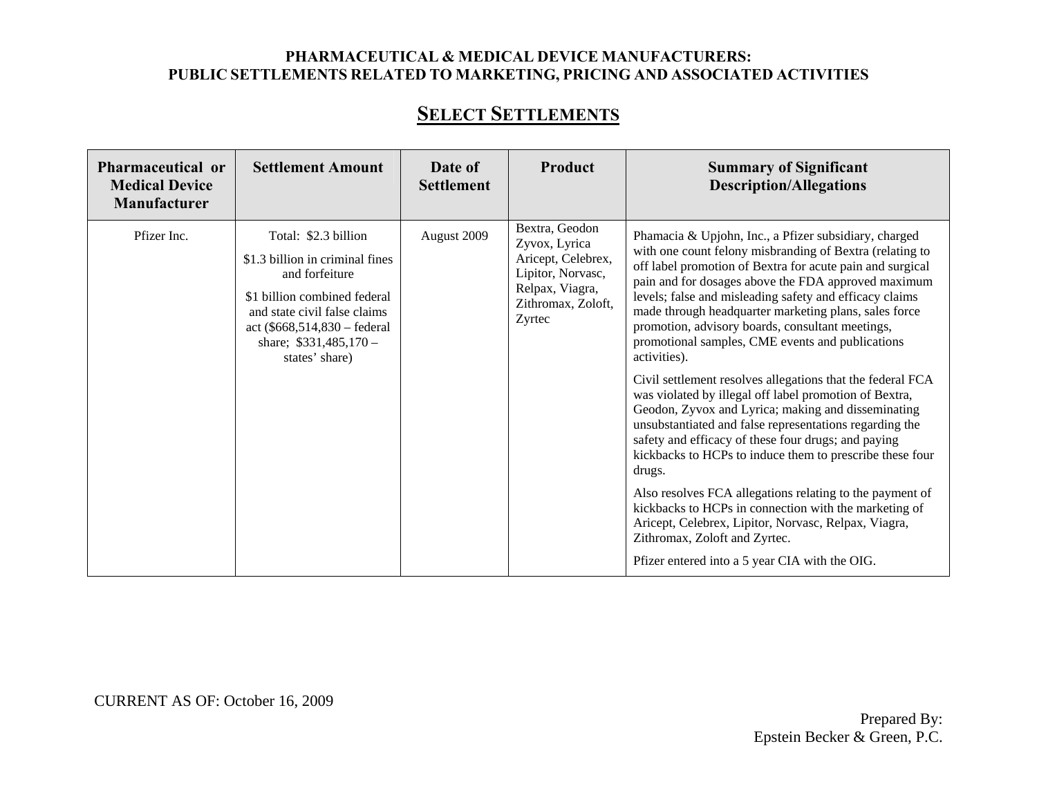# PHARMACEUTICAL & MEDICAL DEVICE MANUFACTURERS: PUBLIC SETTLEMENTS RELATED TO MARKETING, PRICING AND ASSOCIATED ACTIVITIES

## SELECT SETTLEMENTS

| Pharmaceutical or Medical Device Manufacturer | Settlement Amount | Date of Settlement | Product | Summary of Significant Description/Allegations |
|---|---|---|---|---|
| Pfizer Inc. | Total: $2.3 billion<br><br>$1.3 billion in criminal fines and forfeiture<br><br>$1 billion combined federal and state civil false claims act ($668,514,830 – federal share; $331,485,170 – states' share) | August 2009 | Bextra, Geodon Zyvox, Lyrica Aricept, Celebrex, Lipitor, Norvasc, Relpax, Viagra, Zithromax, Zoloft, Zyrtec | Phamacia & Upjohn, Inc., a Pfizer subsidiary, charged with one count felony misbranding of Bextra (relating to off label promotion of Bextra for acute pain and surgical pain and for dosages above the FDA approved maximum levels; false and misleading safety and efficacy claims made through headquarter marketing plans, sales force promotion, advisory boards, consultant meetings, promotional samples, CME events and publications activities).<br><br>Civil settlement resolves allegations that the federal FCA was violated by illegal off label promotion of Bextra, Geodon, Zyvox and Lyrica; making and disseminating unsubstantiated and false representations regarding the safety and efficacy of these four drugs; and paying kickbacks to HCPs to induce them to prescribe these four drugs.<br><br>Also resolves FCA allegations relating to the payment of kickbacks to HCPs in connection with the marketing of Aricept, Celebrex, Lipitor, Norvasc, Relpax, Viagra, Zithromax, Zoloft and Zyrtec.<br><br>Pfizer entered into a 5 year CIA with the OIG. |

CURRENT AS OF: October 16, 2009

Prepared By:
Epstein Becker & Green, P.C.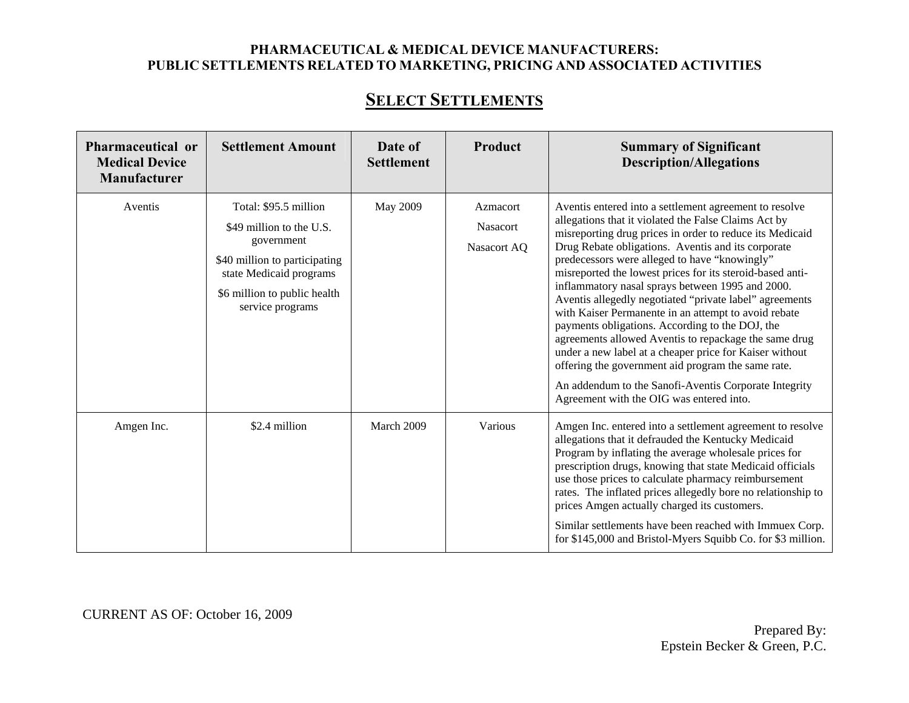# PHARMACEUTICAL & MEDICAL DEVICE MANUFACTURERS: PUBLIC SETTLEMENTS RELATED TO MARKETING, PRICING AND ASSOCIATED ACTIVITIES

## SELECT SETTLEMENTS

| Pharmaceutical or Medical Device Manufacturer | Settlement Amount | Date of Settlement | Product | Summary of Significant Description/Allegations |
|---|---|---|---|---|
| Aventis | Total: $95.5 million<br><br>$49 million to the U.S. government<br><br>$40 million to participating state Medicaid programs<br><br>$6 million to public health service programs | May 2009 | Azmacort<br><br>Nasacort<br><br>Nasacort AQ | Aventis entered into a settlement agreement to resolve allegations that it violated the False Claims Act by misreporting drug prices in order to reduce its Medicaid Drug Rebate obligations. Aventis and its corporate predecessors were alleged to have "knowingly" misreported the lowest prices for its steroid-based anti-inflammatory nasal sprays between 1995 and 2000. Aventis allegedly negotiated "private label" agreements with Kaiser Permanente in an attempt to avoid rebate payments obligations. According to the DOJ, the agreements allowed Aventis to repackage the same drug under a new label at a cheaper price for Kaiser without offering the government aid program the same rate.<br><br>An addendum to the Sanofi-Aventis Corporate Integrity Agreement with the OIG was entered into. |
| Amgen Inc. | $2.4 million | March 2009 | Various | Amgen Inc. entered into a settlement agreement to resolve allegations that it defrauded the Kentucky Medicaid Program by inflating the average wholesale prices for prescription drugs, knowing that state Medicaid officials use those prices to calculate pharmacy reimbursement rates. The inflated prices allegedly bore no relationship to prices Amgen actually charged its customers.<br><br>Similar settlements have been reached with Immuex Corp. for $145,000 and Bristol-Myers Squibb Co. for $3 million. |

CURRENT AS OF: October 16, 2009

Prepared By:
Epstein Becker & Green, P.C.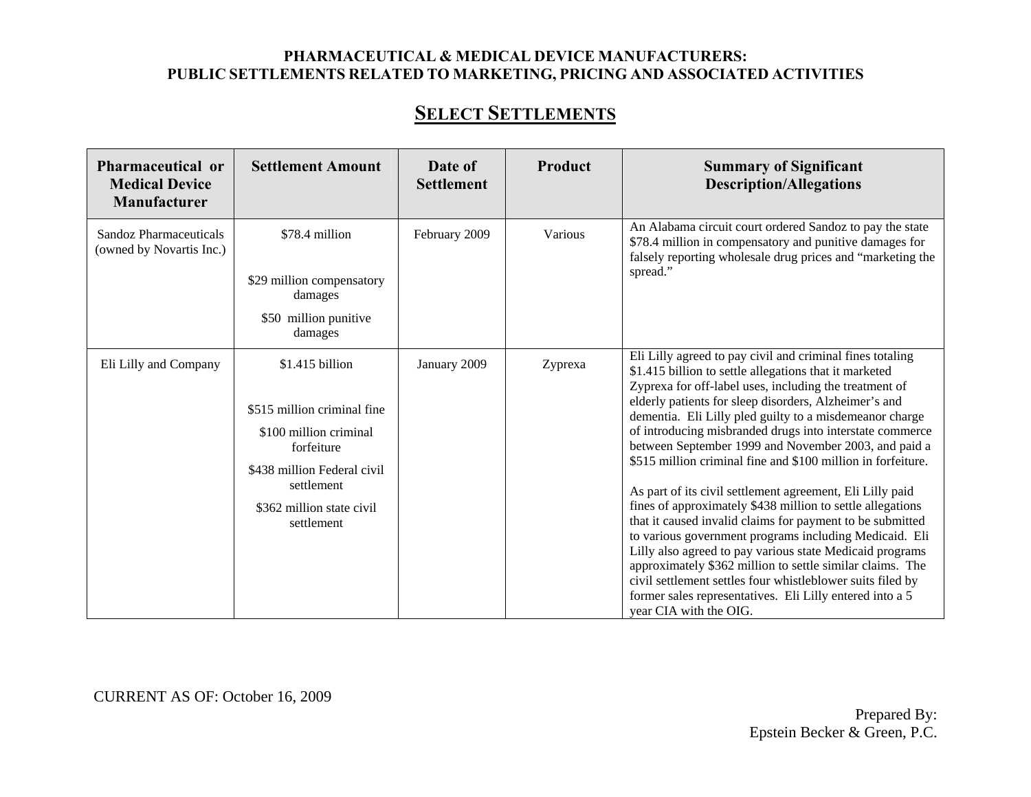**PHARMACEUTICAL & MEDICAL DEVICE MANUFACTURERS:**
**PUBLIC SETTLEMENTS RELATED TO MARKETING, PRICING AND ASSOCIATED ACTIVITIES**

## SELECT SETTLEMENTS

| Pharmaceutical or Medical Device Manufacturer | Settlement Amount | Date of Settlement | Product | Summary of Significant Description/Allegations |
|---|---|---|---|---|
| Sandoz Pharmaceuticals (owned by Novartis Inc.) | $78.4 million<br><br>$29 million compensatory damages<br><br>$50 million punitive damages | February 2009 | Various | An Alabama circuit court ordered Sandoz to pay the state $78.4 million in compensatory and punitive damages for falsely reporting wholesale drug prices and "marketing the spread." |
| Eli Lilly and Company | $1.415 billion<br><br>$515 million criminal fine<br><br>$100 million criminal forfeiture<br><br>$438 million Federal civil settlement<br><br>$362 million state civil settlement | January 2009 | Zyprexa | Eli Lilly agreed to pay civil and criminal fines totaling $1.415 billion to settle allegations that it marketed Zyprexa for off-label uses, including the treatment of elderly patients for sleep disorders, Alzheimer's and dementia. Eli Lilly pled guilty to a misdemeanor charge of introducing misbranded drugs into interstate commerce between September 1999 and November 2003, and paid a $515 million criminal fine and $100 million in forfeiture.<br><br>As part of its civil settlement agreement, Eli Lilly paid fines of approximately $438 million to settle allegations that it caused invalid claims for payment to be submitted to various government programs including Medicaid. Eli Lilly also agreed to pay various state Medicaid programs approximately $362 million to settle similar claims. The civil settlement settles four whistleblower suits filed by former sales representatives. Eli Lilly entered into a 5 year CIA with the OIG. |

CURRENT AS OF: October 16, 2009

Prepared By:
Epstein Becker & Green, P.C.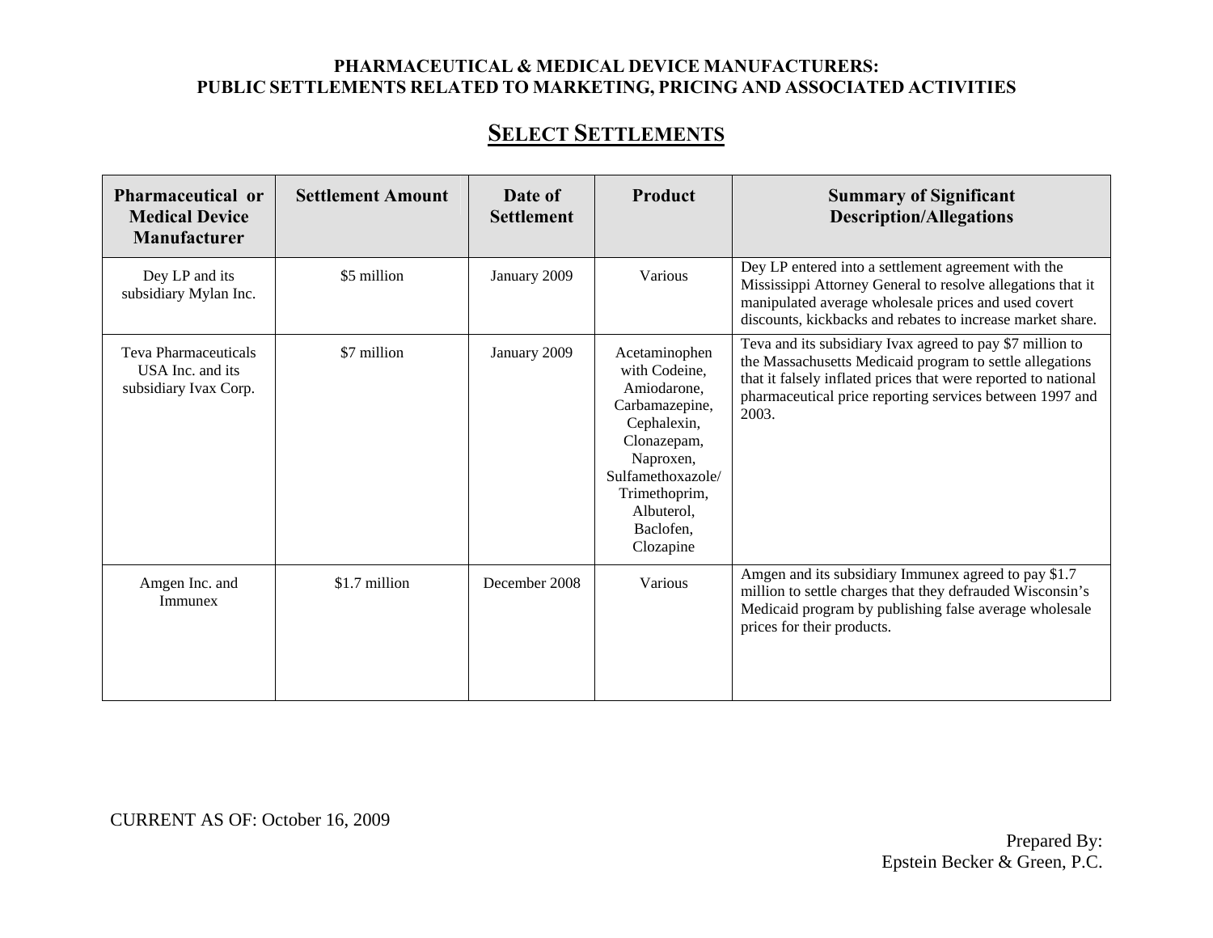**PHARMACEUTICAL & MEDICAL DEVICE MANUFACTURERS:**
**PUBLIC SETTLEMENTS RELATED TO MARKETING, PRICING AND ASSOCIATED ACTIVITIES**

## SELECT SETTLEMENTS

| Pharmaceutical or Medical Device Manufacturer | Settlement Amount | Date of Settlement | Product | Summary of Significant Description/Allegations |
|---|---|---|---|---|
| Dey LP and its subsidiary Mylan Inc. | $5 million | January 2009 | Various | Dey LP entered into a settlement agreement with the Mississippi Attorney General to resolve allegations that it manipulated average wholesale prices and used covert discounts, kickbacks and rebates to increase market share. |
| Teva Pharmaceuticals USA Inc. and its subsidiary Ivax Corp. | $7 million | January 2009 | Acetaminophen with Codeine, Amiodarone, Carbamazepine, Cephalexin, Clonazepam, Naproxen, Sulfamethoxazole/ Trimethoprim, Albuterol, Baclofen, Clozapine | Teva and its subsidiary Ivax agreed to pay $7 million to the Massachusetts Medicaid program to settle allegations that it falsely inflated prices that were reported to national pharmaceutical price reporting services between 1997 and 2003. |
| Amgen Inc. and Immunex | $1.7 million | December 2008 | Various | Amgen and its subsidiary Immunex agreed to pay $1.7 million to settle charges that they defrauded Wisconsin's Medicaid program by publishing false average wholesale prices for their products. |

CURRENT AS OF: October 16, 2009

Prepared By:
Epstein Becker & Green, P.C.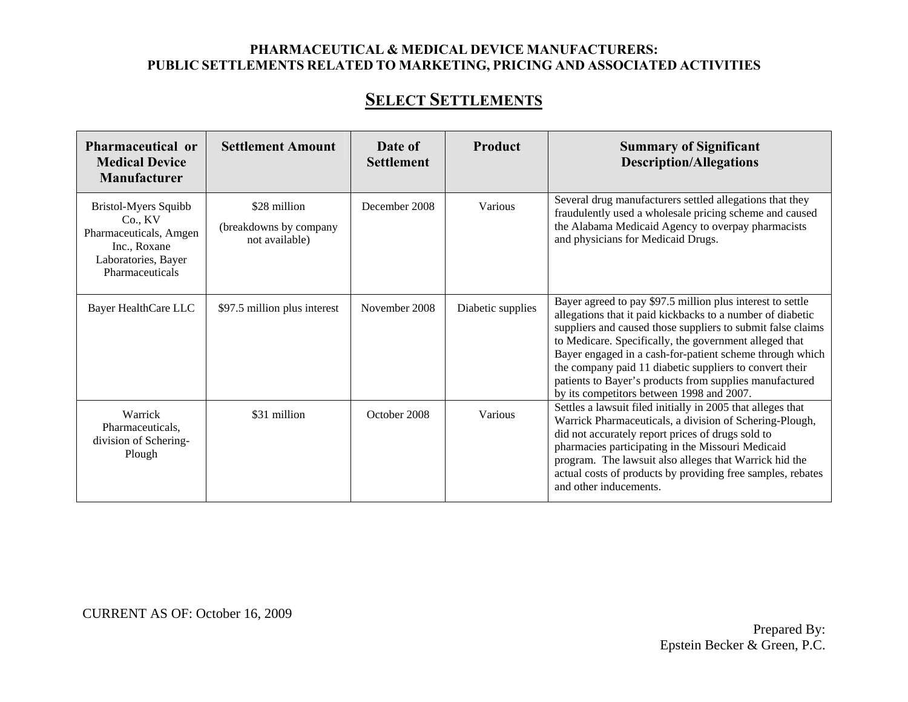# PHARMACEUTICAL & MEDICAL DEVICE MANUFACTURERS: PUBLIC SETTLEMENTS RELATED TO MARKETING, PRICING AND ASSOCIATED ACTIVITIES

## SELECT SETTLEMENTS

| Pharmaceutical or Medical Device Manufacturer | Settlement Amount | Date of Settlement | Product | Summary of Significant Description/Allegations |
|---|---|---|---|---|
| Bristol-Myers Squibb Co., KV Pharmaceuticals, Amgen Inc., Roxane Laboratories, Bayer Pharmaceuticals | $28 million (breakdowns by company not available) | December 2008 | Various | Several drug manufacturers settled allegations that they fraudulently used a wholesale pricing scheme and caused the Alabama Medicaid Agency to overpay pharmacists and physicians for Medicaid Drugs. |
| Bayer HealthCare LLC | $97.5 million plus interest | November 2008 | Diabetic supplies | Bayer agreed to pay $97.5 million plus interest to settle allegations that it paid kickbacks to a number of diabetic suppliers and caused those suppliers to submit false claims to Medicare. Specifically, the government alleged that Bayer engaged in a cash-for-patient scheme through which the company paid 11 diabetic suppliers to convert their patients to Bayer's products from supplies manufactured by its competitors between 1998 and 2007. |
| Warrick Pharmaceuticals, division of Schering-Plough | $31 million | October 2008 | Various | Settles a lawsuit filed initially in 2005 that alleges that Warrick Pharmaceuticals, a division of Schering-Plough, did not accurately report prices of drugs sold to pharmacies participating in the Missouri Medicaid program. The lawsuit also alleges that Warrick hid the actual costs of products by providing free samples, rebates and other inducements. |

CURRENT AS OF: October 16, 2009

Prepared By:
Epstein Becker & Green, P.C.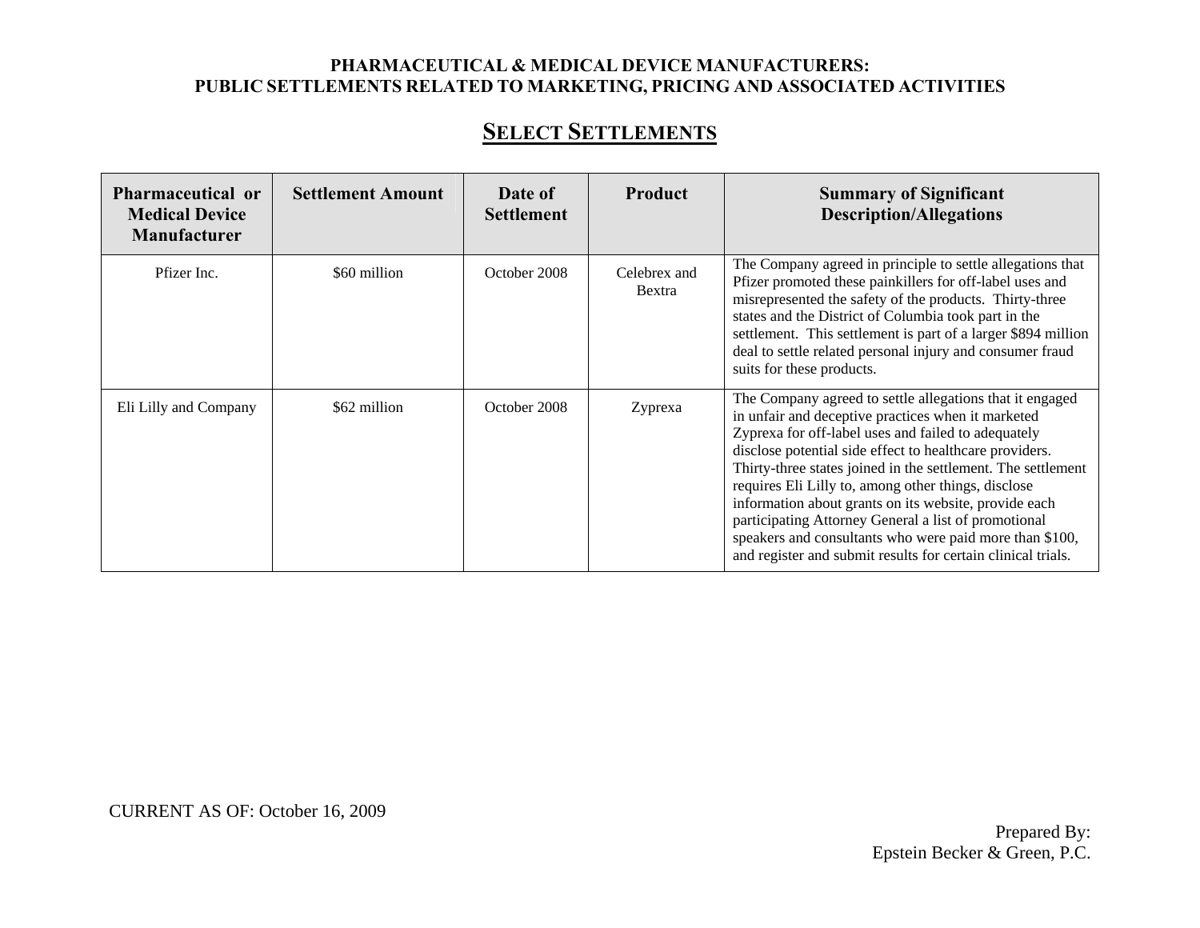**PHARMACEUTICAL & MEDICAL DEVICE MANUFACTURERS:**
**PUBLIC SETTLEMENTS RELATED TO MARKETING, PRICING AND ASSOCIATED ACTIVITIES**

## SELECT SETTLEMENTS

| Pharmaceutical or Medical Device Manufacturer | Settlement Amount | Date of Settlement | Product | Summary of Significant Description/Allegations |
|---|---|---|---|---|
| Pfizer Inc. | $60 million | October 2008 | Celebrex and Bextra | The Company agreed in principle to settle allegations that Pfizer promoted these painkillers for off-label uses and misrepresented the safety of the products. Thirty-three states and the District of Columbia took part in the settlement. This settlement is part of a larger $894 million deal to settle related personal injury and consumer fraud suits for these products. |
| Eli Lilly and Company | $62 million | October 2008 | Zyprexa | The Company agreed to settle allegations that it engaged in unfair and deceptive practices when it marketed Zyprexa for off-label uses and failed to adequately disclose potential side effect to healthcare providers. Thirty-three states joined in the settlement. The settlement requires Eli Lilly to, among other things, disclose information about grants on its website, provide each participating Attorney General a list of promotional speakers and consultants who were paid more than $100, and register and submit results for certain clinical trials. |

CURRENT AS OF: October 16, 2009

Prepared By:
Epstein Becker & Green, P.C.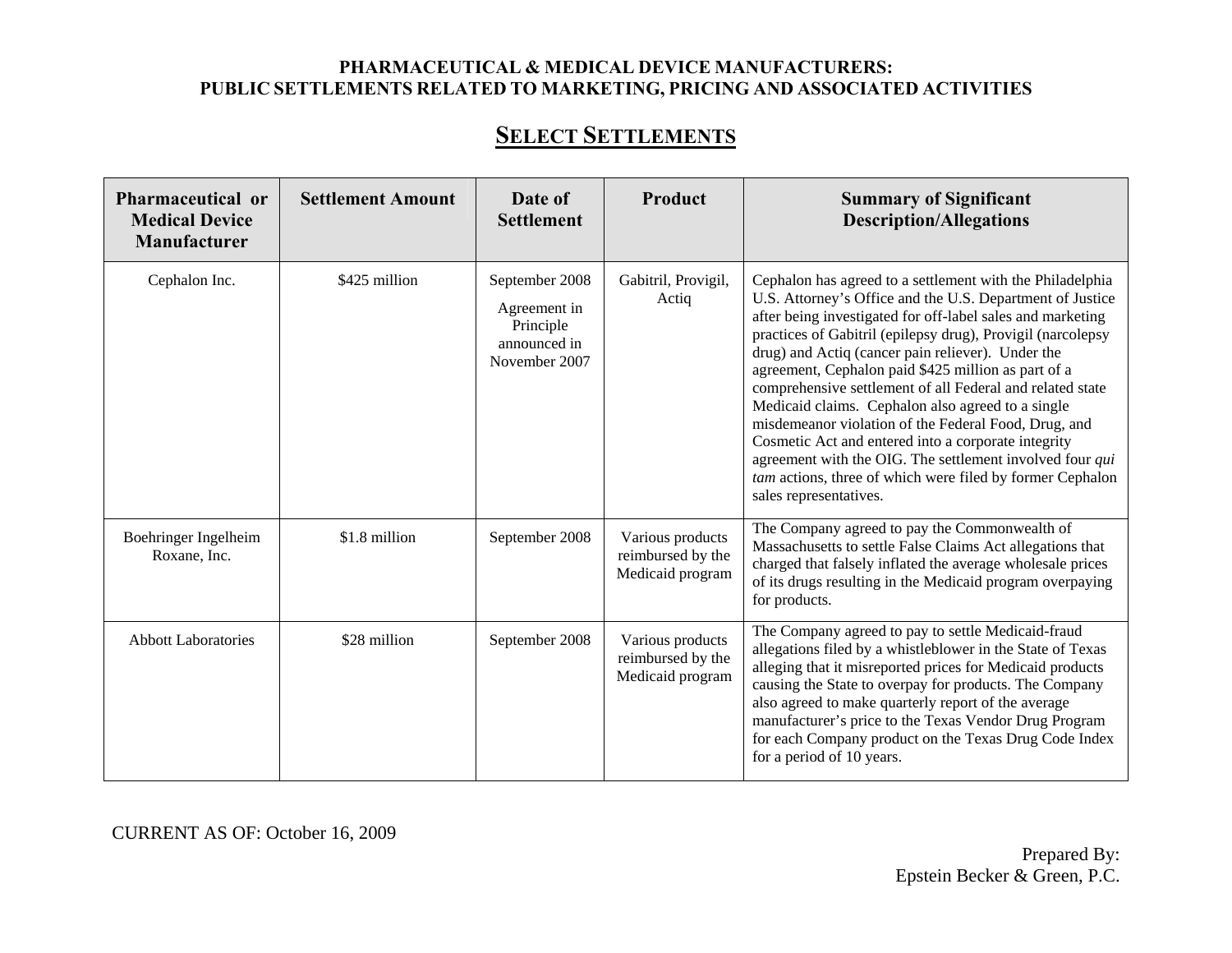**PHARMACEUTICAL & MEDICAL DEVICE MANUFACTURERS:**
**PUBLIC SETTLEMENTS RELATED TO MARKETING, PRICING AND ASSOCIATED ACTIVITIES**

## SELECT SETTLEMENTS

| Pharmaceutical or Medical Device Manufacturer | Settlement Amount | Date of Settlement | Product | Summary of Significant Description/Allegations |
|---|---|---|---|---|
| Cephalon Inc. | $425 million | September 2008<br>Agreement in Principle announced in November 2007 | Gabitril, Provigil, Actiq | Cephalon has agreed to a settlement with the Philadelphia U.S. Attorney's Office and the U.S. Department of Justice after being investigated for off-label sales and marketing practices of Gabitril (epilepsy drug), Provigil (narcolepsy drug) and Actiq (cancer pain reliever). Under the agreement, Cephalon paid $425 million as part of a comprehensive settlement of all Federal and related state Medicaid claims. Cephalon also agreed to a single misdemeanor violation of the Federal Food, Drug, and Cosmetic Act and entered into a corporate integrity agreement with the OIG. The settlement involved four *qui tam* actions, three of which were filed by former Cephalon sales representatives. |
| Boehringer Ingelheim Roxane, Inc. | $1.8 million | September 2008 | Various products reimbursed by the Medicaid program | The Company agreed to pay the Commonwealth of Massachusetts to settle False Claims Act allegations that charged that falsely inflated the average wholesale prices of its drugs resulting in the Medicaid program overpaying for products. |
| Abbott Laboratories | $28 million | September 2008 | Various products reimbursed by the Medicaid program | The Company agreed to pay to settle Medicaid-fraud allegations filed by a whistleblower in the State of Texas alleging that it misreported prices for Medicaid products causing the State to overpay for products. The Company also agreed to make quarterly report of the average manufacturer's price to the Texas Vendor Drug Program for each Company product on the Texas Drug Code Index for a period of 10 years. |

CURRENT AS OF: October 16, 2009

Prepared By:
Epstein Becker & Green, P.C.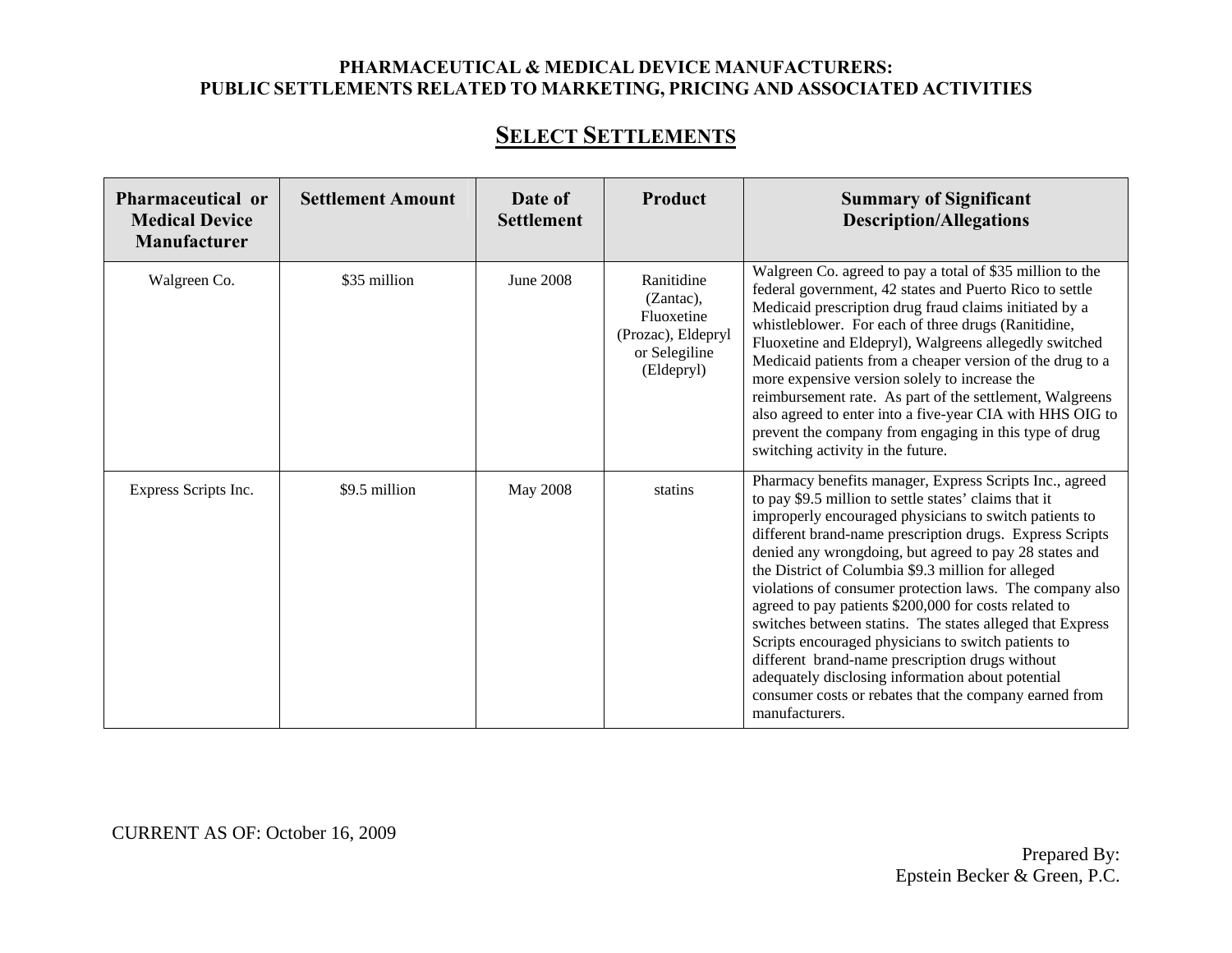**PHARMACEUTICAL & MEDICAL DEVICE MANUFACTURERS:**
**PUBLIC SETTLEMENTS RELATED TO MARKETING, PRICING AND ASSOCIATED ACTIVITIES**

## SELECT SETTLEMENTS

| Pharmaceutical or Medical Device Manufacturer | Settlement Amount | Date of Settlement | Product | Summary of Significant Description/Allegations |
|---|---|---|---|---|
| Walgreen Co. | $35 million | June 2008 | Ranitidine (Zantac), Fluoxetine (Prozac), Eldepryl or Selegiline (Eldepryl) | Walgreen Co. agreed to pay a total of $35 million to the federal government, 42 states and Puerto Rico to settle Medicaid prescription drug fraud claims initiated by a whistleblower. For each of three drugs (Ranitidine, Fluoxetine and Eldepryl), Walgreens allegedly switched Medicaid patients from a cheaper version of the drug to a more expensive version solely to increase the reimbursement rate. As part of the settlement, Walgreens also agreed to enter into a five-year CIA with HHS OIG to prevent the company from engaging in this type of drug switching activity in the future. |
| Express Scripts Inc. | $9.5 million | May 2008 | statins | Pharmacy benefits manager, Express Scripts Inc., agreed to pay $9.5 million to settle states' claims that it improperly encouraged physicians to switch patients to different brand-name prescription drugs. Express Scripts denied any wrongdoing, but agreed to pay 28 states and the District of Columbia $9.3 million for alleged violations of consumer protection laws. The company also agreed to pay patients $200,000 for costs related to switches between statins. The states alleged that Express Scripts encouraged physicians to switch patients to different brand-name prescription drugs without adequately disclosing information about potential consumer costs or rebates that the company earned from manufacturers. |

CURRENT AS OF: October 16, 2009

Prepared By:
Epstein Becker & Green, P.C.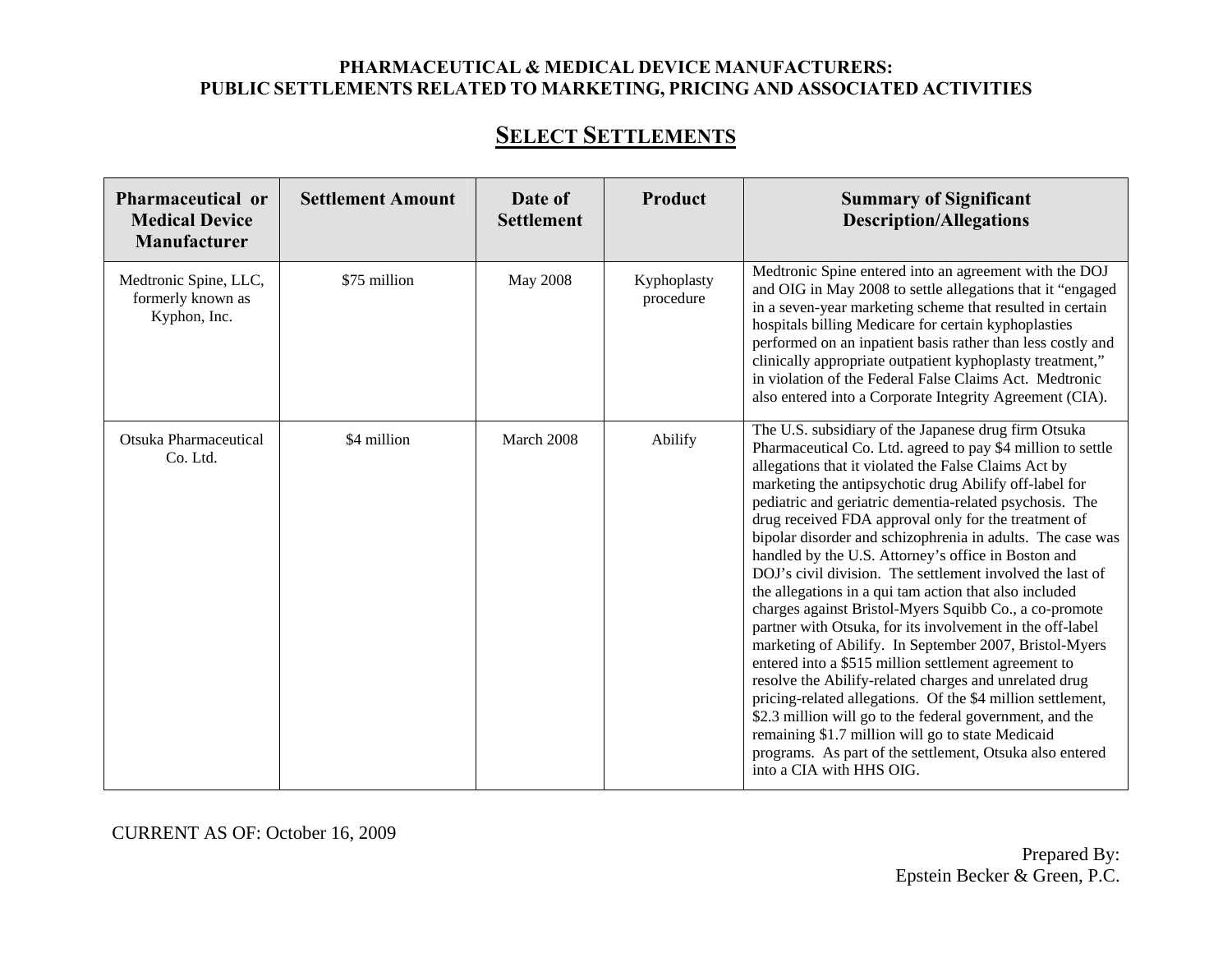**PHARMACEUTICAL & MEDICAL DEVICE MANUFACTURERS:**
**PUBLIC SETTLEMENTS RELATED TO MARKETING, PRICING AND ASSOCIATED ACTIVITIES**

## SELECT SETTLEMENTS

| Pharmaceutical or Medical Device Manufacturer | Settlement Amount | Date of Settlement | Product | Summary of Significant Description/Allegations |
|---|---|---|---|---|
| Medtronic Spine, LLC, formerly known as Kyphon, Inc. | $75 million | May 2008 | Kyphoplasty procedure | Medtronic Spine entered into an agreement with the DOJ and OIG in May 2008 to settle allegations that it "engaged in a seven-year marketing scheme that resulted in certain hospitals billing Medicare for certain kyphoplasties performed on an inpatient basis rather than less costly and clinically appropriate outpatient kyphoplasty treatment," in violation of the Federal False Claims Act. Medtronic also entered into a Corporate Integrity Agreement (CIA). |
| Otsuka Pharmaceutical Co. Ltd. | $4 million | March 2008 | Abilify | The U.S. subsidiary of the Japanese drug firm Otsuka Pharmaceutical Co. Ltd. agreed to pay $4 million to settle allegations that it violated the False Claims Act by marketing the antipsychotic drug Abilify off-label for pediatric and geriatric dementia-related psychosis. The drug received FDA approval only for the treatment of bipolar disorder and schizophrenia in adults. The case was handled by the U.S. Attorney's office in Boston and DOJ's civil division. The settlement involved the last of the allegations in a qui tam action that also included charges against Bristol-Myers Squibb Co., a co-promote partner with Otsuka, for its involvement in the off-label marketing of Abilify. In September 2007, Bristol-Myers entered into a $515 million settlement agreement to resolve the Abilify-related charges and unrelated drug pricing-related allegations. Of the $4 million settlement, $2.3 million will go to the federal government, and the remaining $1.7 million will go to state Medicaid programs. As part of the settlement, Otsuka also entered into a CIA with HHS OIG. |

CURRENT AS OF: October 16, 2009

Prepared By:
Epstein Becker & Green, P.C.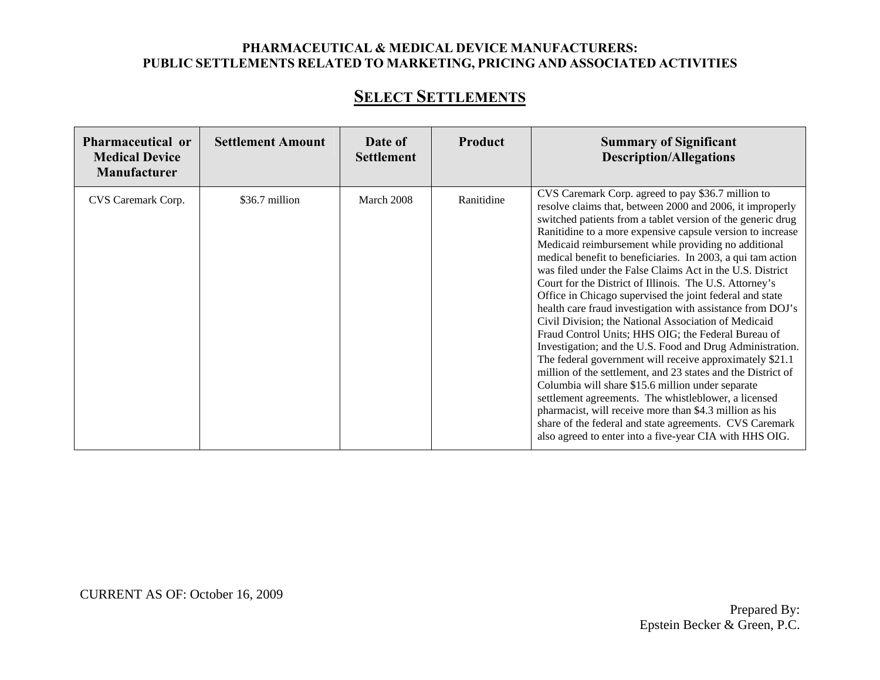**PHARMACEUTICAL & MEDICAL DEVICE MANUFACTURERS:**
**PUBLIC SETTLEMENTS RELATED TO MARKETING, PRICING AND ASSOCIATED ACTIVITIES**

## SELECT SETTLEMENTS

| Pharmaceutical or Medical Device Manufacturer | Settlement Amount | Date of Settlement | Product | Summary of Significant Description/Allegations |
|---|---|---|---|---|
| CVS Caremark Corp. | $36.7 million | March 2008 | Ranitidine | CVS Caremark Corp. agreed to pay $36.7 million to resolve claims that, between 2000 and 2006, it improperly switched patients from a tablet version of the generic drug Ranitidine to a more expensive capsule version to increase Medicaid reimbursement while providing no additional medical benefit to beneficiaries. In 2003, a qui tam action was filed under the False Claims Act in the U.S. District Court for the District of Illinois. The U.S. Attorney's Office in Chicago supervised the joint federal and state health care fraud investigation with assistance from DOJ's Civil Division; the National Association of Medicaid Fraud Control Units; HHS OIG; the Federal Bureau of Investigation; and the U.S. Food and Drug Administration. The federal government will receive approximately $21.1 million of the settlement, and 23 states and the District of Columbia will share $15.6 million under separate settlement agreements. The whistleblower, a licensed pharmacist, will receive more than $4.3 million as his share of the federal and state agreements. CVS Caremark also agreed to enter into a five-year CIA with HHS OIG. |

CURRENT AS OF: October 16, 2009

Prepared By:
Epstein Becker & Green, P.C.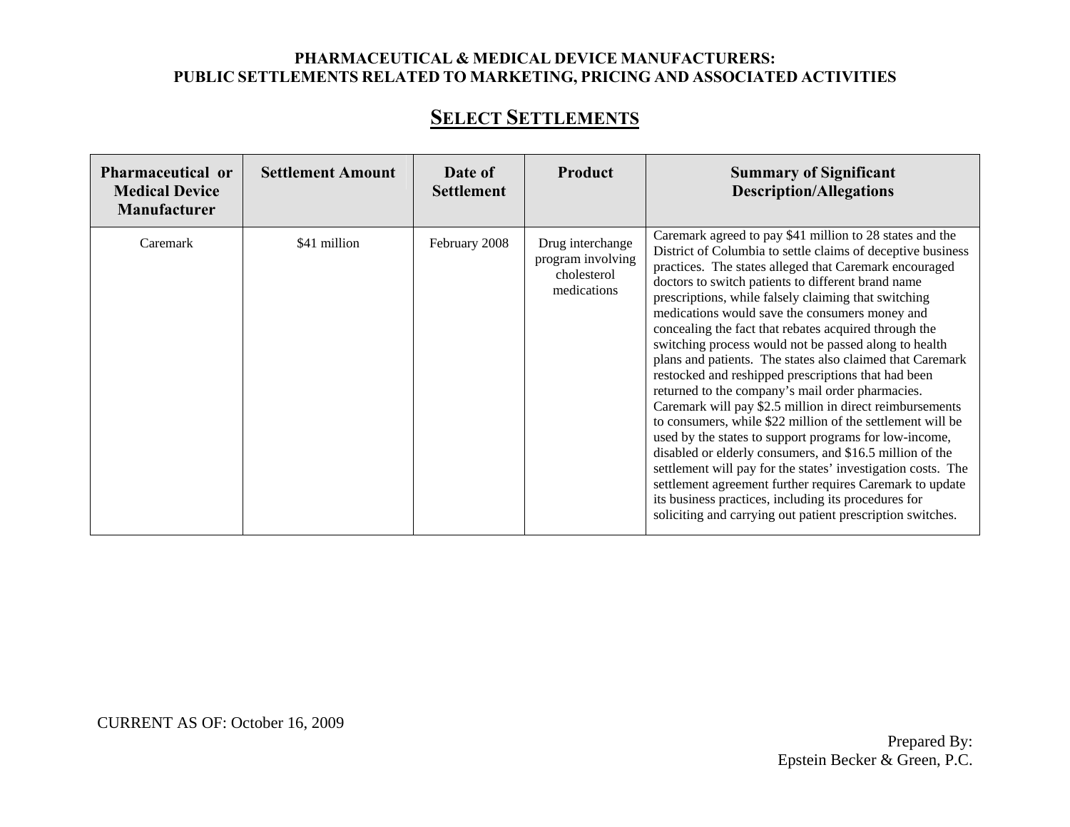**PHARMACEUTICAL & MEDICAL DEVICE MANUFACTURERS:**
**PUBLIC SETTLEMENTS RELATED TO MARKETING, PRICING AND ASSOCIATED ACTIVITIES**

## SELECT SETTLEMENTS

| Pharmaceutical or Medical Device Manufacturer | Settlement Amount | Date of Settlement | Product | Summary of Significant Description/Allegations |
|---|---|---|---|---|
| Caremark | $41 million | February 2008 | Drug interchange program involving cholesterol medications | Caremark agreed to pay $41 million to 28 states and the District of Columbia to settle claims of deceptive business practices. The states alleged that Caremark encouraged doctors to switch patients to different brand name prescriptions, while falsely claiming that switching medications would save the consumers money and concealing the fact that rebates acquired through the switching process would not be passed along to health plans and patients. The states also claimed that Caremark restocked and reshipped prescriptions that had been returned to the company's mail order pharmacies. Caremark will pay $2.5 million in direct reimbursements to consumers, while $22 million of the settlement will be used by the states to support programs for low-income, disabled or elderly consumers, and $16.5 million of the settlement will pay for the states' investigation costs. The settlement agreement further requires Caremark to update its business practices, including its procedures for soliciting and carrying out patient prescription switches. |

CURRENT AS OF: October 16, 2009

Prepared By:
Epstein Becker & Green, P.C.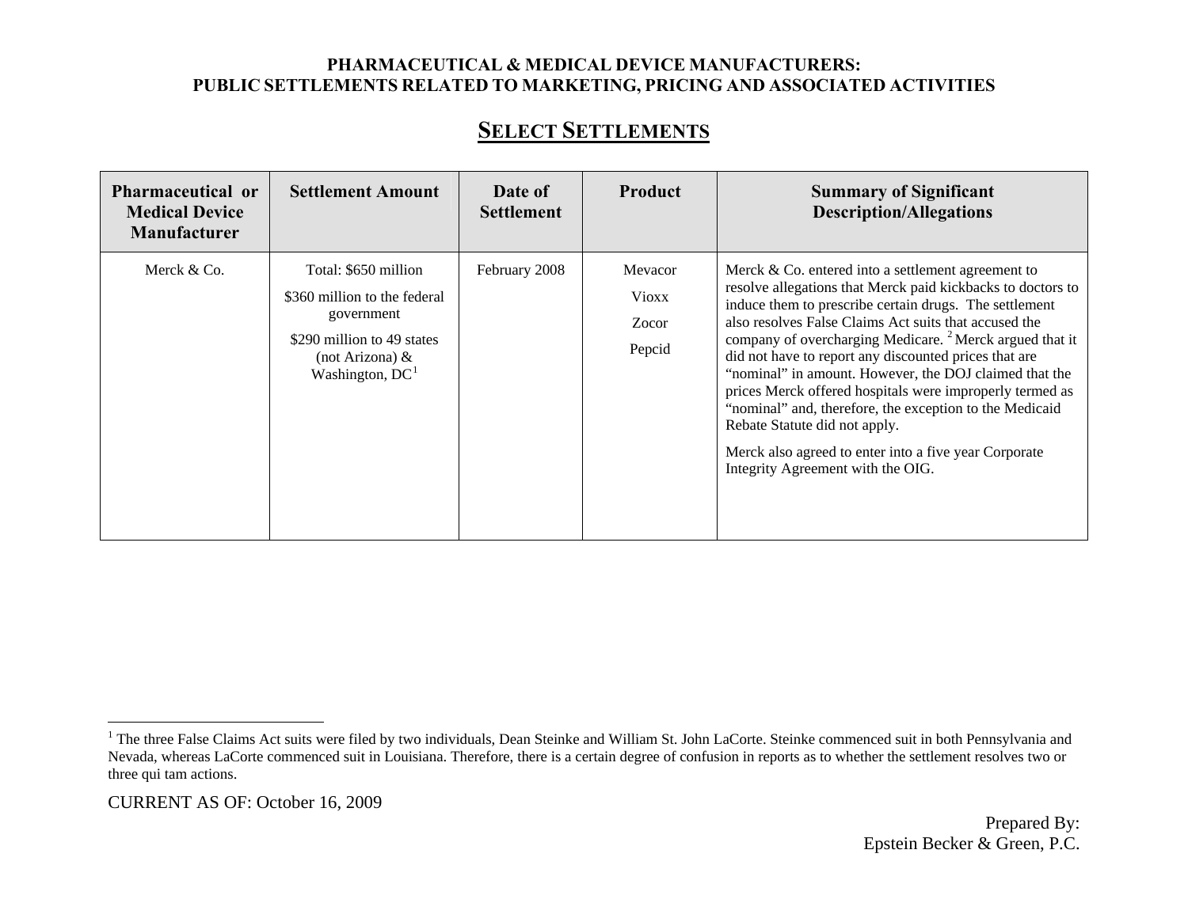# PHARMACEUTICAL & MEDICAL DEVICE MANUFACTURERS: PUBLIC SETTLEMENTS RELATED TO MARKETING, PRICING AND ASSOCIATED ACTIVITIES

## SELECT SETTLEMENTS

| Pharmaceutical or Medical Device Manufacturer | Settlement Amount | Date of Settlement | Product | Summary of Significant Description/Allegations |
|---|---|---|---|---|
| Merck & Co. | Total: $650 million<br><br>$360 million to the federal government<br><br>$290 million to 49 states (not Arizona) & Washington, DC[1] | February 2008 | Mevacor<br><br>Vioxx<br><br>Zocor<br><br>Pepcid | Merck & Co. entered into a settlement agreement to resolve allegations that Merck paid kickbacks to doctors to induce them to prescribe certain drugs. The settlement also resolves False Claims Act suits that accused the company of overcharging Medicare.[2] Merck argued that it did not have to report any discounted prices that are "nominal" in amount. However, the DOJ claimed that the prices Merck offered hospitals were improperly termed as "nominal" and, therefore, the exception to the Medicaid Rebate Statute did not apply.<br><br>Merck also agreed to enter into a five year Corporate Integrity Agreement with the OIG. |

[1] The three False Claims Act suits were filed by two individuals, Dean Steinke and William St. John LaCorte. Steinke commenced suit in both Pennsylvania and Nevada, whereas LaCorte commenced suit in Louisiana. Therefore, there is a certain degree of confusion in reports as to whether the settlement resolves two or three qui tam actions.

CURRENT AS OF: October 16, 2009

Prepared By:
Epstein Becker & Green, P.C.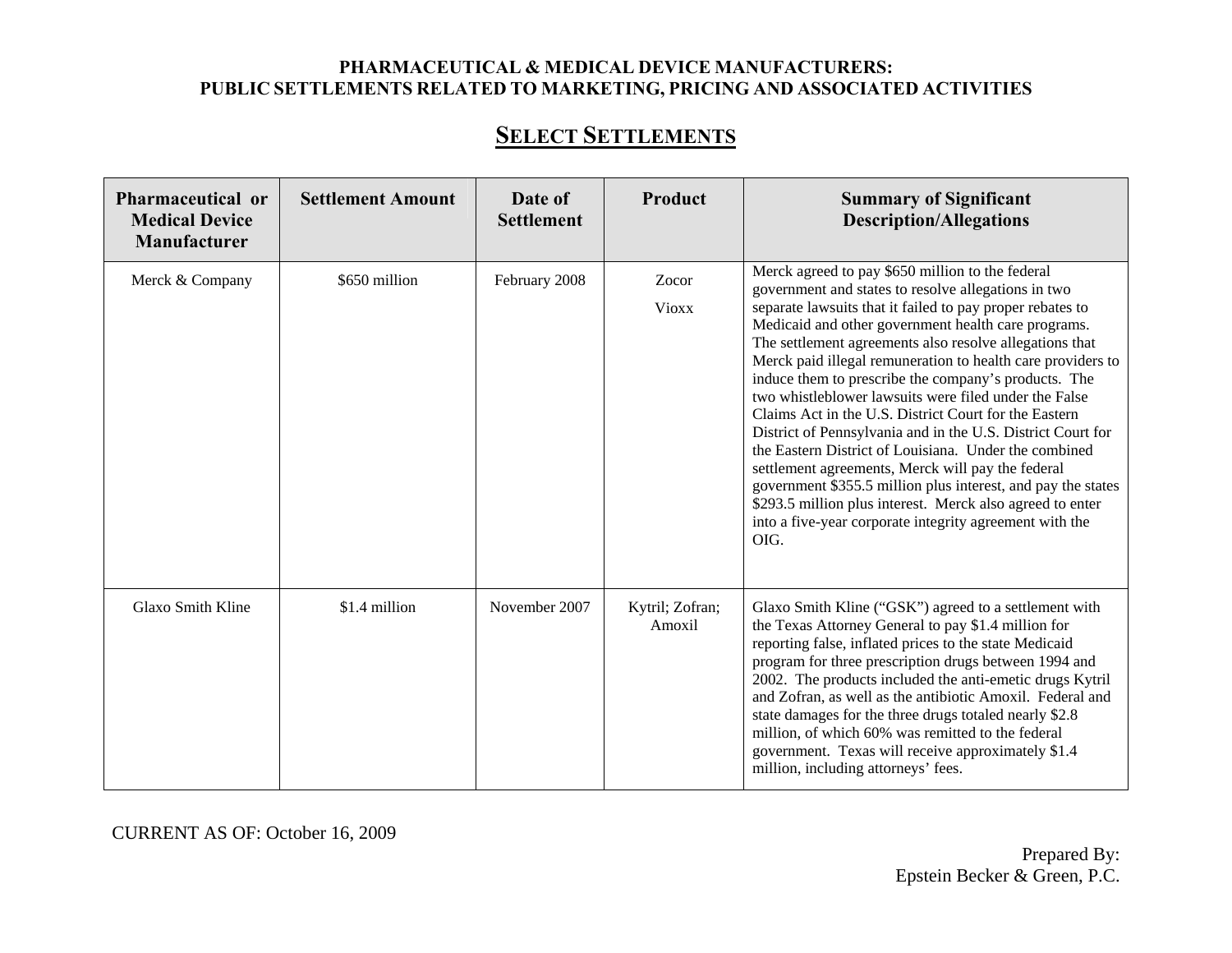**PHARMACEUTICAL & MEDICAL DEVICE MANUFACTURERS:**
**PUBLIC SETTLEMENTS RELATED TO MARKETING, PRICING AND ASSOCIATED ACTIVITIES**

## SELECT SETTLEMENTS

| Pharmaceutical or Medical Device Manufacturer | Settlement Amount | Date of Settlement | Product | Summary of Significant Description/Allegations |
|---|---|---|---|---|
| Merck & Company | $650 million | February 2008 | Zocor<br>Vioxx | Merck agreed to pay $650 million to the federal government and states to resolve allegations in two separate lawsuits that it failed to pay proper rebates to Medicaid and other government health care programs. The settlement agreements also resolve allegations that Merck paid illegal remuneration to health care providers to induce them to prescribe the company's products. The two whistleblower lawsuits were filed under the False Claims Act in the U.S. District Court for the Eastern District of Pennsylvania and in the U.S. District Court for the Eastern District of Louisiana. Under the combined settlement agreements, Merck will pay the federal government $355.5 million plus interest, and pay the states $293.5 million plus interest. Merck also agreed to enter into a five-year corporate integrity agreement with the OIG. |
| Glaxo Smith Kline | $1.4 million | November 2007 | Kytril; Zofran; Amoxil | Glaxo Smith Kline ("GSK") agreed to a settlement with the Texas Attorney General to pay $1.4 million for reporting false, inflated prices to the state Medicaid program for three prescription drugs between 1994 and 2002. The products included the anti-emetic drugs Kytril and Zofran, as well as the antibiotic Amoxil. Federal and state damages for the three drugs totaled nearly $2.8 million, of which 60% was remitted to the federal government. Texas will receive approximately $1.4 million, including attorneys' fees. |

CURRENT AS OF: October 16, 2009

Prepared By:
Epstein Becker & Green, P.C.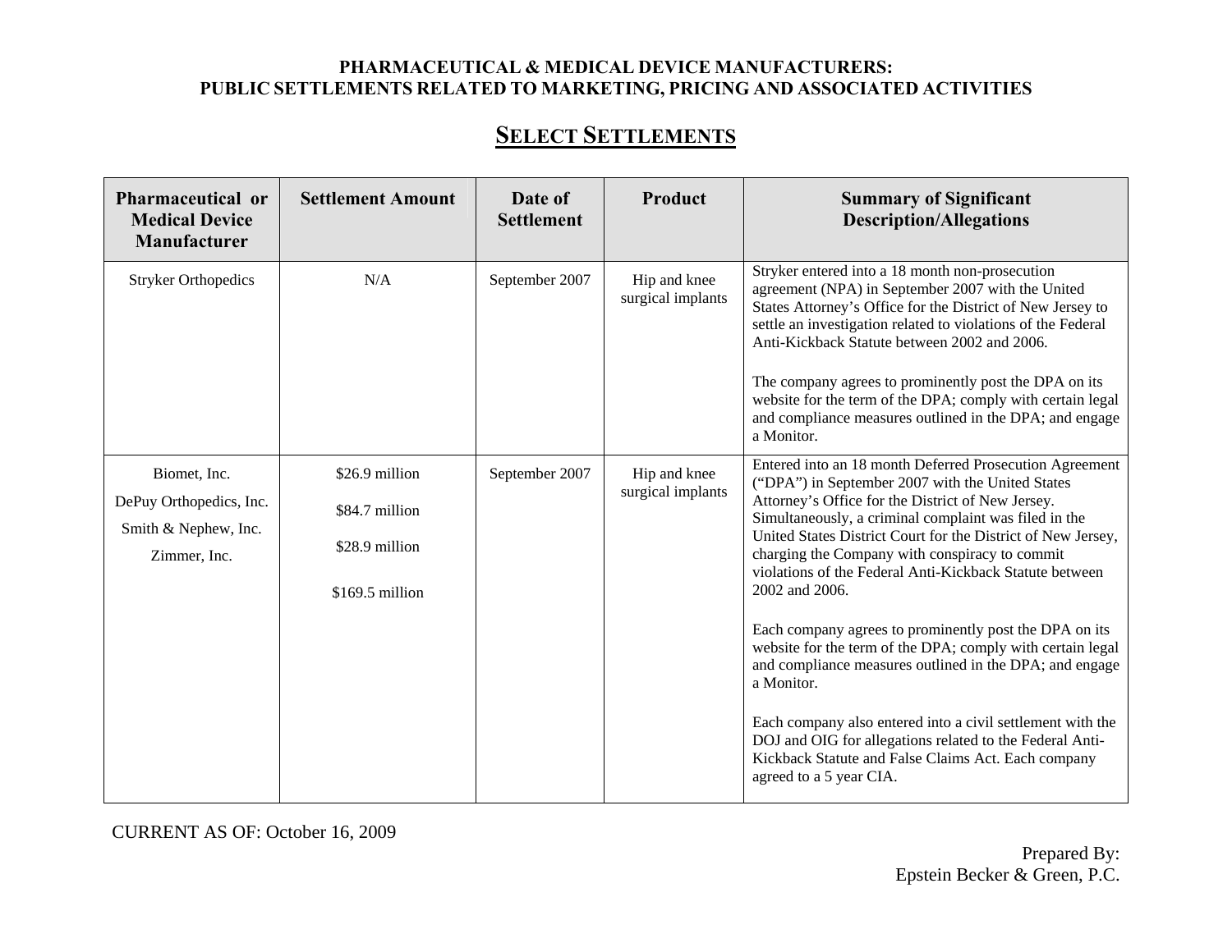**PHARMACEUTICAL & MEDICAL DEVICE MANUFACTURERS:**
**PUBLIC SETTLEMENTS RELATED TO MARKETING, PRICING AND ASSOCIATED ACTIVITIES**

## SELECT SETTLEMENTS

| Pharmaceutical or Medical Device Manufacturer | Settlement Amount | Date of Settlement | Product | Summary of Significant Description/Allegations |
|---|---|---|---|---|
| Stryker Orthopedics | N/A | September 2007 | Hip and knee surgical implants | Stryker entered into a 18 month non-prosecution agreement (NPA) in September 2007 with the United States Attorney's Office for the District of New Jersey to settle an investigation related to violations of the Federal Anti-Kickback Statute between 2002 and 2006.<br><br>The company agrees to prominently post the DPA on its website for the term of the DPA; comply with certain legal and compliance measures outlined in the DPA; and engage a Monitor. |
| Biomet, Inc.<br><br>DePuy Orthopedics, Inc.<br><br>Smith & Nephew, Inc.<br><br>Zimmer, Inc. | $26.9 million<br><br>$84.7 million<br><br>$28.9 million<br><br>$169.5 million | September 2007 | Hip and knee surgical implants | Entered into an 18 month Deferred Prosecution Agreement ("DPA") in September 2007 with the United States Attorney's Office for the District of New Jersey. Simultaneously, a criminal complaint was filed in the United States District Court for the District of New Jersey, charging the Company with conspiracy to commit violations of the Federal Anti-Kickback Statute between 2002 and 2006.<br><br>Each company agrees to prominently post the DPA on its website for the term of the DPA; comply with certain legal and compliance measures outlined in the DPA; and engage a Monitor.<br><br>Each company also entered into a civil settlement with the DOJ and OIG for allegations related to the Federal Anti-Kickback Statute and False Claims Act. Each company agreed to a 5 year CIA. |

CURRENT AS OF: October 16, 2009

Prepared By:
Epstein Becker & Green, P.C.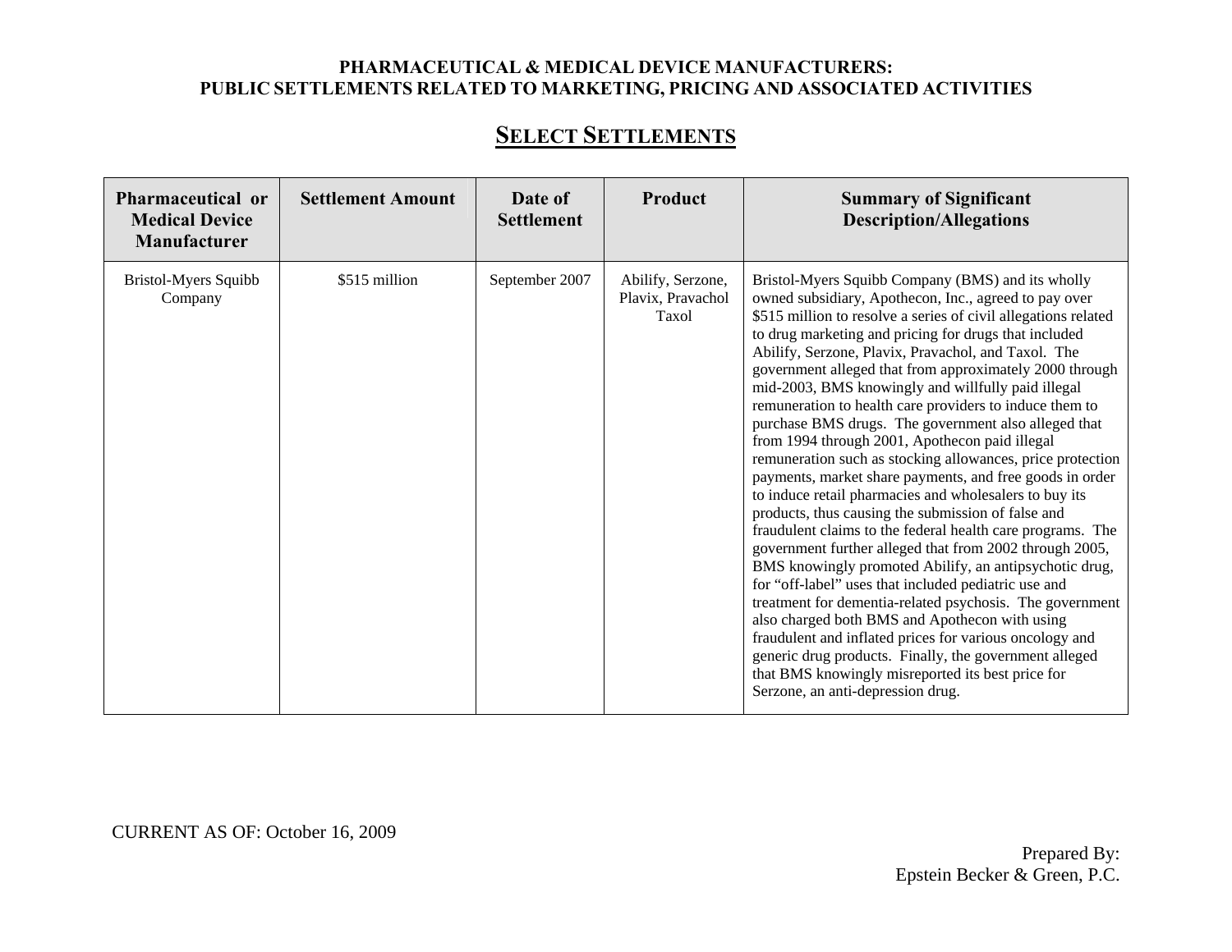**PHARMACEUTICAL & MEDICAL DEVICE MANUFACTURERS:**
**PUBLIC SETTLEMENTS RELATED TO MARKETING, PRICING AND ASSOCIATED ACTIVITIES**

## SELECT SETTLEMENTS

| Pharmaceutical or Medical Device Manufacturer | Settlement Amount | Date of Settlement | Product | Summary of Significant Description/Allegations |
|---|---|---|---|---|
| Bristol-Myers Squibb Company | $515 million | September 2007 | Abilify, Serzone, Plavix, Pravachol Taxol | Bristol-Myers Squibb Company (BMS) and its wholly owned subsidiary, Apothecon, Inc., agreed to pay over $515 million to resolve a series of civil allegations related to drug marketing and pricing for drugs that included Abilify, Serzone, Plavix, Pravachol, and Taxol. The government alleged that from approximately 2000 through mid-2003, BMS knowingly and willfully paid illegal remuneration to health care providers to induce them to purchase BMS drugs. The government also alleged that from 1994 through 2001, Apothecon paid illegal remuneration such as stocking allowances, price protection payments, market share payments, and free goods in order to induce retail pharmacies and wholesalers to buy its products, thus causing the submission of false and fraudulent claims to the federal health care programs. The government further alleged that from 2002 through 2005, BMS knowingly promoted Abilify, an antipsychotic drug, for "off-label" uses that included pediatric use and treatment for dementia-related psychosis. The government also charged both BMS and Apothecon with using fraudulent and inflated prices for various oncology and generic drug products. Finally, the government alleged that BMS knowingly misreported its best price for Serzone, an anti-depression drug. |

CURRENT AS OF: October 16, 2009

Prepared By:
Epstein Becker & Green, P.C.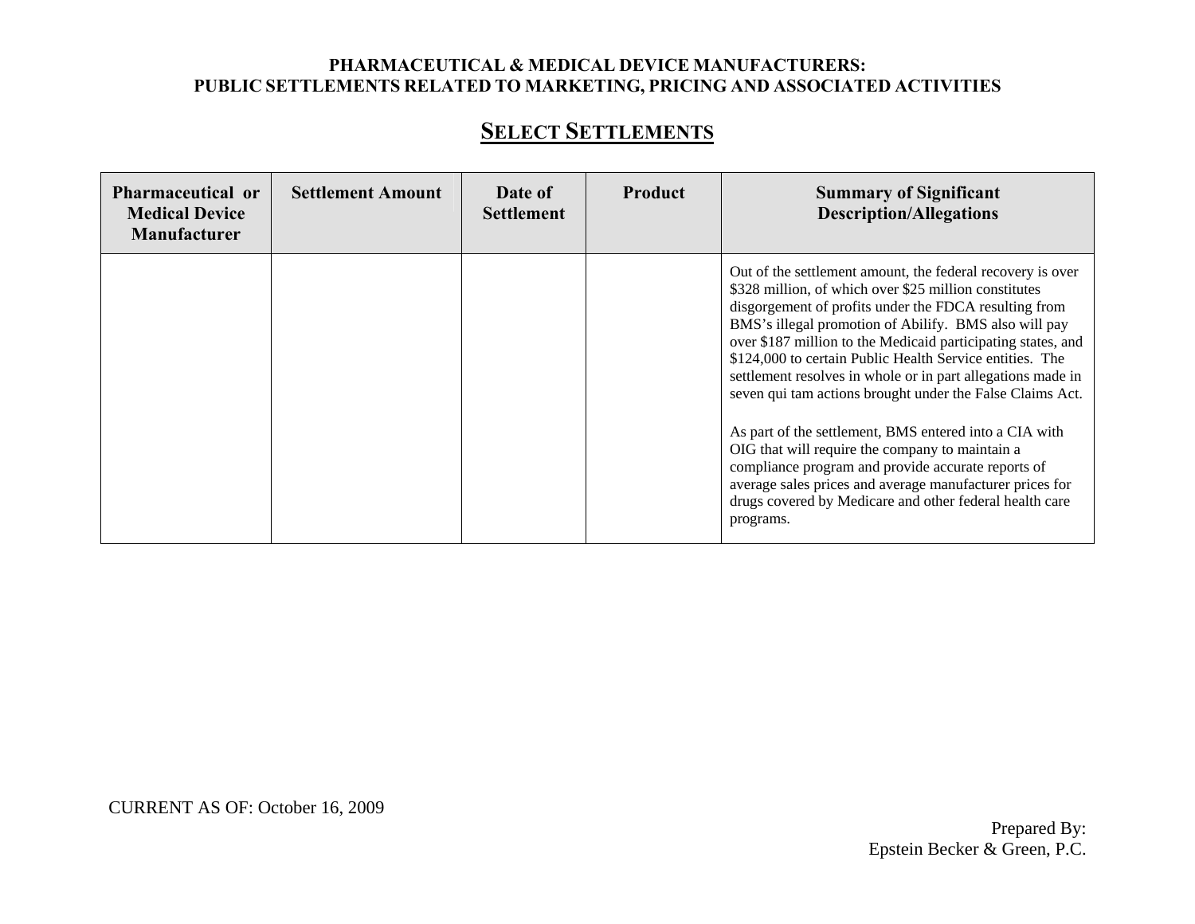**PHARMACEUTICAL & MEDICAL DEVICE MANUFACTURERS:**
**PUBLIC SETTLEMENTS RELATED TO MARKETING, PRICING AND ASSOCIATED ACTIVITIES**

## SELECT SETTLEMENTS

| Pharmaceutical or Medical Device Manufacturer | Settlement Amount | Date of Settlement | Product | Summary of Significant Description/Allegations |
|---|---|---|---|---|
| | | | | Out of the settlement amount, the federal recovery is over $328 million, of which over $25 million constitutes disgorgement of profits under the FDCA resulting from BMS's illegal promotion of Abilify. BMS also will pay over $187 million to the Medicaid participating states, and $124,000 to certain Public Health Service entities. The settlement resolves in whole or in part allegations made in seven qui tam actions brought under the False Claims Act.<br><br>As part of the settlement, BMS entered into a CIA with OIG that will require the company to maintain a compliance program and provide accurate reports of average sales prices and average manufacturer prices for drugs covered by Medicare and other federal health care programs. |

CURRENT AS OF: October 16, 2009

Prepared By:
Epstein Becker & Green, P.C.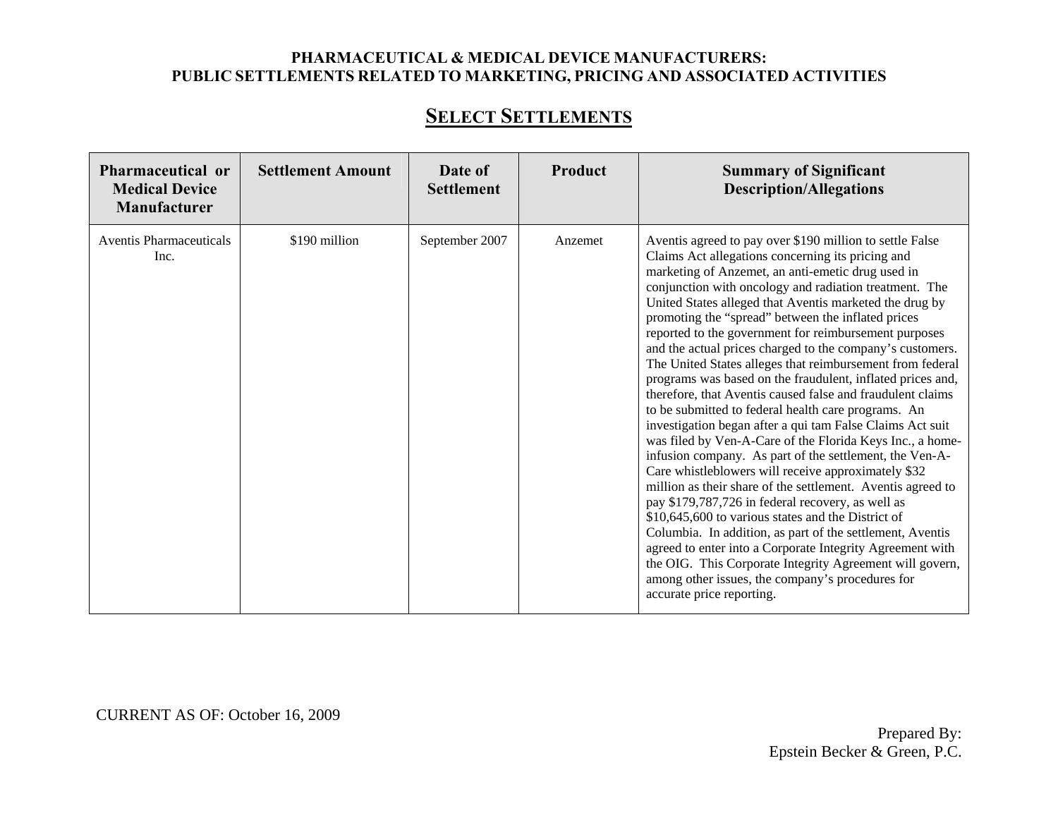**PHARMACEUTICAL & MEDICAL DEVICE MANUFACTURERS:**
**PUBLIC SETTLEMENTS RELATED TO MARKETING, PRICING AND ASSOCIATED ACTIVITIES**

## SELECT SETTLEMENTS

| Pharmaceutical or Medical Device Manufacturer | Settlement Amount | Date of Settlement | Product | Summary of Significant Description/Allegations |
|---|---|---|---|---|
| Aventis Pharmaceuticals Inc. | $190 million | September 2007 | Anzemet | Aventis agreed to pay over $190 million to settle False Claims Act allegations concerning its pricing and marketing of Anzemet, an anti-emetic drug used in conjunction with oncology and radiation treatment. The United States alleged that Aventis marketed the drug by promoting the "spread" between the inflated prices reported to the government for reimbursement purposes and the actual prices charged to the company's customers. The United States alleges that reimbursement from federal programs was based on the fraudulent, inflated prices and, therefore, that Aventis caused false and fraudulent claims to be submitted to federal health care programs. An investigation began after a qui tam False Claims Act suit was filed by Ven-A-Care of the Florida Keys Inc., a home-infusion company. As part of the settlement, the Ven-A-Care whistleblowers will receive approximately $32 million as their share of the settlement. Aventis agreed to pay $179,787,726 in federal recovery, as well as $10,645,600 to various states and the District of Columbia. In addition, as part of the settlement, Aventis agreed to enter into a Corporate Integrity Agreement with the OIG. This Corporate Integrity Agreement will govern, among other issues, the company's procedures for accurate price reporting. |

CURRENT AS OF: October 16, 2009

Prepared By:
Epstein Becker & Green, P.C.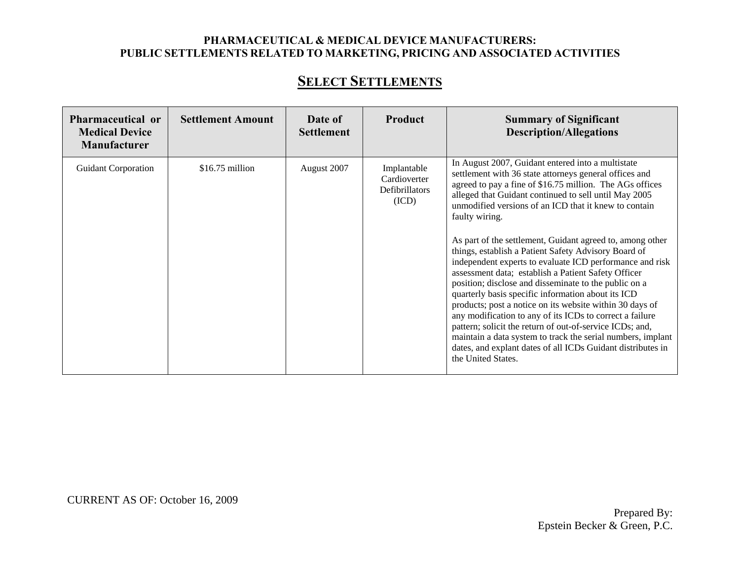| Pharmaceutical or Medical Device Manufacturer | Settlement Amount | Date of Settlement | Product | Summary of Significant Description/Allegations |
| --- | --- | --- | --- | --- |
| Guidant Corporation | $16.75 million | August 2007 | Implantable Cardioverter Defibrillators (ICD) | In August 2007, Guidant entered into a multistate settlement with 36 state attorneys general offices and agreed to pay a fine of $16.75 million. The AGs offices alleged that Guidant continued to sell until May 2005 unmodified versions of an ICD that it knew to contain faulty wiring.<br><br>As part of the settlement, Guidant agreed to, among other things, establish a Patient Safety Advisory Board of independent experts to evaluate ICD performance and risk assessment data; establish a Patient Safety Officer position; disclose and disseminate to the public on a quarterly basis specific information about its ICD products; post a notice on its website within 30 days of any modification to any of its ICDs to correct a failure pattern; solicit the return of out-of-service ICDs; and, maintain a data system to track the serial numbers, implant dates, and explant dates of all ICDs Guidant distributes in the United States. |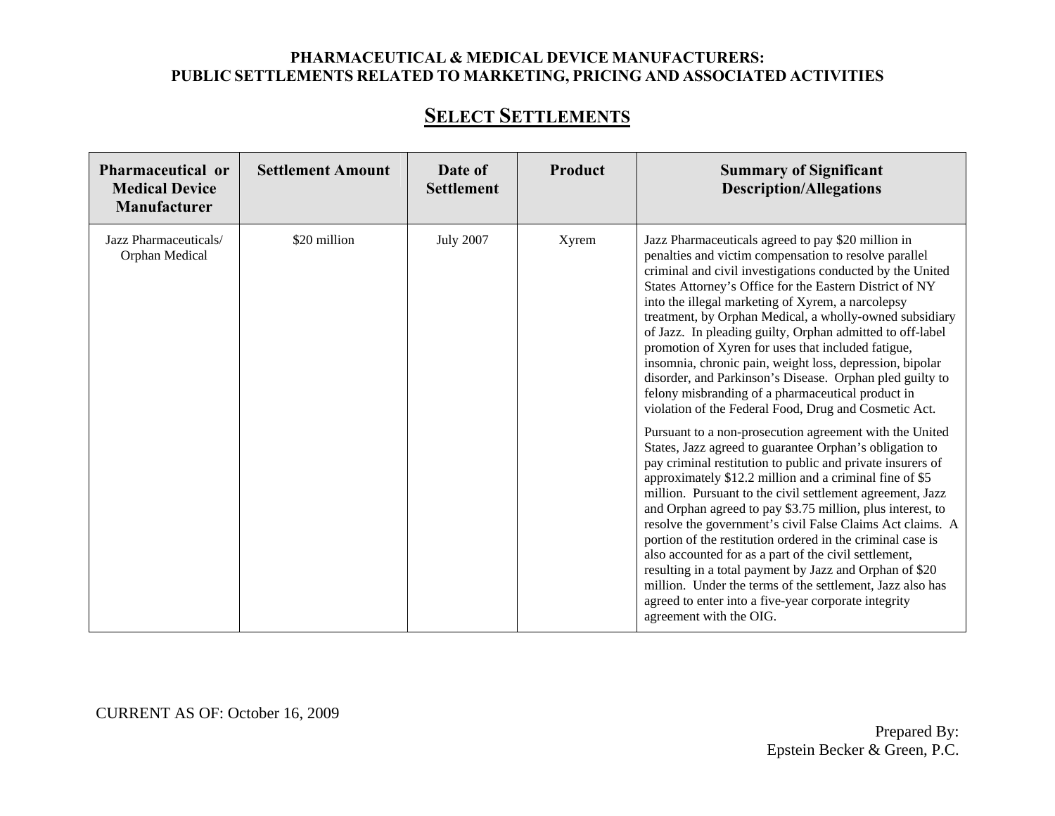**PHARMACEUTICAL & MEDICAL DEVICE MANUFACTURERS:**
**PUBLIC SETTLEMENTS RELATED TO MARKETING, PRICING AND ASSOCIATED ACTIVITIES**

## SELECT SETTLEMENTS

| Pharmaceutical or Medical Device Manufacturer | Settlement Amount | Date of Settlement | Product | Summary of Significant Description/Allegations |
|---|---|---|---|---|
| Jazz Pharmaceuticals/ Orphan Medical | $20 million | July 2007 | Xyrem | Jazz Pharmaceuticals agreed to pay $20 million in penalties and victim compensation to resolve parallel criminal and civil investigations conducted by the United States Attorney's Office for the Eastern District of NY into the illegal marketing of Xyrem, a narcolepsy treatment, by Orphan Medical, a wholly-owned subsidiary of Jazz. In pleading guilty, Orphan admitted to off-label promotion of Xyren for uses that included fatigue, insomnia, chronic pain, weight loss, depression, bipolar disorder, and Parkinson's Disease. Orphan pled guilty to felony misbranding of a pharmaceutical product in violation of the Federal Food, Drug and Cosmetic Act. <br><br> Pursuant to a non-prosecution agreement with the United States, Jazz agreed to guarantee Orphan's obligation to pay criminal restitution to public and private insurers of approximately $12.2 million and a criminal fine of $5 million. Pursuant to the civil settlement agreement, Jazz and Orphan agreed to pay $3.75 million, plus interest, to resolve the government's civil False Claims Act claims. A portion of the restitution ordered in the criminal case is also accounted for as a part of the civil settlement, resulting in a total payment by Jazz and Orphan of $20 million. Under the terms of the settlement, Jazz also has agreed to enter into a five-year corporate integrity agreement with the OIG. |

CURRENT AS OF: October 16, 2009

Prepared By:
Epstein Becker & Green, P.C.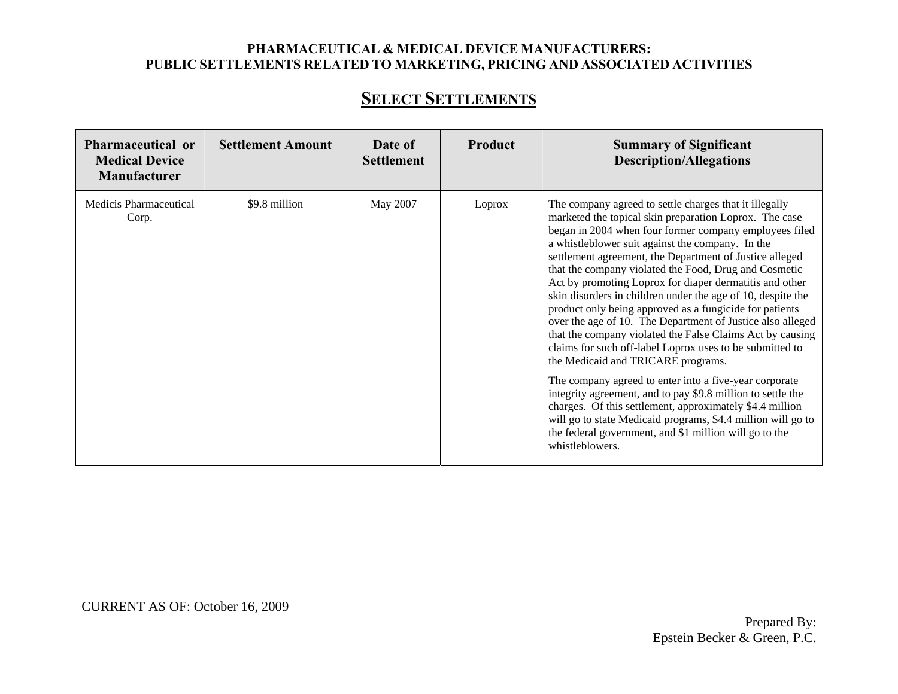**PHARMACEUTICAL & MEDICAL DEVICE MANUFACTURERS:**
**PUBLIC SETTLEMENTS RELATED TO MARKETING, PRICING AND ASSOCIATED ACTIVITIES**

## SELECT SETTLEMENTS

| Pharmaceutical or Medical Device Manufacturer | Settlement Amount | Date of Settlement | Product | Summary of Significant Description/Allegations |
|---|---|---|---|---|
| Medicis Pharmaceutical Corp. | $9.8 million | May 2007 | Loprox | The company agreed to settle charges that it illegally marketed the topical skin preparation Loprox. The case began in 2004 when four former company employees filed a whistleblower suit against the company. In the settlement agreement, the Department of Justice alleged that the company violated the Food, Drug and Cosmetic Act by promoting Loprox for diaper dermatitis and other skin disorders in children under the age of 10, despite the product only being approved as a fungicide for patients over the age of 10. The Department of Justice also alleged that the company violated the False Claims Act by causing claims for such off-label Loprox uses to be submitted to the Medicaid and TRICARE programs.<br><br>The company agreed to enter into a five-year corporate integrity agreement, and to pay $9.8 million to settle the charges. Of this settlement, approximately $4.4 million will go to state Medicaid programs, $4.4 million will go to the federal government, and $1 million will go to the whistleblowers. |

CURRENT AS OF: October 16, 2009

Prepared By:
Epstein Becker & Green, P.C.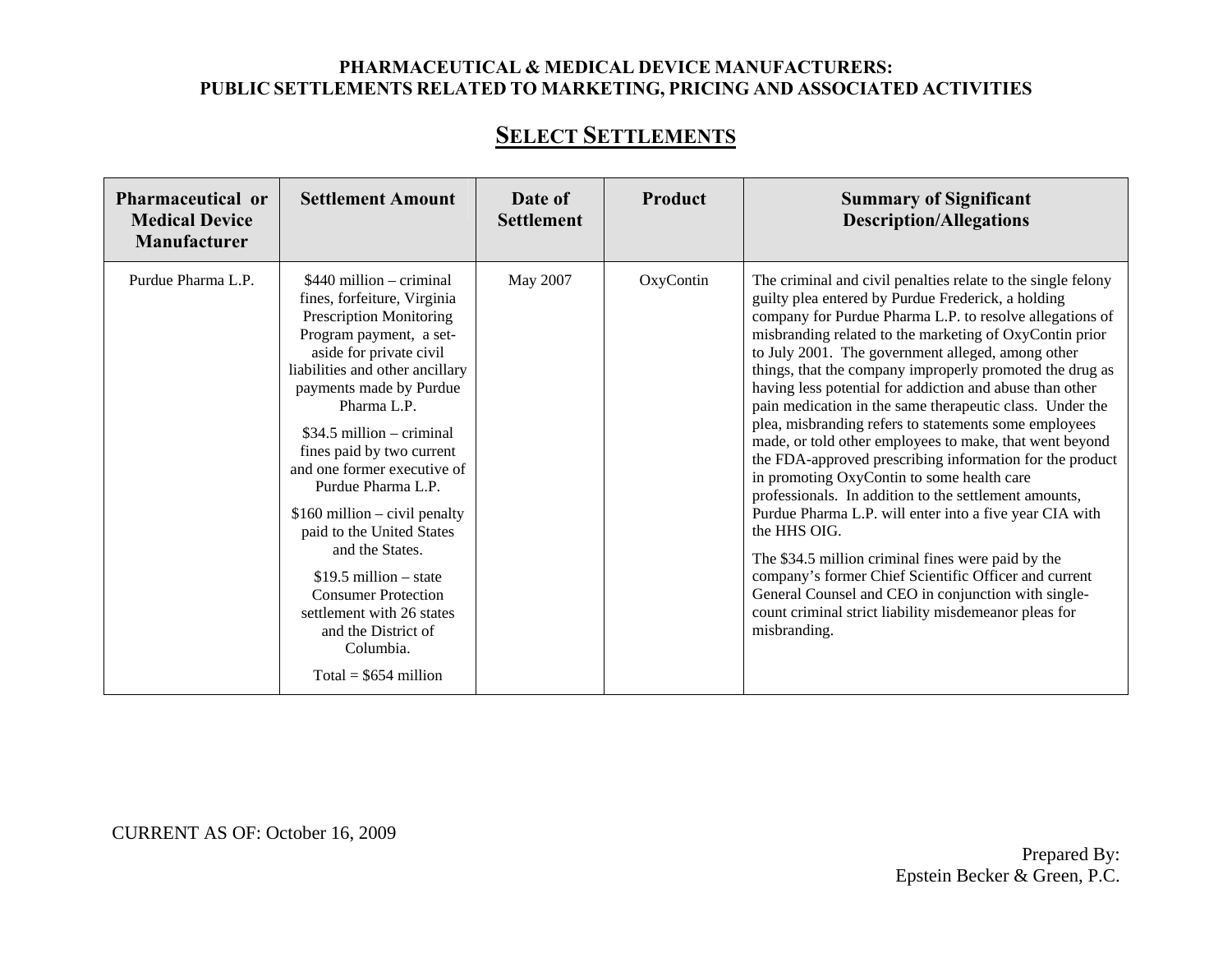**PHARMACEUTICAL & MEDICAL DEVICE MANUFACTURERS:**
**PUBLIC SETTLEMENTS RELATED TO MARKETING, PRICING AND ASSOCIATED ACTIVITIES**

## SELECT SETTLEMENTS

| Pharmaceutical or Medical Device Manufacturer | Settlement Amount | Date of Settlement | Product | Summary of Significant Description/Allegations |
|---|---|---|---|---|
| Purdue Pharma L.P. | $440 million – criminal fines, forfeiture, Virginia Prescription Monitoring Program payment, a set-aside for private civil liabilities and other ancillary payments made by Purdue Pharma L.P.<br><br>$34.5 million – criminal fines paid by two current and one former executive of Purdue Pharma L.P.<br><br>$160 million – civil penalty paid to the United States and the States.<br><br>$19.5 million – state Consumer Protection settlement with 26 states and the District of Columbia.<br><br>Total = $654 million | May 2007 | OxyContin | The criminal and civil penalties relate to the single felony guilty plea entered by Purdue Frederick, a holding company for Purdue Pharma L.P. to resolve allegations of misbranding related to the marketing of OxyContin prior to July 2001. The government alleged, among other things, that the company improperly promoted the drug as having less potential for addiction and abuse than other pain medication in the same therapeutic class. Under the plea, misbranding refers to statements some employees made, or told other employees to make, that went beyond the FDA-approved prescribing information for the product in promoting OxyContin to some health care professionals. In addition to the settlement amounts, Purdue Pharma L.P. will enter into a five year CIA with the HHS OIG.<br><br>The $34.5 million criminal fines were paid by the company's former Chief Scientific Officer and current General Counsel and CEO in conjunction with single-count criminal strict liability misdemeanor pleas for misbranding. |

CURRENT AS OF: October 16, 2009

Prepared By:
Epstein Becker & Green, P.C.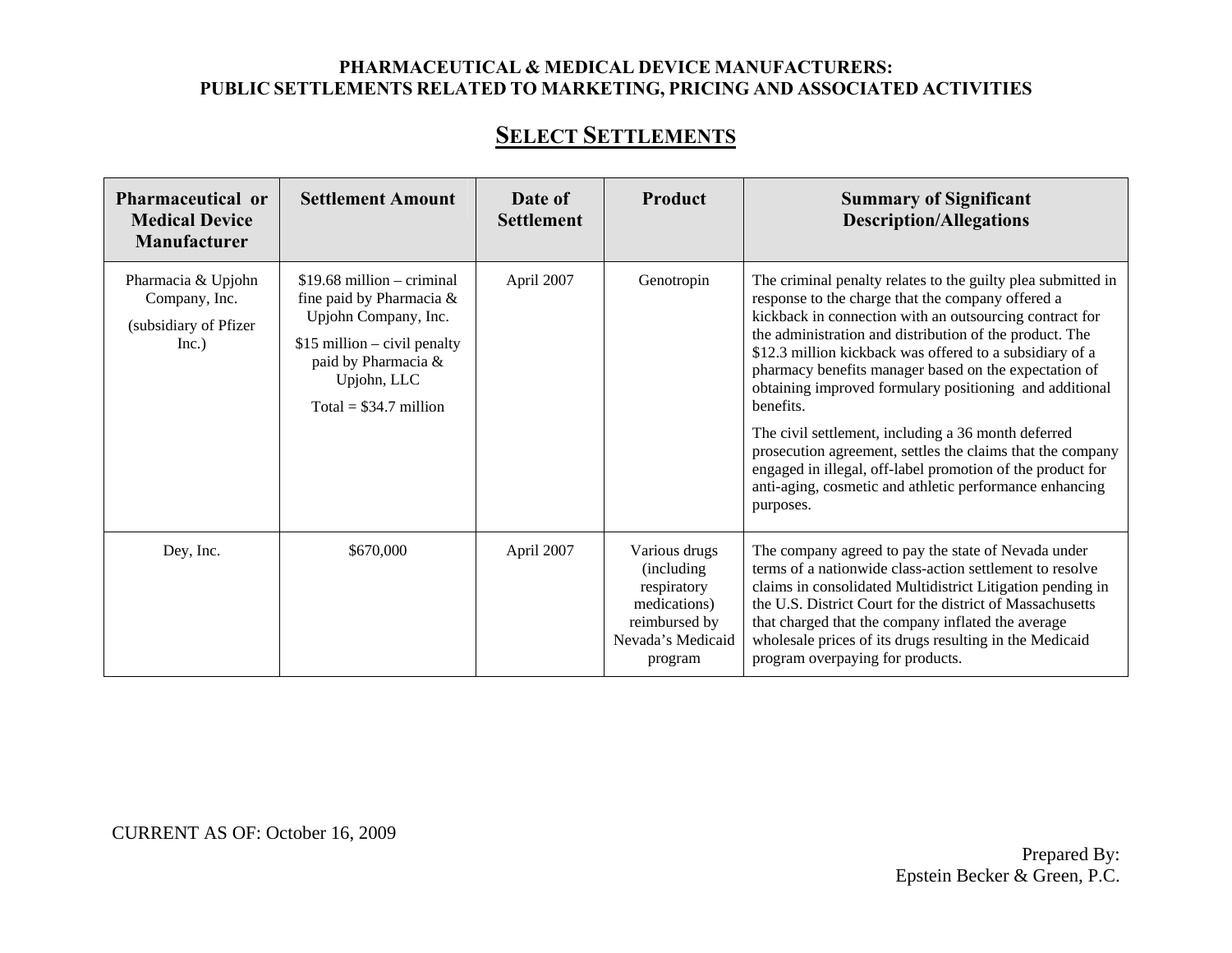**PHARMACEUTICAL & MEDICAL DEVICE MANUFACTURERS:**
**PUBLIC SETTLEMENTS RELATED TO MARKETING, PRICING AND ASSOCIATED ACTIVITIES**

## SELECT SETTLEMENTS

| Pharmaceutical or Medical Device Manufacturer | Settlement Amount | Date of Settlement | Product | Summary of Significant Description/Allegations |
|---|---|---|---|---|
| Pharmacia & Upjohn Company, Inc. (subsidiary of Pfizer Inc.) | $19.68 million – criminal fine paid by Pharmacia & Upjohn Company, Inc. $15 million – civil penalty paid by Pharmacia & Upjohn, LLC Total = $34.7 million | April 2007 | Genotropin | The criminal penalty relates to the guilty plea submitted in response to the charge that the company offered a kickback in connection with an outsourcing contract for the administration and distribution of the product. The $12.3 million kickback was offered to a subsidiary of a pharmacy benefits manager based on the expectation of obtaining improved formulary positioning and additional benefits. The civil settlement, including a 36 month deferred prosecution agreement, settles the claims that the company engaged in illegal, off-label promotion of the product for anti-aging, cosmetic and athletic performance enhancing purposes. |
| Dey, Inc. | $670,000 | April 2007 | Various drugs (including respiratory medications) reimbursed by Nevada's Medicaid program | The company agreed to pay the state of Nevada under terms of a nationwide class-action settlement to resolve claims in consolidated Multidistrict Litigation pending in the U.S. District Court for the district of Massachusetts that charged that the company inflated the average wholesale prices of its drugs resulting in the Medicaid program overpaying for products. |

CURRENT AS OF: October 16, 2009

Prepared By:
Epstein Becker & Green, P.C.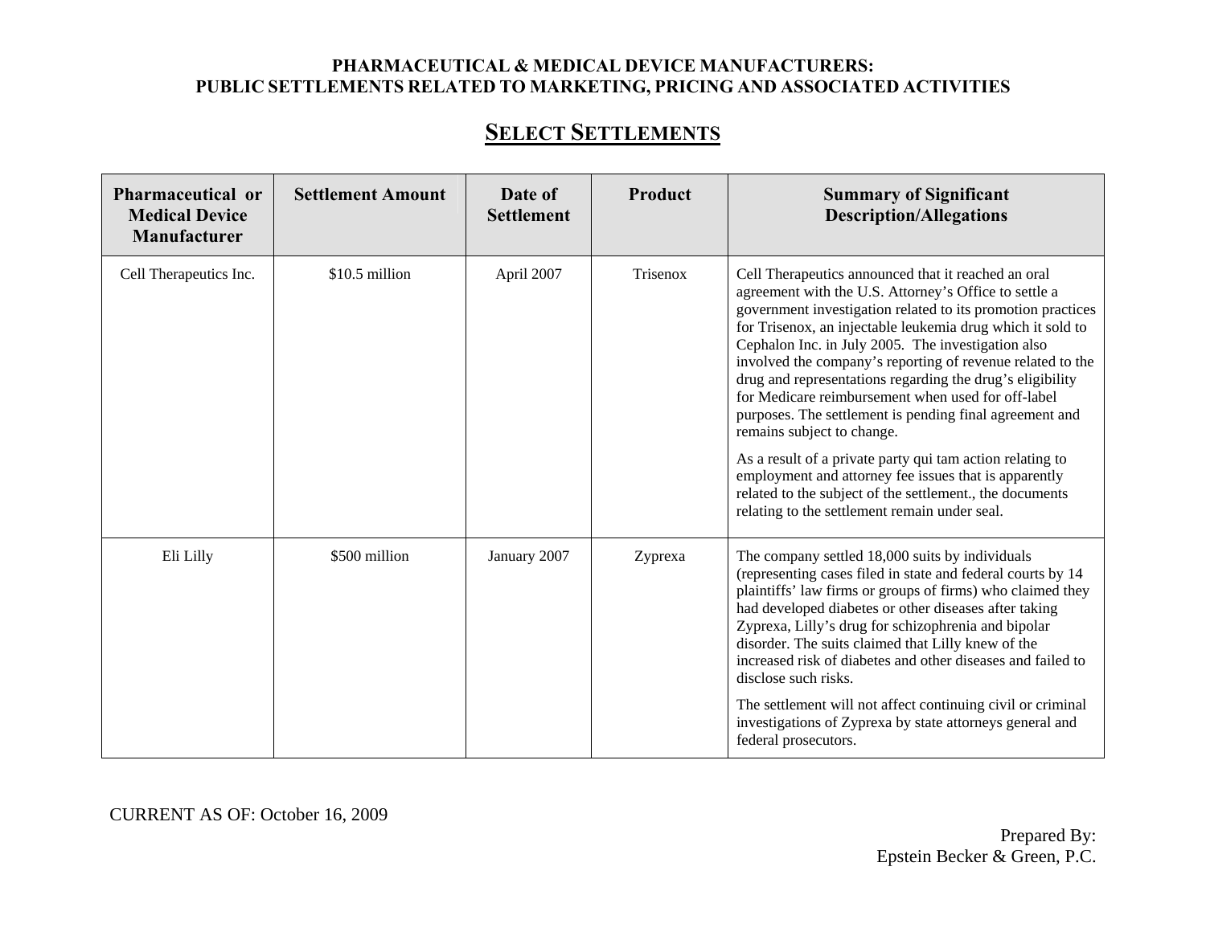**PHARMACEUTICAL & MEDICAL DEVICE MANUFACTURERS:**
**PUBLIC SETTLEMENTS RELATED TO MARKETING, PRICING AND ASSOCIATED ACTIVITIES**

## SELECT SETTLEMENTS

| Pharmaceutical or Medical Device Manufacturer | Settlement Amount | Date of Settlement | Product | Summary of Significant Description/Allegations |
|---|---|---|---|---|
| Cell Therapeutics Inc. | $10.5 million | April 2007 | Trisenox | Cell Therapeutics announced that it reached an oral agreement with the U.S. Attorney's Office to settle a government investigation related to its promotion practices for Trisenox, an injectable leukemia drug which it sold to Cephalon Inc. in July 2005. The investigation also involved the company's reporting of revenue related to the drug and representations regarding the drug's eligibility for Medicare reimbursement when used for off-label purposes. The settlement is pending final agreement and remains subject to change.<br><br>As a result of a private party qui tam action relating to employment and attorney fee issues that is apparently related to the subject of the settlement., the documents relating to the settlement remain under seal. |
| Eli Lilly | $500 million | January 2007 | Zyprexa | The company settled 18,000 suits by individuals (representing cases filed in state and federal courts by 14 plaintiffs' law firms or groups of firms) who claimed they had developed diabetes or other diseases after taking Zyprexa, Lilly's drug for schizophrenia and bipolar disorder. The suits claimed that Lilly knew of the increased risk of diabetes and other diseases and failed to disclose such risks.<br><br>The settlement will not affect continuing civil or criminal investigations of Zyprexa by state attorneys general and federal prosecutors. |

CURRENT AS OF: October 16, 2009

Prepared By:
Epstein Becker & Green, P.C.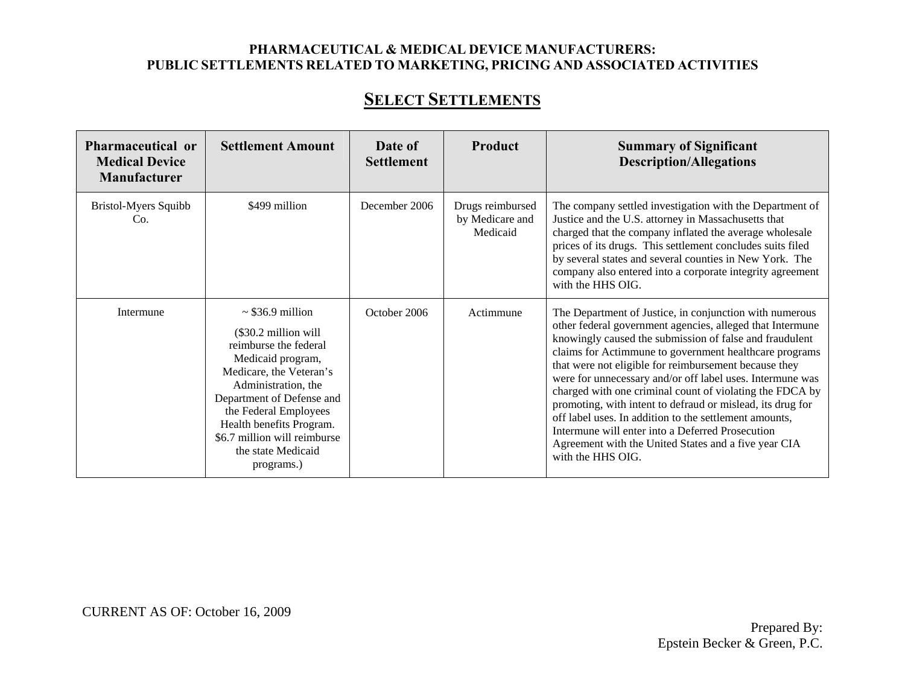**PHARMACEUTICAL & MEDICAL DEVICE MANUFACTURERS:**
**PUBLIC SETTLEMENTS RELATED TO MARKETING, PRICING AND ASSOCIATED ACTIVITIES**

## SELECT SETTLEMENTS

| Pharmaceutical or Medical Device Manufacturer | Settlement Amount | Date of Settlement | Product | Summary of Significant Description/Allegations |
|---|---|---|---|---|
| Bristol-Myers Squibb Co. | $499 million | December 2006 | Drugs reimbursed by Medicare and Medicaid | The company settled investigation with the Department of Justice and the U.S. attorney in Massachusetts that charged that the company inflated the average wholesale prices of its drugs. This settlement concludes suits filed by several states and several counties in New York. The company also entered into a corporate integrity agreement with the HHS OIG. |
| Intermune | ~ $36.9 million<br><br>($30.2 million will reimburse the federal Medicaid program, Medicare, the Veteran's Administration, the Department of Defense and the Federal Employees Health benefits Program. $6.7 million will reimburse the state Medicaid programs.) | October 2006 | Actimmune | The Department of Justice, in conjunction with numerous other federal government agencies, alleged that Intermune knowingly caused the submission of false and fraudulent claims for Actimmune to government healthcare programs that were not eligible for reimbursement because they were for unnecessary and/or off label uses. Intermune was charged with one criminal count of violating the FDCA by promoting, with intent to defraud or mislead, its drug for off label uses. In addition to the settlement amounts, Intermune will enter into a Deferred Prosecution Agreement with the United States and a five year CIA with the HHS OIG. |

CURRENT AS OF: October 16, 2009

Prepared By:
Epstein Becker & Green, P.C.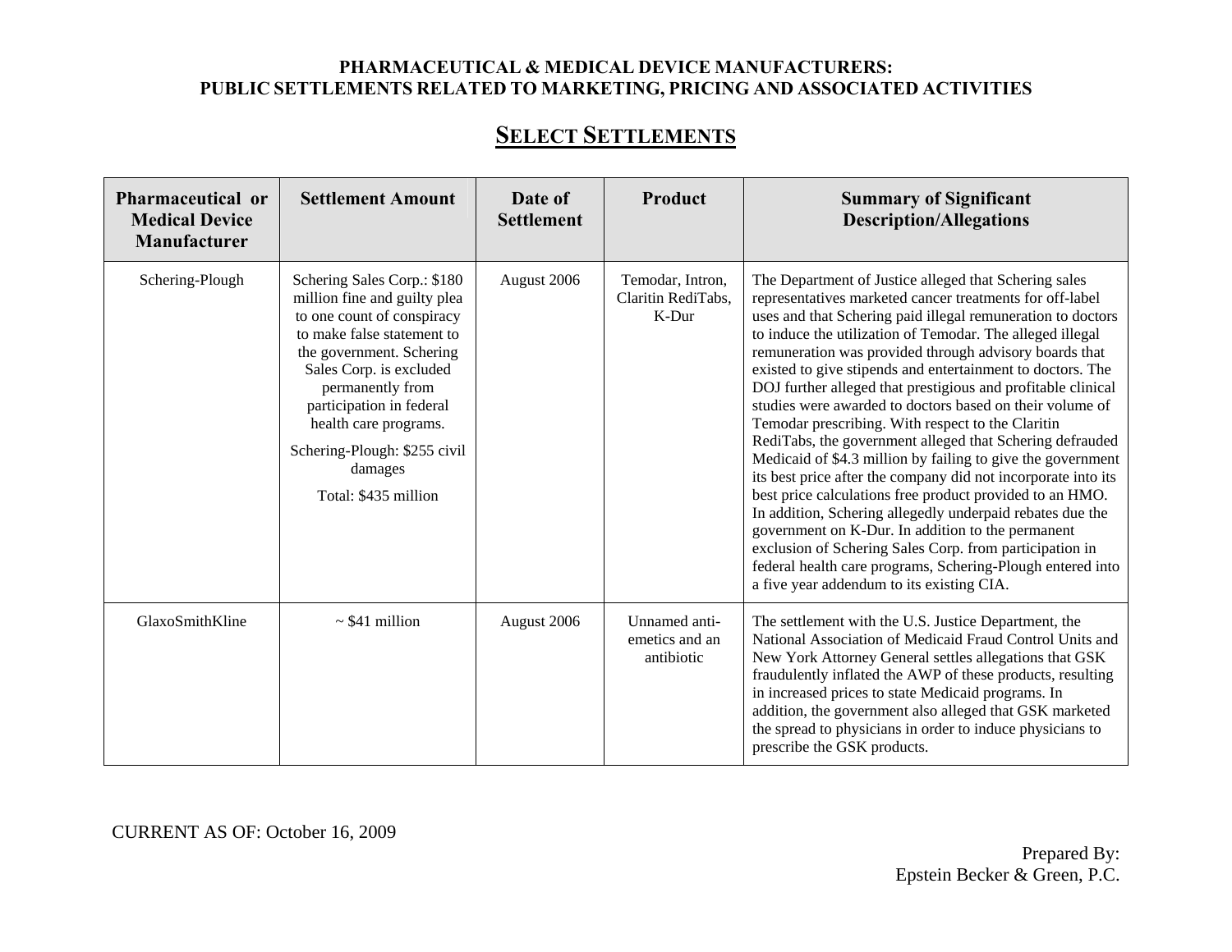**PHARMACEUTICAL & MEDICAL DEVICE MANUFACTURERS:**
**PUBLIC SETTLEMENTS RELATED TO MARKETING, PRICING AND ASSOCIATED ACTIVITIES**

## SELECT SETTLEMENTS

| Pharmaceutical or Medical Device Manufacturer | Settlement Amount | Date of Settlement | Product | Summary of Significant Description/Allegations |
|---|---|---|---|---|
| Schering-Plough | Schering Sales Corp.: $180 million fine and guilty plea to one count of conspiracy to make false statement to the government. Schering Sales Corp. is excluded permanently from participation in federal health care programs.<br><br>Schering-Plough: $255 civil damages<br><br>Total: $435 million | August 2006 | Temodar, Intron, Claritin RediTabs, K-Dur | The Department of Justice alleged that Schering sales representatives marketed cancer treatments for off-label uses and that Schering paid illegal remuneration to doctors to induce the utilization of Temodar. The alleged illegal remuneration was provided through advisory boards that existed to give stipends and entertainment to doctors. The DOJ further alleged that prestigious and profitable clinical studies were awarded to doctors based on their volume of Temodar prescribing. With respect to the Claritin RediTabs, the government alleged that Schering defrauded Medicaid of $4.3 million by failing to give the government its best price after the company did not incorporate into its best price calculations free product provided to an HMO. In addition, Schering allegedly underpaid rebates due the government on K-Dur. In addition to the permanent exclusion of Schering Sales Corp. from participation in federal health care programs, Schering-Plough entered into a five year addendum to its existing CIA. |
| GlaxoSmithKline | ~ $41 million | August 2006 | Unnamed anti-emetics and an antibiotic | The settlement with the U.S. Justice Department, the National Association of Medicaid Fraud Control Units and New York Attorney General settles allegations that GSK fraudulently inflated the AWP of these products, resulting in increased prices to state Medicaid programs. In addition, the government also alleged that GSK marketed the spread to physicians in order to induce physicians to prescribe the GSK products. |

CURRENT AS OF: October 16, 2009

Prepared By:
Epstein Becker & Green, P.C.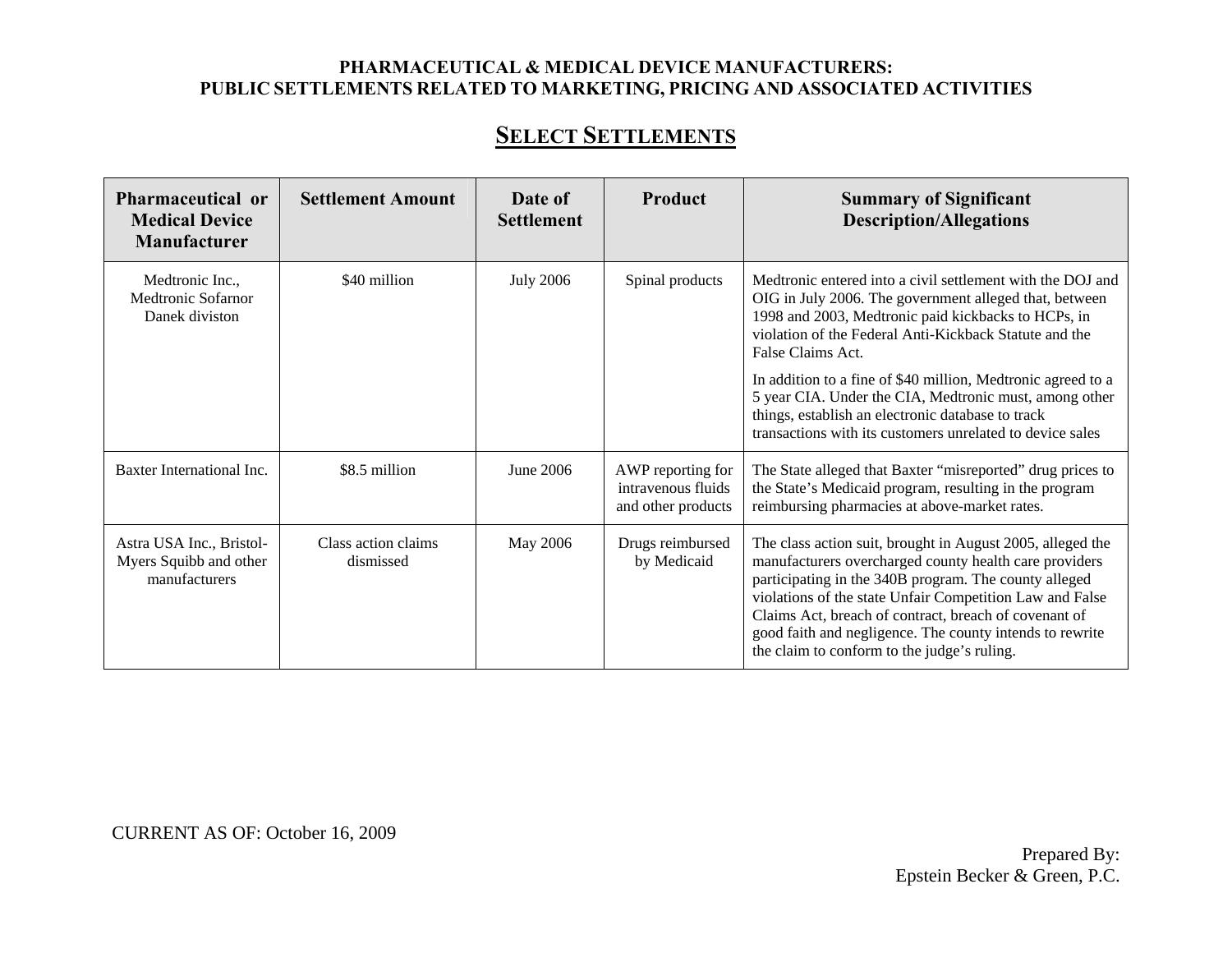**PHARMACEUTICAL & MEDICAL DEVICE MANUFACTURERS:**
**PUBLIC SETTLEMENTS RELATED TO MARKETING, PRICING AND ASSOCIATED ACTIVITIES**

## SELECT SETTLEMENTS

| Pharmaceutical or Medical Device Manufacturer | Settlement Amount | Date of Settlement | Product | Summary of Significant Description/Allegations |
|---|---|---|---|---|
| Medtronic Inc., Medtronic Sofarnor Danek diviston | $40 million | July 2006 | Spinal products | Medtronic entered into a civil settlement with the DOJ and OIG in July 2006. The government alleged that, between 1998 and 2003, Medtronic paid kickbacks to HCPs, in violation of the Federal Anti-Kickback Statute and the False Claims Act.<br><br>In addition to a fine of $40 million, Medtronic agreed to a 5 year CIA. Under the CIA, Medtronic must, among other things, establish an electronic database to track transactions with its customers unrelated to device sales |
| Baxter International Inc. | $8.5 million | June 2006 | AWP reporting for intravenous fluids and other products | The State alleged that Baxter "misreported" drug prices to the State's Medicaid program, resulting in the program reimbursing pharmacies at above-market rates. |
| Astra USA Inc., Bristol-Myers Squibb and other manufacturers | Class action claims dismissed | May 2006 | Drugs reimbursed by Medicaid | The class action suit, brought in August 2005, alleged the manufacturers overcharged county health care providers participating in the 340B program. The county alleged violations of the state Unfair Competition Law and False Claims Act, breach of contract, breach of covenant of good faith and negligence. The county intends to rewrite the claim to conform to the judge's ruling. |

CURRENT AS OF: October 16, 2009

Prepared By:
Epstein Becker & Green, P.C.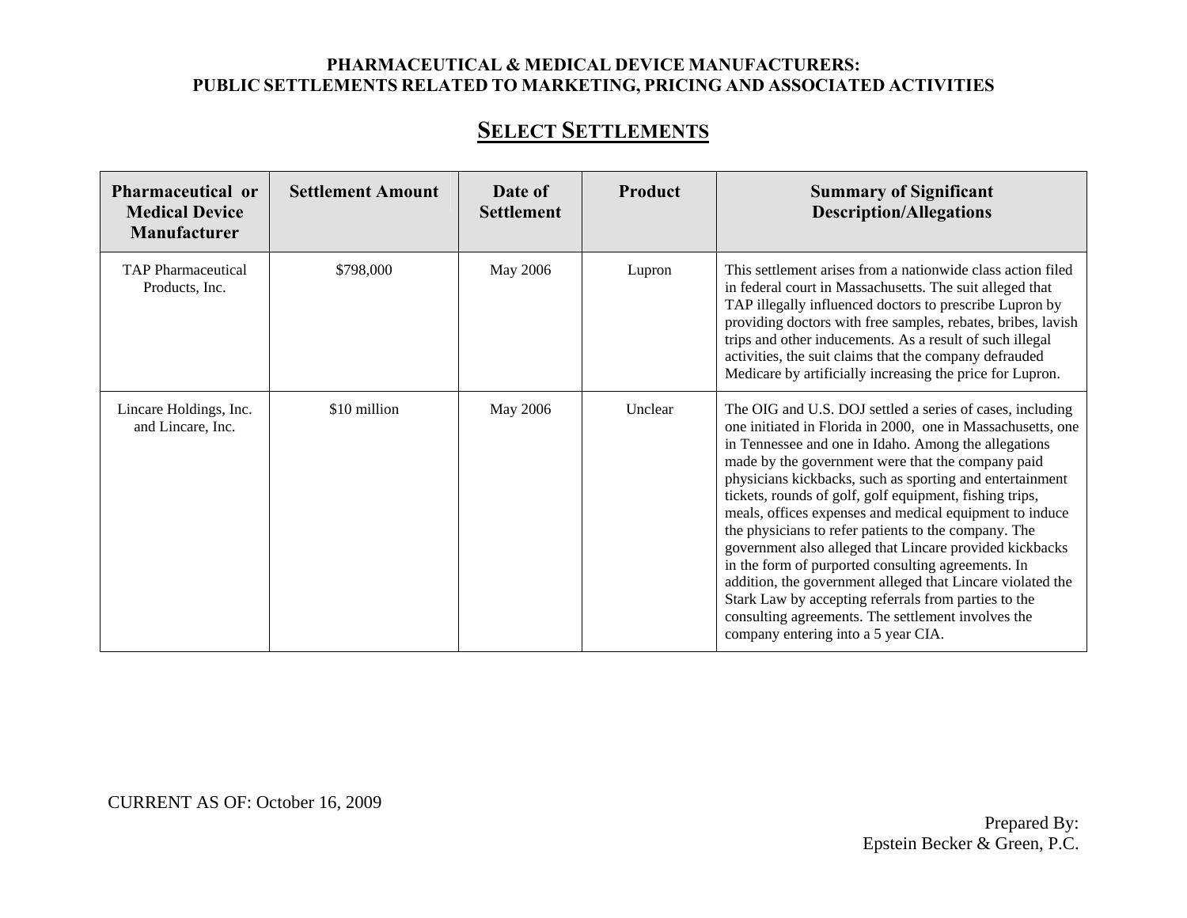**PHARMACEUTICAL & MEDICAL DEVICE MANUFACTURERS:**
**PUBLIC SETTLEMENTS RELATED TO MARKETING, PRICING AND ASSOCIATED ACTIVITIES**

## SELECT SETTLEMENTS

| Pharmaceutical or Medical Device Manufacturer | Settlement Amount | Date of Settlement | Product | Summary of Significant Description/Allegations |
|---|---|---|---|---|
| TAP Pharmaceutical Products, Inc. | $798,000 | May 2006 | Lupron | This settlement arises from a nationwide class action filed in federal court in Massachusetts. The suit alleged that TAP illegally influenced doctors to prescribe Lupron by providing doctors with free samples, rebates, bribes, lavish trips and other inducements. As a result of such illegal activities, the suit claims that the company defrauded Medicare by artificially increasing the price for Lupron. |
| Lincare Holdings, Inc. and Lincare, Inc. | $10 million | May 2006 | Unclear | The OIG and U.S. DOJ settled a series of cases, including one initiated in Florida in 2000, one in Massachusetts, one in Tennessee and one in Idaho. Among the allegations made by the government were that the company paid physicians kickbacks, such as sporting and entertainment tickets, rounds of golf, golf equipment, fishing trips, meals, offices expenses and medical equipment to induce the physicians to refer patients to the company. The government also alleged that Lincare provided kickbacks in the form of purported consulting agreements. In addition, the government alleged that Lincare violated the Stark Law by accepting referrals from parties to the consulting agreements. The settlement involves the company entering into a 5 year CIA. |

CURRENT AS OF: October 16, 2009

Prepared By:
Epstein Becker & Green, P.C.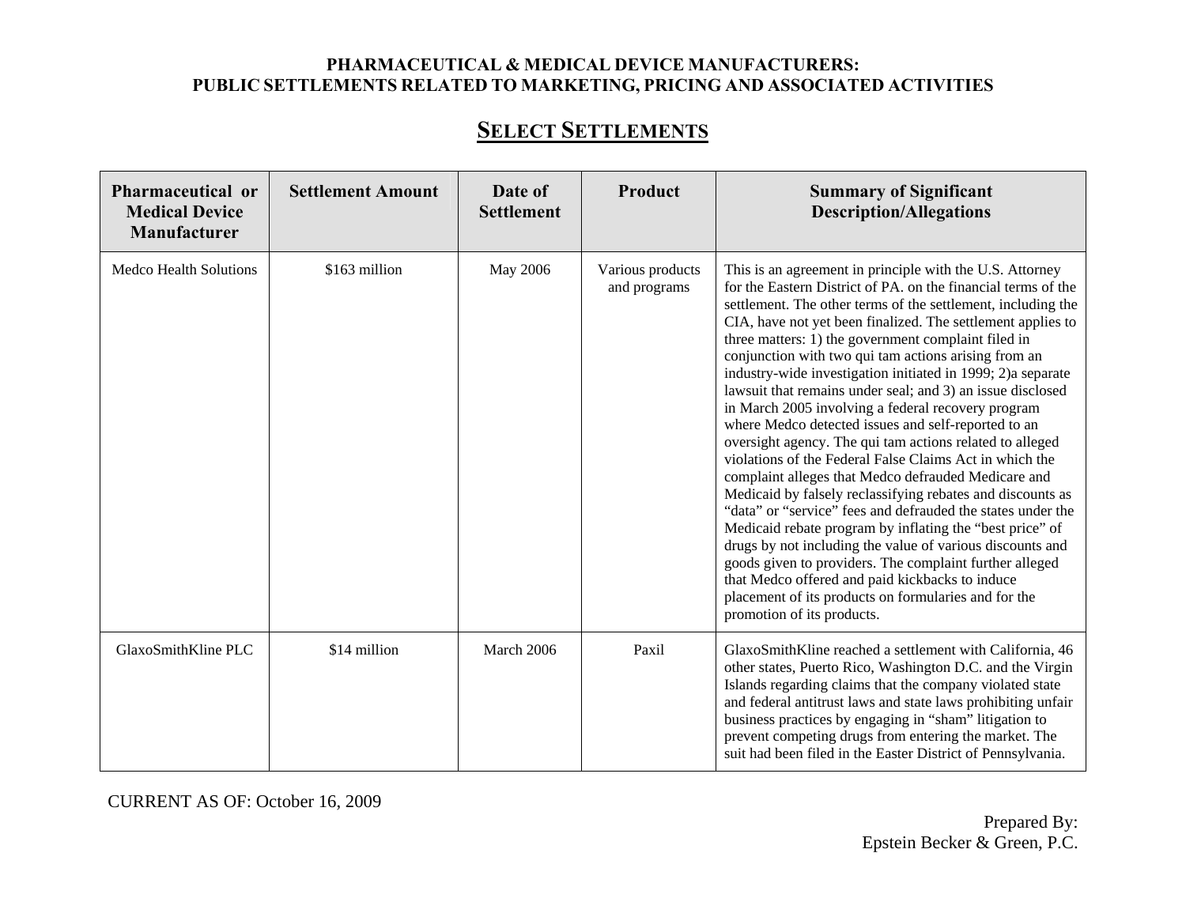**PHARMACEUTICAL & MEDICAL DEVICE MANUFACTURERS:**
**PUBLIC SETTLEMENTS RELATED TO MARKETING, PRICING AND ASSOCIATED ACTIVITIES**

## SELECT SETTLEMENTS

| Pharmaceutical or Medical Device Manufacturer | Settlement Amount | Date of Settlement | Product | Summary of Significant Description/Allegations |
|---|---|---|---|---|
| Medco Health Solutions | $163 million | May 2006 | Various products and programs | This is an agreement in principle with the U.S. Attorney for the Eastern District of PA. on the financial terms of the settlement. The other terms of the settlement, including the CIA, have not yet been finalized. The settlement applies to three matters: 1) the government complaint filed in conjunction with two qui tam actions arising from an industry-wide investigation initiated in 1999; 2)a separate lawsuit that remains under seal; and 3) an issue disclosed in March 2005 involving a federal recovery program where Medco detected issues and self-reported to an oversight agency. The qui tam actions related to alleged violations of the Federal False Claims Act in which the complaint alleges that Medco defrauded Medicare and Medicaid by falsely reclassifying rebates and discounts as “data” or “service” fees and defrauded the states under the Medicaid rebate program by inflating the “best price” of drugs by not including the value of various discounts and goods given to providers. The complaint further alleged that Medco offered and paid kickbacks to induce placement of its products on formularies and for the promotion of its products. |
| GlaxoSmithKline PLC | $14 million | March 2006 | Paxil | GlaxoSmithKline reached a settlement with California, 46 other states, Puerto Rico, Washington D.C. and the Virgin Islands regarding claims that the company violated state and federal antitrust laws and state laws prohibiting unfair business practices by engaging in “sham” litigation to prevent competing drugs from entering the market. The suit had been filed in the Easter District of Pennsylvania. |

CURRENT AS OF: October 16, 2009

Prepared By:
Epstein Becker & Green, P.C.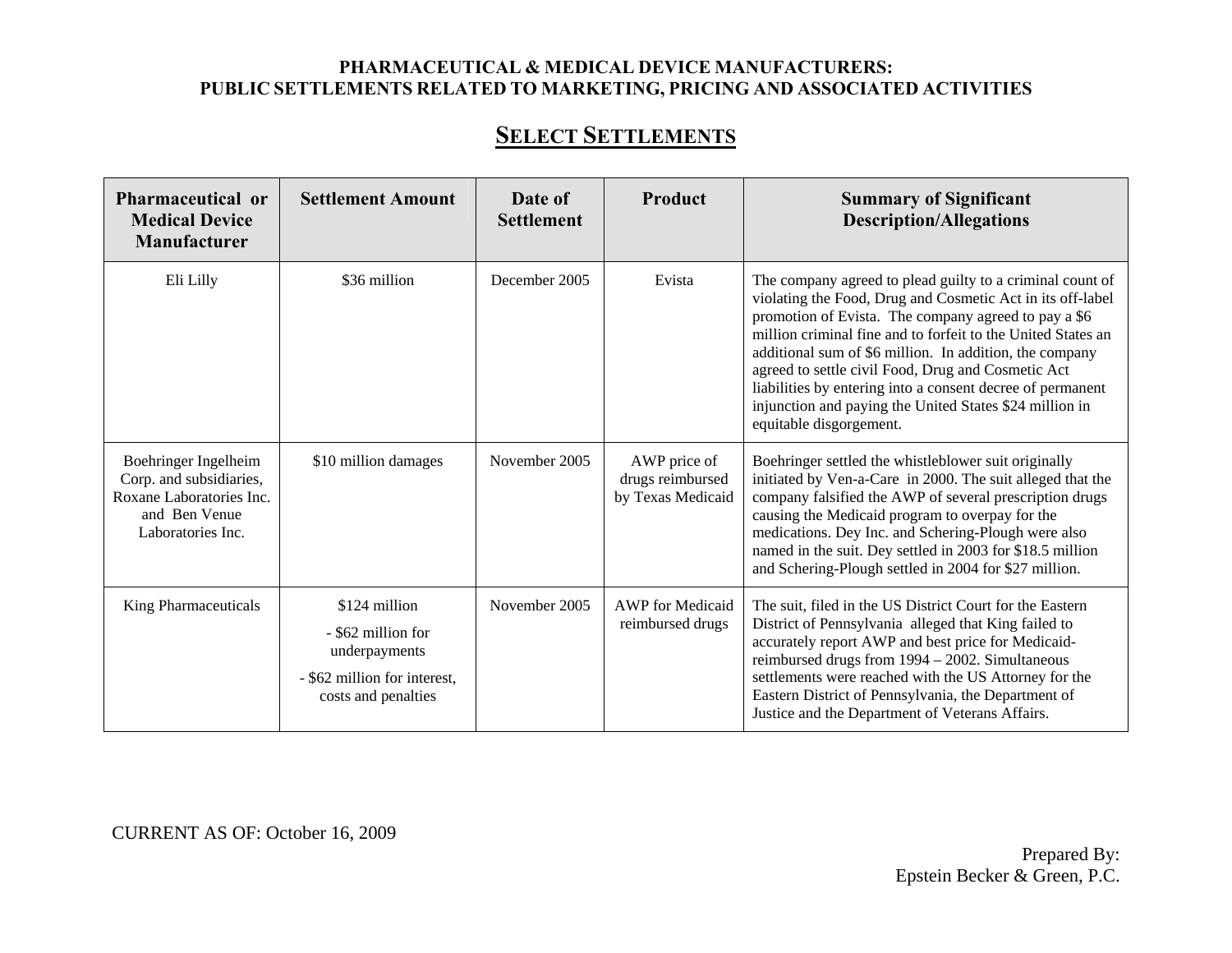**PHARMACEUTICAL & MEDICAL DEVICE MANUFACTURERS:**
**PUBLIC SETTLEMENTS RELATED TO MARKETING, PRICING AND ASSOCIATED ACTIVITIES**

## SELECT SETTLEMENTS

| Pharmaceutical or Medical Device Manufacturer | Settlement Amount | Date of Settlement | Product | Summary of Significant Description/Allegations |
|---|---|---|---|---|
| Eli Lilly | $36 million | December 2005 | Evista | The company agreed to plead guilty to a criminal count of violating the Food, Drug and Cosmetic Act in its off-label promotion of Evista. The company agreed to pay a $6 million criminal fine and to forfeit to the United States an additional sum of $6 million. In addition, the company agreed to settle civil Food, Drug and Cosmetic Act liabilities by entering into a consent decree of permanent injunction and paying the United States $24 million in equitable disgorgement. |
| Boehringer Ingelheim Corp. and subsidiaries, Roxane Laboratories Inc. and Ben Venue Laboratories Inc. | $10 million damages | November 2005 | AWP price of drugs reimbursed by Texas Medicaid | Boehringer settled the whistleblower suit originally initiated by Ven-a-Care in 2000. The suit alleged that the company falsified the AWP of several prescription drugs causing the Medicaid program to overpay for the medications. Dey Inc. and Schering-Plough were also named in the suit. Dey settled in 2003 for $18.5 million and Schering-Plough settled in 2004 for $27 million. |
| King Pharmaceuticals | $124 million<br>- $62 million for underpayments<br>- $62 million for interest, costs and penalties | November 2005 | AWP for Medicaid reimbursed drugs | The suit, filed in the US District Court for the Eastern District of Pennsylvania alleged that King failed to accurately report AWP and best price for Medicaid-reimbursed drugs from 1994 – 2002. Simultaneous settlements were reached with the US Attorney for the Eastern District of Pennsylvania, the Department of Justice and the Department of Veterans Affairs. |

CURRENT AS OF: October 16, 2009

Prepared By:
Epstein Becker & Green, P.C.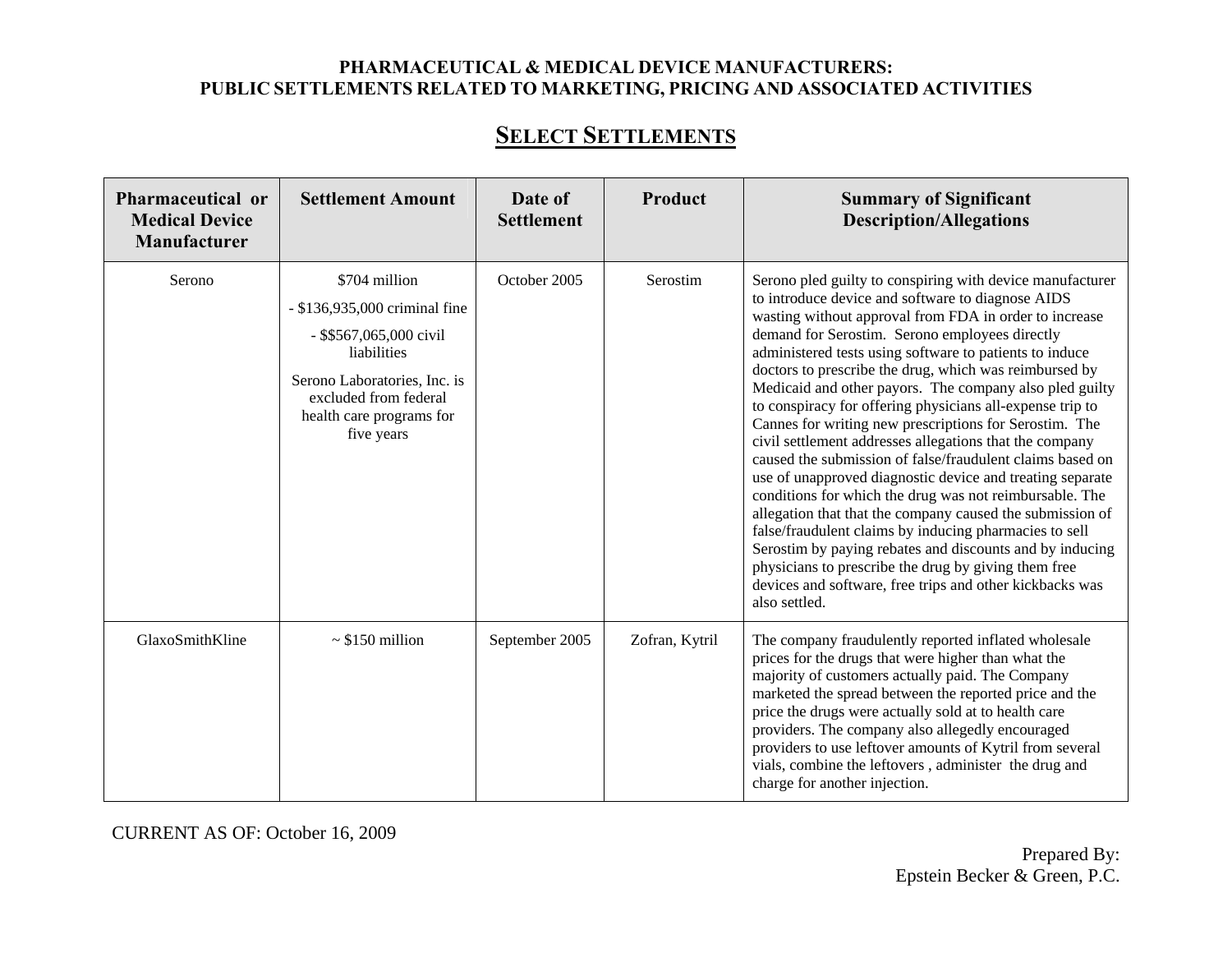**PHARMACEUTICAL & MEDICAL DEVICE MANUFACTURERS:**
**PUBLIC SETTLEMENTS RELATED TO MARKETING, PRICING AND ASSOCIATED ACTIVITIES**

## SELECT SETTLEMENTS

| Pharmaceutical or Medical Device Manufacturer | Settlement Amount | Date of Settlement | Product | Summary of Significant Description/Allegations |
|---|---|---|---|---|
| Serono | $704 million<br>- $136,935,000 criminal fine<br>- $$567,065,000 civil liabilities<br>Serono Laboratories, Inc. is excluded from federal health care programs for five years | October 2005 | Serostim | Serono pled guilty to conspiring with device manufacturer to introduce device and software to diagnose AIDS wasting without approval from FDA in order to increase demand for Serostim. Serono employees directly administered tests using software to patients to induce doctors to prescribe the drug, which was reimbursed by Medicaid and other payors. The company also pled guilty to conspiracy for offering physicians all-expense trip to Cannes for writing new prescriptions for Serostim. The civil settlement addresses allegations that the company caused the submission of false/fraudulent claims based on use of unapproved diagnostic device and treating separate conditions for which the drug was not reimbursable. The allegation that that the company caused the submission of false/fraudulent claims by inducing pharmacies to sell Serostim by paying rebates and discounts and by inducing physicians to prescribe the drug by giving them free devices and software, free trips and other kickbacks was also settled. |
| GlaxoSmithKline | ~ $150 million | September 2005 | Zofran, Kytril | The company fraudulently reported inflated wholesale prices for the drugs that were higher than what the majority of customers actually paid. The Company marketed the spread between the reported price and the price the drugs were actually sold at to health care providers. The company also allegedly encouraged providers to use leftover amounts of Kytril from several vials, combine the leftovers , administer the drug and charge for another injection. |

CURRENT AS OF: October 16, 2009

Prepared By:
Epstein Becker & Green, P.C.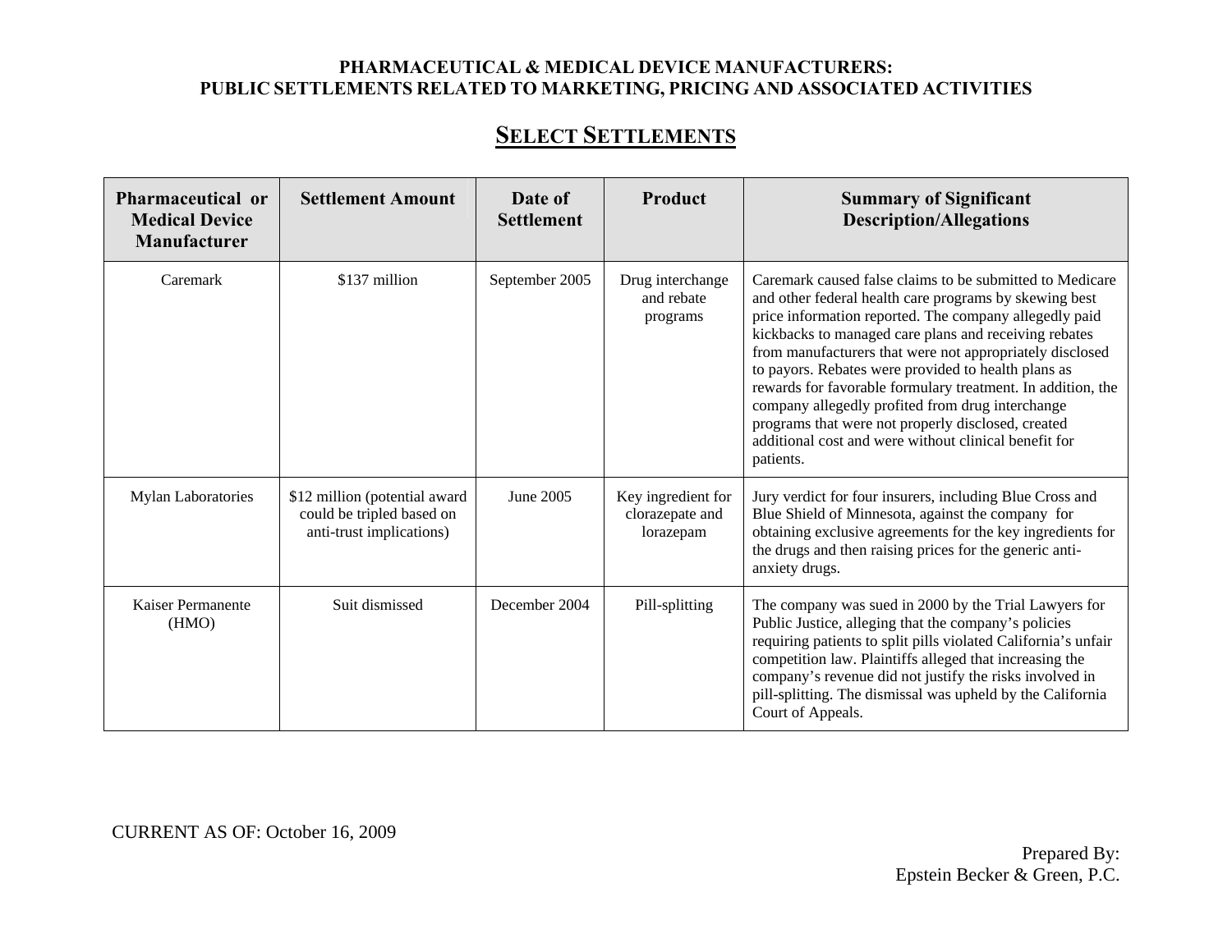**PHARMACEUTICAL & MEDICAL DEVICE MANUFACTURERS:**
**PUBLIC SETTLEMENTS RELATED TO MARKETING, PRICING AND ASSOCIATED ACTIVITIES**

## SELECT SETTLEMENTS

| Pharmaceutical or Medical Device Manufacturer | Settlement Amount | Date of Settlement | Product | Summary of Significant Description/Allegations |
|---|---|---|---|---|
| Caremark | $137 million | September 2005 | Drug interchange and rebate programs | Caremark caused false claims to be submitted to Medicare and other federal health care programs by skewing best price information reported. The company allegedly paid kickbacks to managed care plans and receiving rebates from manufacturers that were not appropriately disclosed to payors. Rebates were provided to health plans as rewards for favorable formulary treatment. In addition, the company allegedly profited from drug interchange programs that were not properly disclosed, created additional cost and were without clinical benefit for patients. |
| Mylan Laboratories | $12 million (potential award could be tripled based on anti-trust implications) | June 2005 | Key ingredient for clorazepate and lorazepam | Jury verdict for four insurers, including Blue Cross and Blue Shield of Minnesota, against the company for obtaining exclusive agreements for the key ingredients for the drugs and then raising prices for the generic anti-anxiety drugs. |
| Kaiser Permanente (HMO) | Suit dismissed | December 2004 | Pill-splitting | The company was sued in 2000 by the Trial Lawyers for Public Justice, alleging that the company's policies requiring patients to split pills violated California's unfair competition law. Plaintiffs alleged that increasing the company's revenue did not justify the risks involved in pill-splitting. The dismissal was upheld by the California Court of Appeals. |

CURRENT AS OF: October 16, 2009

Prepared By:
Epstein Becker & Green, P.C.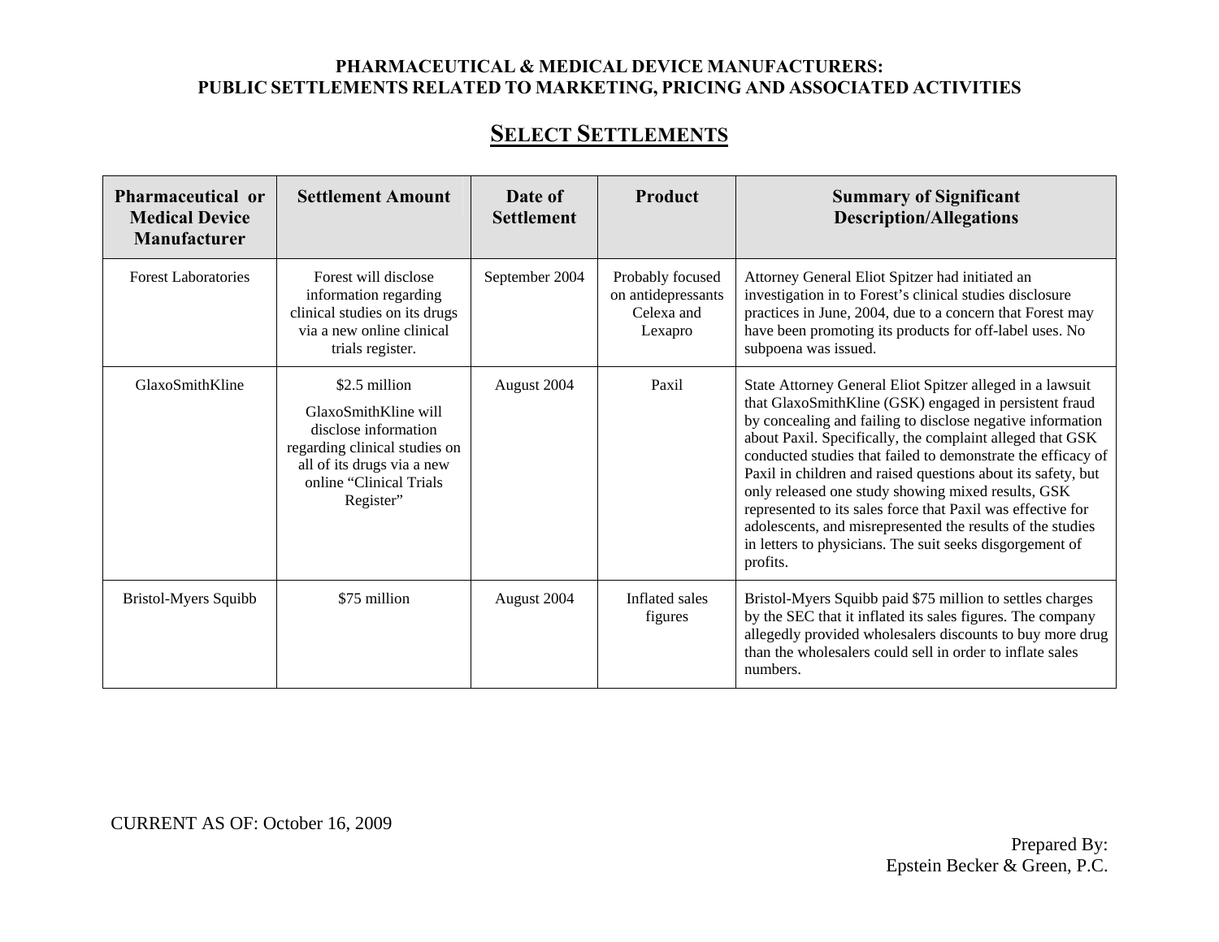**PHARMACEUTICAL & MEDICAL DEVICE MANUFACTURERS:**
**PUBLIC SETTLEMENTS RELATED TO MARKETING, PRICING AND ASSOCIATED ACTIVITIES**

## SELECT SETTLEMENTS

| Pharmaceutical or Medical Device Manufacturer | Settlement Amount | Date of Settlement | Product | Summary of Significant Description/Allegations |
|---|---|---|---|---|
| Forest Laboratories | Forest will disclose information regarding clinical studies on its drugs via a new online clinical trials register. | September 2004 | Probably focused on antidepressants Celexa and Lexapro | Attorney General Eliot Spitzer had initiated an investigation in to Forest's clinical studies disclosure practices in June, 2004, due to a concern that Forest may have been promoting its products for off-label uses. No subpoena was issued. |
| GlaxoSmithKline | $2.5 million<br><br>GlaxoSmithKline will disclose information regarding clinical studies on all of its drugs via a new online "Clinical Trials Register" | August 2004 | Paxil | State Attorney General Eliot Spitzer alleged in a lawsuit that GlaxoSmithKline (GSK) engaged in persistent fraud by concealing and failing to disclose negative information about Paxil. Specifically, the complaint alleged that GSK conducted studies that failed to demonstrate the efficacy of Paxil in children and raised questions about its safety, but only released one study showing mixed results, GSK represented to its sales force that Paxil was effective for adolescents, and misrepresented the results of the studies in letters to physicians. The suit seeks disgorgement of profits. |
| Bristol-Myers Squibb | $75 million | August 2004 | Inflated sales figures | Bristol-Myers Squibb paid $75 million to settles charges by the SEC that it inflated its sales figures. The company allegedly provided wholesalers discounts to buy more drug than the wholesalers could sell in order to inflate sales numbers. |

CURRENT AS OF: October 16, 2009

Prepared By:
Epstein Becker & Green, P.C.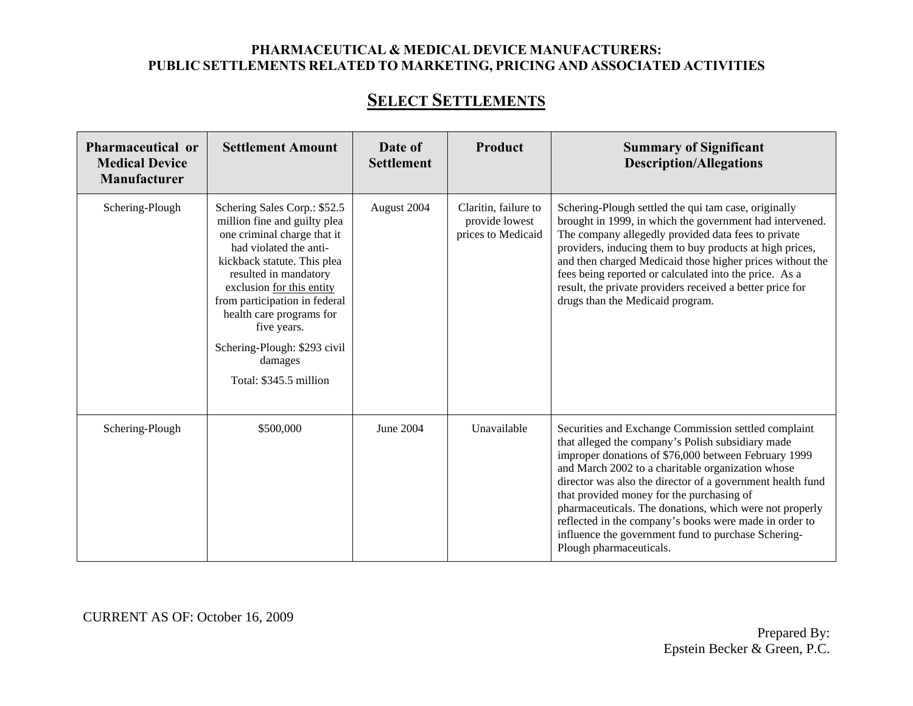**PHARMACEUTICAL & MEDICAL DEVICE MANUFACTURERS:**
**PUBLIC SETTLEMENTS RELATED TO MARKETING, PRICING AND ASSOCIATED ACTIVITIES**

## SELECT SETTLEMENTS

| Pharmaceutical or Medical Device Manufacturer | Settlement Amount | Date of Settlement | Product | Summary of Significant Description/Allegations |
|---|---|---|---|---|
| Schering-Plough | Schering Sales Corp.: $52.5 million fine and guilty plea one criminal charge that it had violated the anti-kickback statute. This plea resulted in mandatory exclusion for this entity from participation in federal health care programs for five years.<br><br>Schering-Plough: $293 civil damages<br><br>Total: $345.5 million | August 2004 | Claritin, failure to provide lowest prices to Medicaid | Schering-Plough settled the qui tam case, originally brought in 1999, in which the government had intervened. The company allegedly provided data fees to private providers, inducing them to buy products at high prices, and then charged Medicaid those higher prices without the fees being reported or calculated into the price. As a result, the private providers received a better price for drugs than the Medicaid program. |
| Schering-Plough | $500,000 | June 2004 | Unavailable | Securities and Exchange Commission settled complaint that alleged the company's Polish subsidiary made improper donations of $76,000 between February 1999 and March 2002 to a charitable organization whose director was also the director of a government health fund that provided money for the purchasing of pharmaceuticals. The donations, which were not properly reflected in the company's books were made in order to influence the government fund to purchase Schering-Plough pharmaceuticals. |

CURRENT AS OF: October 16, 2009

Prepared By:
Epstein Becker & Green, P.C.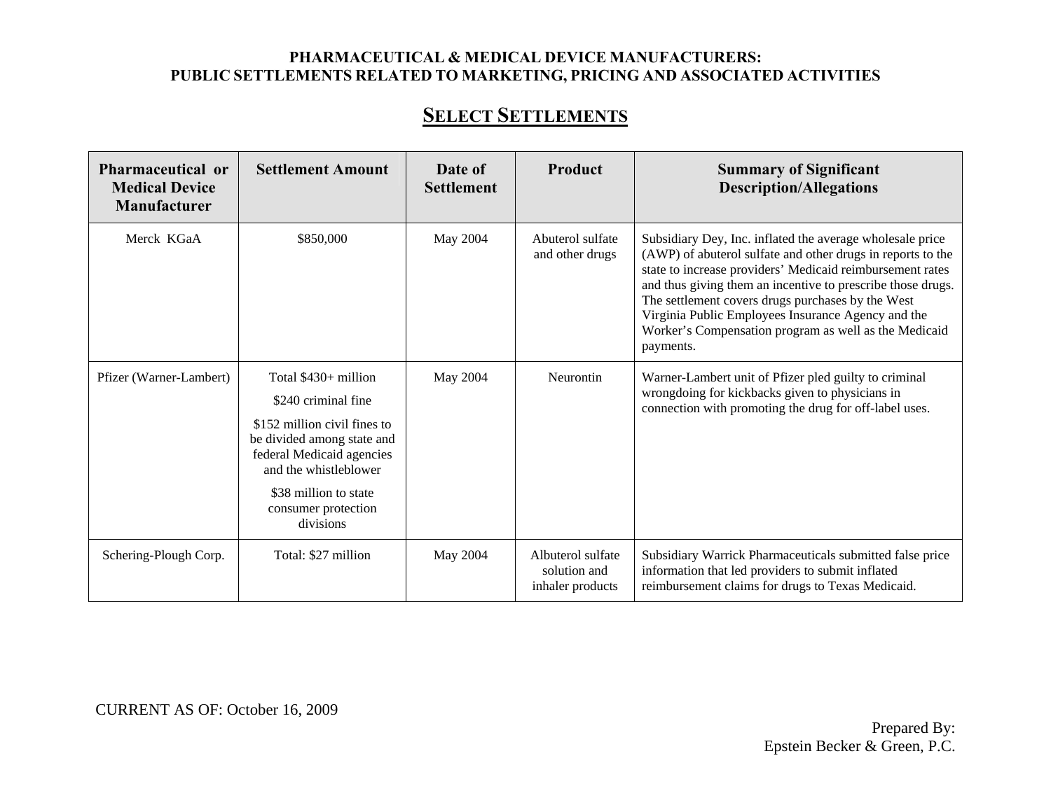**PHARMACEUTICAL & MEDICAL DEVICE MANUFACTURERS:**
**PUBLIC SETTLEMENTS RELATED TO MARKETING, PRICING AND ASSOCIATED ACTIVITIES**

## SELECT SETTLEMENTS

| Pharmaceutical or Medical Device Manufacturer | Settlement Amount | Date of Settlement | Product | Summary of Significant Description/Allegations |
|---|---|---|---|---|
| Merck KGaA | $850,000 | May 2004 | Abuterol sulfate and other drugs | Subsidiary Dey, Inc. inflated the average wholesale price (AWP) of abuterol sulfate and other drugs in reports to the state to increase providers' Medicaid reimbursement rates and thus giving them an incentive to prescribe those drugs. The settlement covers drugs purchases by the West Virginia Public Employees Insurance Agency and the Worker's Compensation program as well as the Medicaid payments. |
| Pfizer (Warner-Lambert) | Total $430+ million<br>$240 criminal fine<br>$152 million civil fines to be divided among state and federal Medicaid agencies and the whistleblower<br>$38 million to state consumer protection divisions | May 2004 | Neurontin | Warner-Lambert unit of Pfizer pled guilty to criminal wrongdoing for kickbacks given to physicians in connection with promoting the drug for off-label uses. |
| Schering-Plough Corp. | Total: $27 million | May 2004 | Albuterol sulfate solution and inhaler products | Subsidiary Warrick Pharmaceuticals submitted false price information that led providers to submit inflated reimbursement claims for drugs to Texas Medicaid. |

CURRENT AS OF: October 16, 2009

Prepared By:
Epstein Becker & Green, P.C.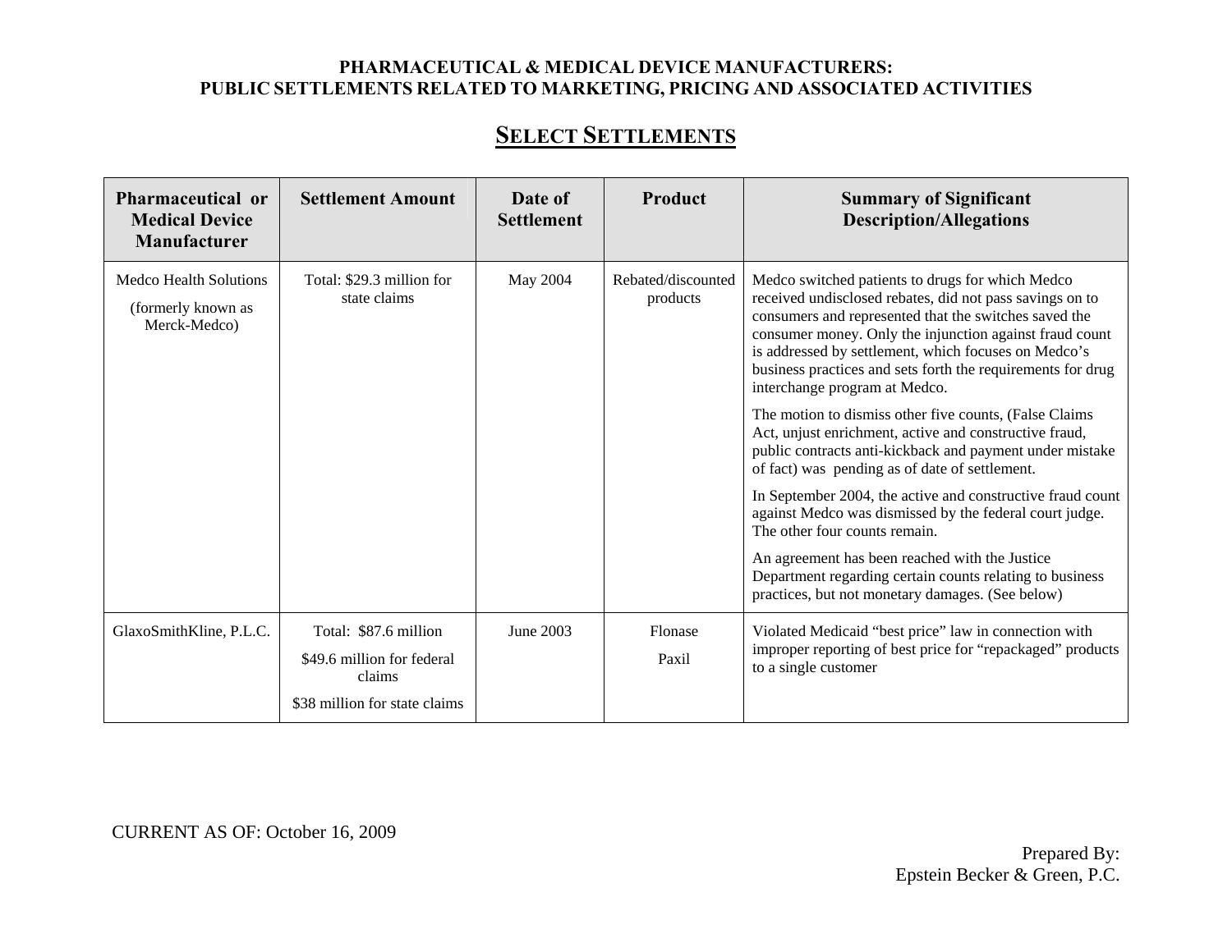**PHARMACEUTICAL & MEDICAL DEVICE MANUFACTURERS:**
**PUBLIC SETTLEMENTS RELATED TO MARKETING, PRICING AND ASSOCIATED ACTIVITIES**

## SELECT SETTLEMENTS

| Pharmaceutical or Medical Device Manufacturer | Settlement Amount | Date of Settlement | Product | Summary of Significant Description/Allegations |
|---|---|---|---|---|
| Medco Health Solutions (formerly known as Merck-Medco) | Total: $29.3 million for state claims | May 2004 | Rebated/discounted products | Medco switched patients to drugs for which Medco received undisclosed rebates, did not pass savings on to consumers and represented that the switches saved the consumer money. Only the injunction against fraud count is addressed by settlement, which focuses on Medco's business practices and sets forth the requirements for drug interchange program at Medco.<br><br>The motion to dismiss other five counts, (False Claims Act, unjust enrichment, active and constructive fraud, public contracts anti-kickback and payment under mistake of fact) was pending as of date of settlement.<br><br>In September 2004, the active and constructive fraud count against Medco was dismissed by the federal court judge. The other four counts remain.<br><br>An agreement has been reached with the Justice Department regarding certain counts relating to business practices, but not monetary damages. (See below) |
| GlaxoSmithKline, P.L.C. | Total: $87.6 million<br><br>$49.6 million for federal claims<br><br>$38 million for state claims | June 2003 | Flonase<br><br>Paxil | Violated Medicaid "best price" law in connection with improper reporting of best price for "repackaged" products to a single customer |

CURRENT AS OF: October 16, 2009

Prepared By:
Epstein Becker & Green, P.C.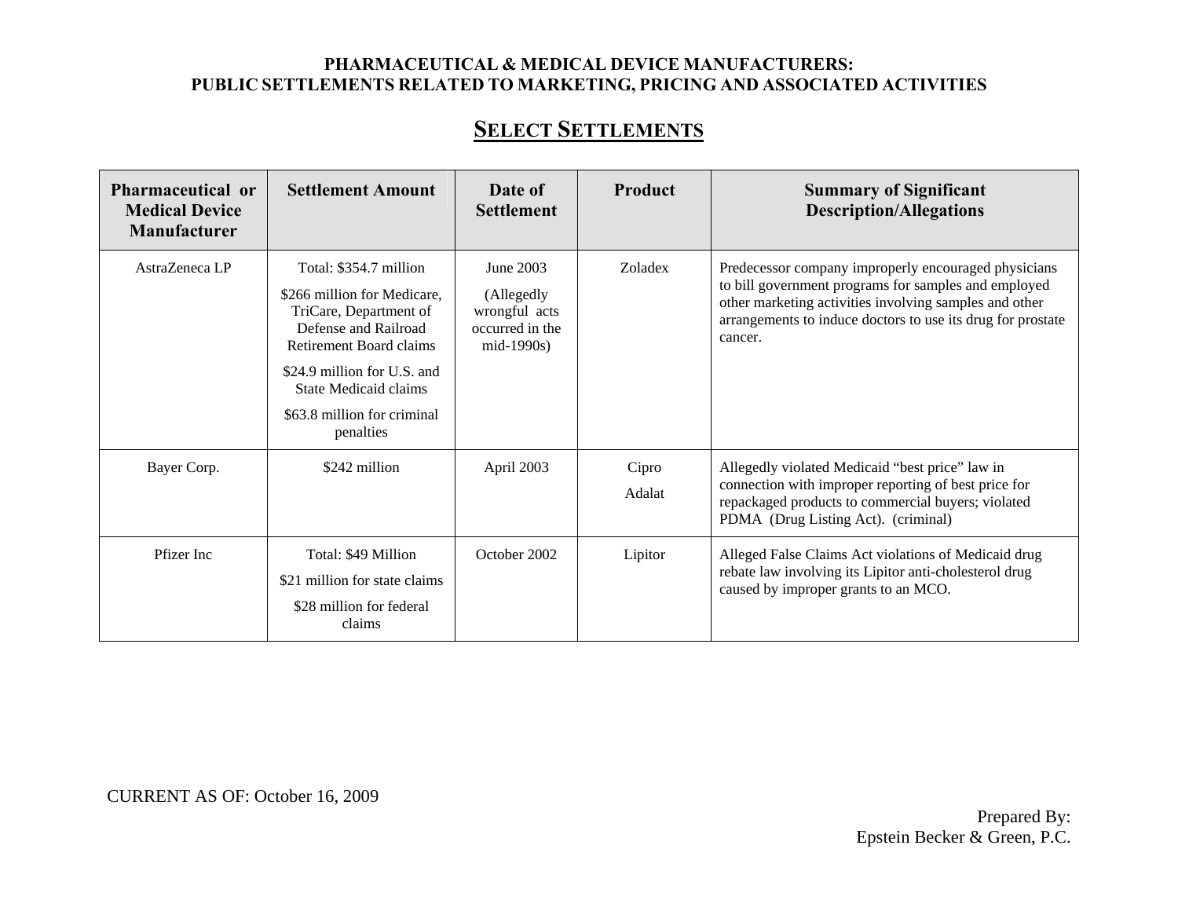**PHARMACEUTICAL & MEDICAL DEVICE MANUFACTURERS:**
**PUBLIC SETTLEMENTS RELATED TO MARKETING, PRICING AND ASSOCIATED ACTIVITIES**

## SELECT SETTLEMENTS

| Pharmaceutical or Medical Device Manufacturer | Settlement Amount | Date of Settlement | Product | Summary of Significant Description/Allegations |
|---|---|---|---|---|
| AstraZeneca LP | Total: $354.7 million<br>$266 million for Medicare, TriCare, Department of Defense and Railroad Retirement Board claims<br>$24.9 million for U.S. and State Medicaid claims<br>$63.8 million for criminal penalties | June 2003<br>(Allegedly wrongful acts occurred in the mid-1990s) | Zoladex | Predecessor company improperly encouraged physicians to bill government programs for samples and employed other marketing activities involving samples and other arrangements to induce doctors to use its drug for prostate cancer. |
| Bayer Corp. | $242 million | April 2003 | Cipro<br>Adalat | Allegedly violated Medicaid "best price" law in connection with improper reporting of best price for repackaged products to commercial buyers; violated PDMA (Drug Listing Act). (criminal) |
| Pfizer Inc | Total: $49 Million<br>$21 million for state claims<br>$28 million for federal claims | October 2002 | Lipitor | Alleged False Claims Act violations of Medicaid drug rebate law involving its Lipitor anti-cholesterol drug caused by improper grants to an MCO. |

CURRENT AS OF: October 16, 2009

Prepared By:
Epstein Becker & Green, P.C.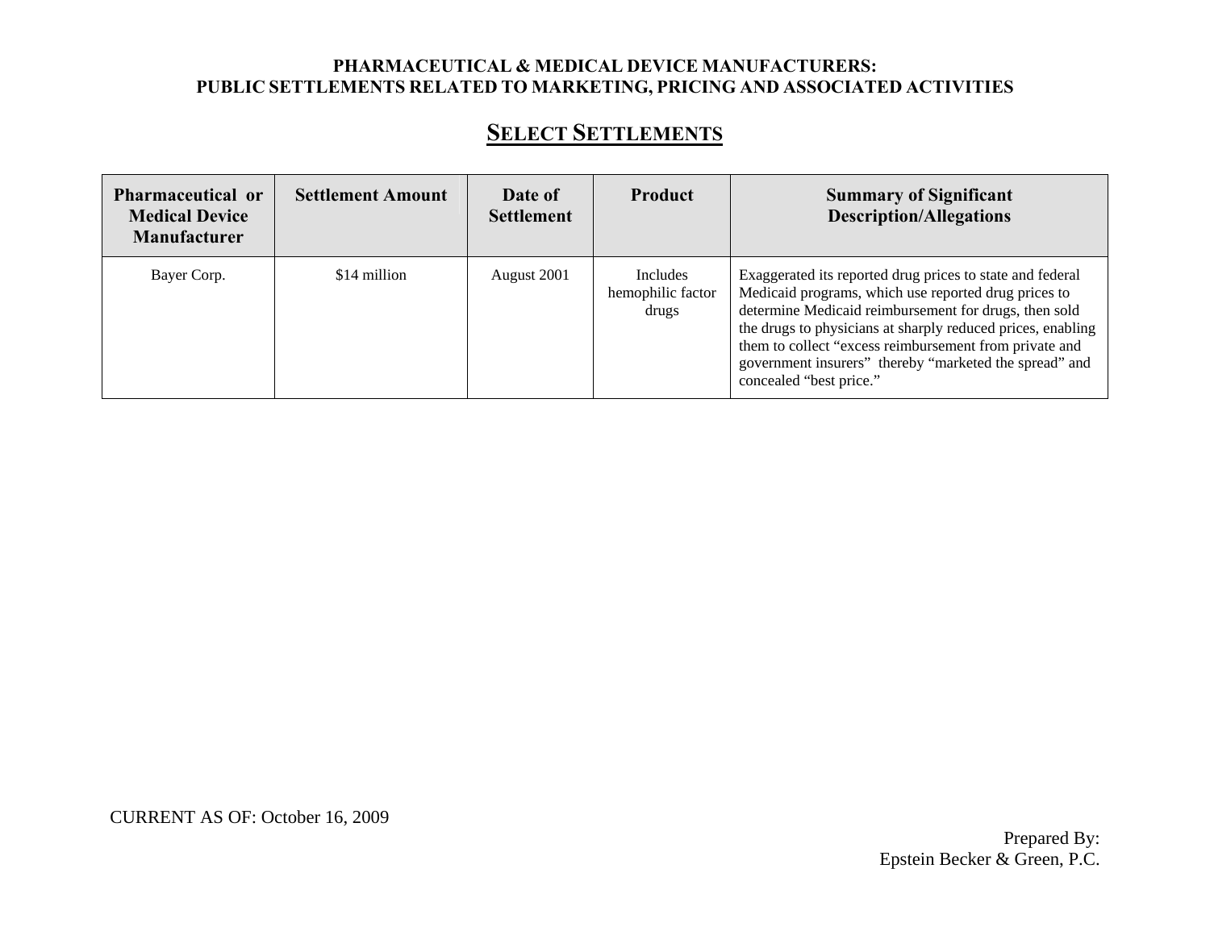**PHARMACEUTICAL & MEDICAL DEVICE MANUFACTURERS:**
**PUBLIC SETTLEMENTS RELATED TO MARKETING, PRICING AND ASSOCIATED ACTIVITIES**

## SELECT SETTLEMENTS

| Pharmaceutical or Medical Device Manufacturer | Settlement Amount | Date of Settlement | Product | Summary of Significant Description/Allegations |
|---|---|---|---|---|
| Bayer Corp. | $14 million | August 2001 | Includes hemophilic factor drugs | Exaggerated its reported drug prices to state and federal Medicaid programs, which use reported drug prices to determine Medicaid reimbursement for drugs, then sold the drugs to physicians at sharply reduced prices, enabling them to collect "excess reimbursement from private and government insurers" thereby "marketed the spread" and concealed "best price." |

CURRENT AS OF: October 16, 2009

Prepared By:
Epstein Becker & Green, P.C.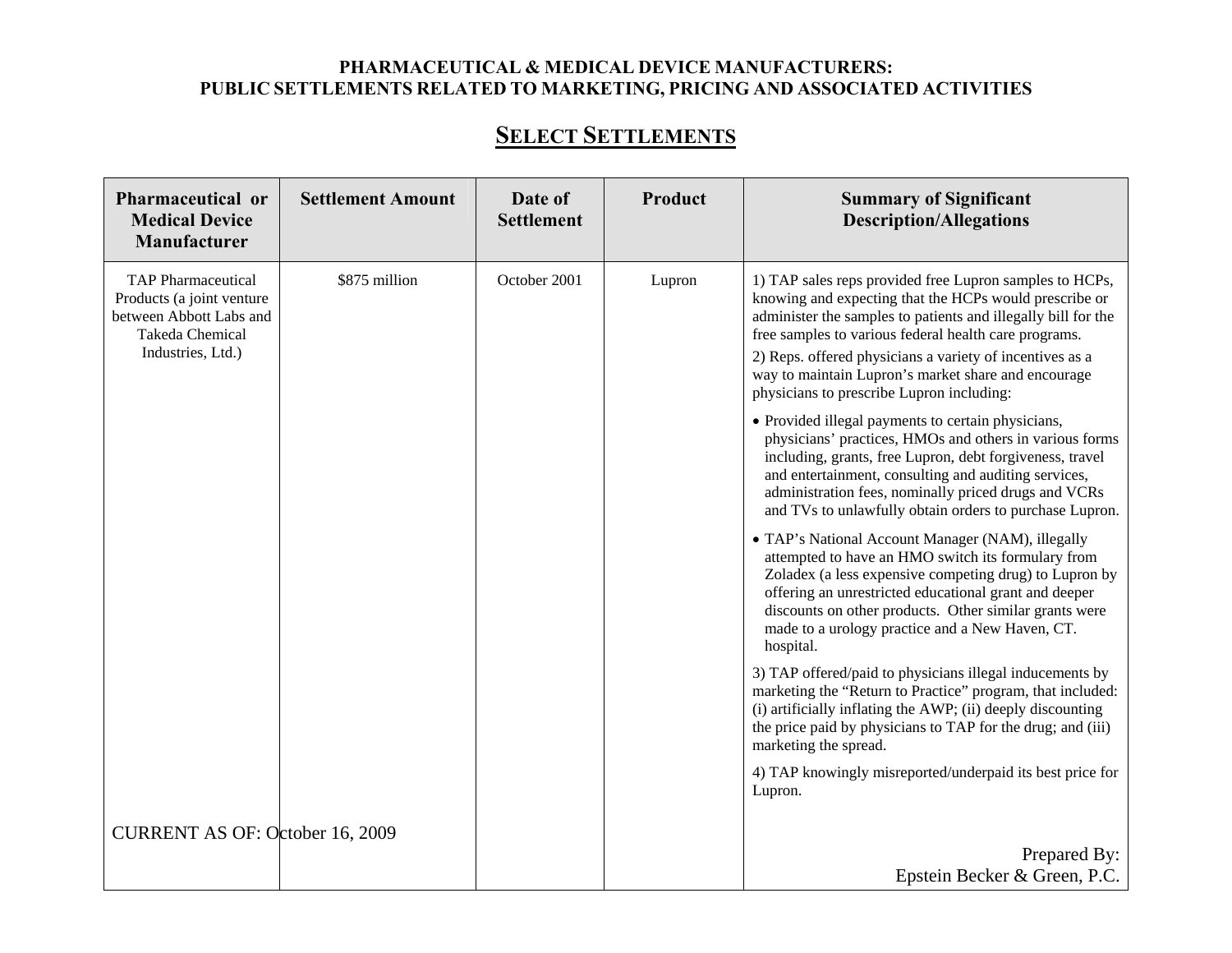**PHARMACEUTICAL & MEDICAL DEVICE MANUFACTURERS:**
**PUBLIC SETTLEMENTS RELATED TO MARKETING, PRICING AND ASSOCIATED ACTIVITIES**

## SELECT SETTLEMENTS

| Pharmaceutical or Medical Device Manufacturer | Settlement Amount | Date of Settlement | Product | Summary of Significant Description/Allegations |
|---|---|---|---|---|
| TAP Pharmaceutical Products (a joint venture between Abbott Labs and Takeda Chemical Industries, Ltd.) | $875 million | October 2001 | Lupron | 1) TAP sales reps provided free Lupron samples to HCPs, knowing and expecting that the HCPs would prescribe or administer the samples to patients and illegally bill for the free samples to various federal health care programs.<br>2) Reps. offered physicians a variety of incentives as a way to maintain Lupron's market share and encourage physicians to prescribe Lupron including:<br>• Provided illegal payments to certain physicians, physicians' practices, HMOs and others in various forms including, grants, free Lupron, debt forgiveness, travel and entertainment, consulting and auditing services, administration fees, nominally priced drugs and VCRs and TVs to unlawfully obtain orders to purchase Lupron.<br>• TAP's National Account Manager (NAM), illegally attempted to have an HMO switch its formulary from Zoladex (a less expensive competing drug) to Lupron by offering an unrestricted educational grant and deeper discounts on other products. Other similar grants were made to a urology practice and a New Haven, CT. hospital.<br>3) TAP offered/paid to physicians illegal inducements by marketing the "Return to Practice" program, that included: (i) artificially inflating the AWP; (ii) deeply discounting the price paid by physicians to TAP for the drug; and (iii) marketing the spread.<br>4) TAP knowingly misreported/underpaid its best price for Lupron. |

CURRENT AS OF: October 16, 2009

Prepared By:
Epstein Becker & Green, P.C.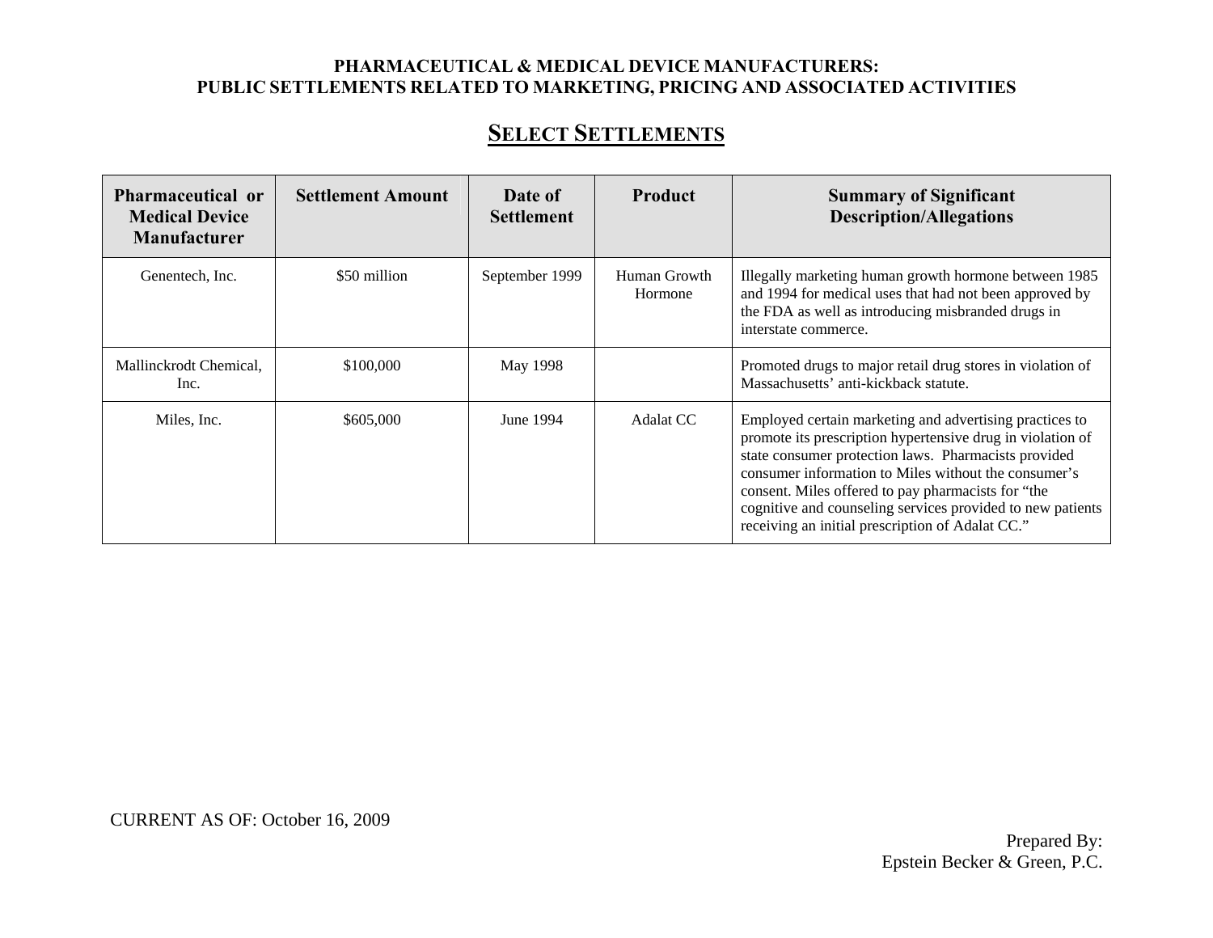**PHARMACEUTICAL & MEDICAL DEVICE MANUFACTURERS:**
**PUBLIC SETTLEMENTS RELATED TO MARKETING, PRICING AND ASSOCIATED ACTIVITIES**

## SELECT SETTLEMENTS

| Pharmaceutical or Medical Device Manufacturer | Settlement Amount | Date of Settlement | Product | Summary of Significant Description/Allegations |
|---|---|---|---|---|
| Genentech, Inc. | $50 million | September 1999 | Human Growth Hormone | Illegally marketing human growth hormone between 1985 and 1994 for medical uses that had not been approved by the FDA as well as introducing misbranded drugs in interstate commerce. |
| Mallinckrodt Chemical, Inc. | $100,000 | May 1998 | | Promoted drugs to major retail drug stores in violation of Massachusetts' anti-kickback statute. |
| Miles, Inc. | $605,000 | June 1994 | Adalat CC | Employed certain marketing and advertising practices to promote its prescription hypertensive drug in violation of state consumer protection laws. Pharmacists provided consumer information to Miles without the consumer's consent. Miles offered to pay pharmacists for "the cognitive and counseling services provided to new patients receiving an initial prescription of Adalat CC." |

CURRENT AS OF: October 16, 2009

Prepared By:
Epstein Becker & Green, P.C.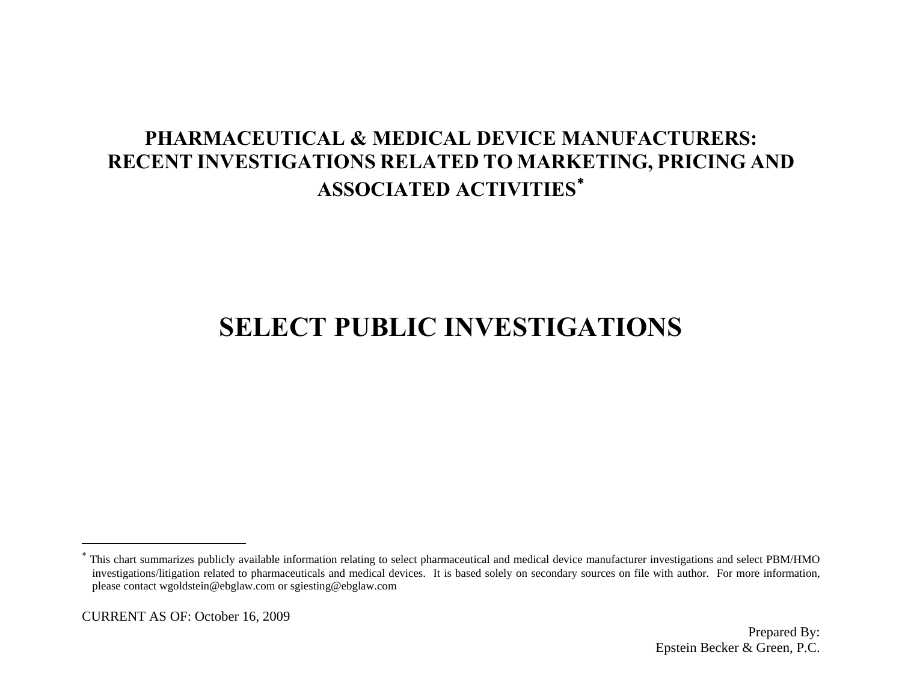# PHARMACEUTICAL & MEDICAL DEVICE MANUFACTURERS: RECENT INVESTIGATIONS RELATED TO MARKETING, PRICING AND ASSOCIATED ACTIVITIES*

# SELECT PUBLIC INVESTIGATIONS

* This chart summarizes publicly available information relating to select pharmaceutical and medical device manufacturer investigations and select PBM/HMO investigations/litigation related to pharmaceuticals and medical devices. It is based solely on secondary sources on file with author. For more information, please contact wgoldstein@ebglaw.com or sgiesting@ebglaw.com

CURRENT AS OF: October 16, 2009

Prepared By:
Epstein Becker & Green, P.C.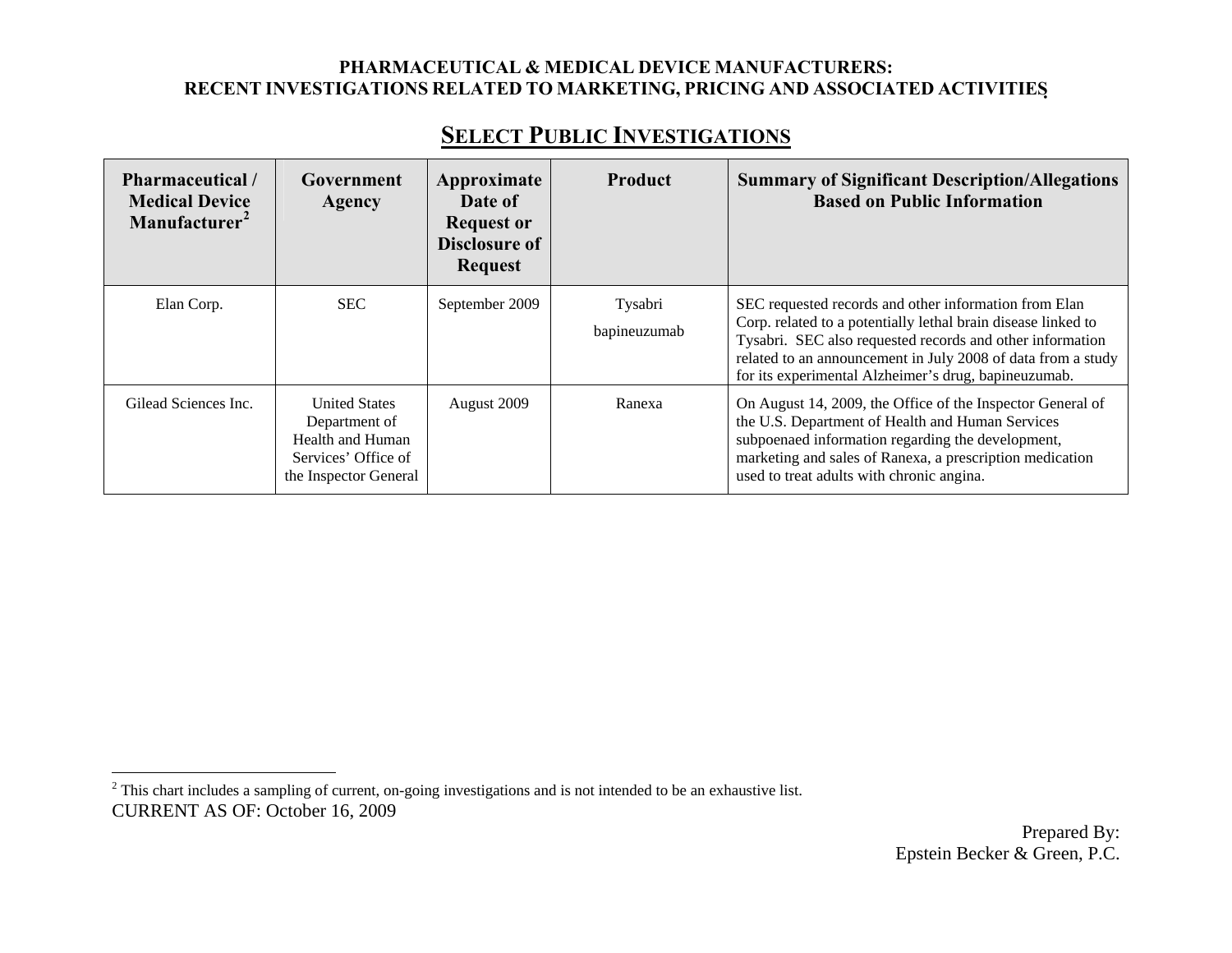**PHARMACEUTICAL & MEDICAL DEVICE MANUFACTURERS:**
**RECENT INVESTIGATIONS RELATED TO MARKETING, PRICING AND ASSOCIATED ACTIVITIES**

## SELECT PUBLIC INVESTIGATIONS

| Pharmaceutical / Medical Device Manufacturer[2] | Government Agency | Approximate Date of Request or Disclosure of Request | Product | Summary of Significant Description/Allegations Based on Public Information |
|---|---|---|---|---|
| Elan Corp. | SEC | September 2009 | Tysabri bapineuzumab | SEC requested records and other information from Elan Corp. related to a potentially lethal brain disease linked to Tysabri. SEC also requested records and other information related to an announcement in July 2008 of data from a study for its experimental Alzheimer's drug, bapineuzumab. |
| Gilead Sciences Inc. | United States Department of Health and Human Services' Office of the Inspector General | August 2009 | Ranexa | On August 14, 2009, the Office of the Inspector General of the U.S. Department of Health and Human Services subpoenaed information regarding the development, marketing and sales of Ranexa, a prescription medication used to treat adults with chronic angina. |

[2] This chart includes a sampling of current, on-going investigations and is not intended to be an exhaustive list.

CURRENT AS OF: October 16, 2009

Prepared By:
Epstein Becker & Green, P.C.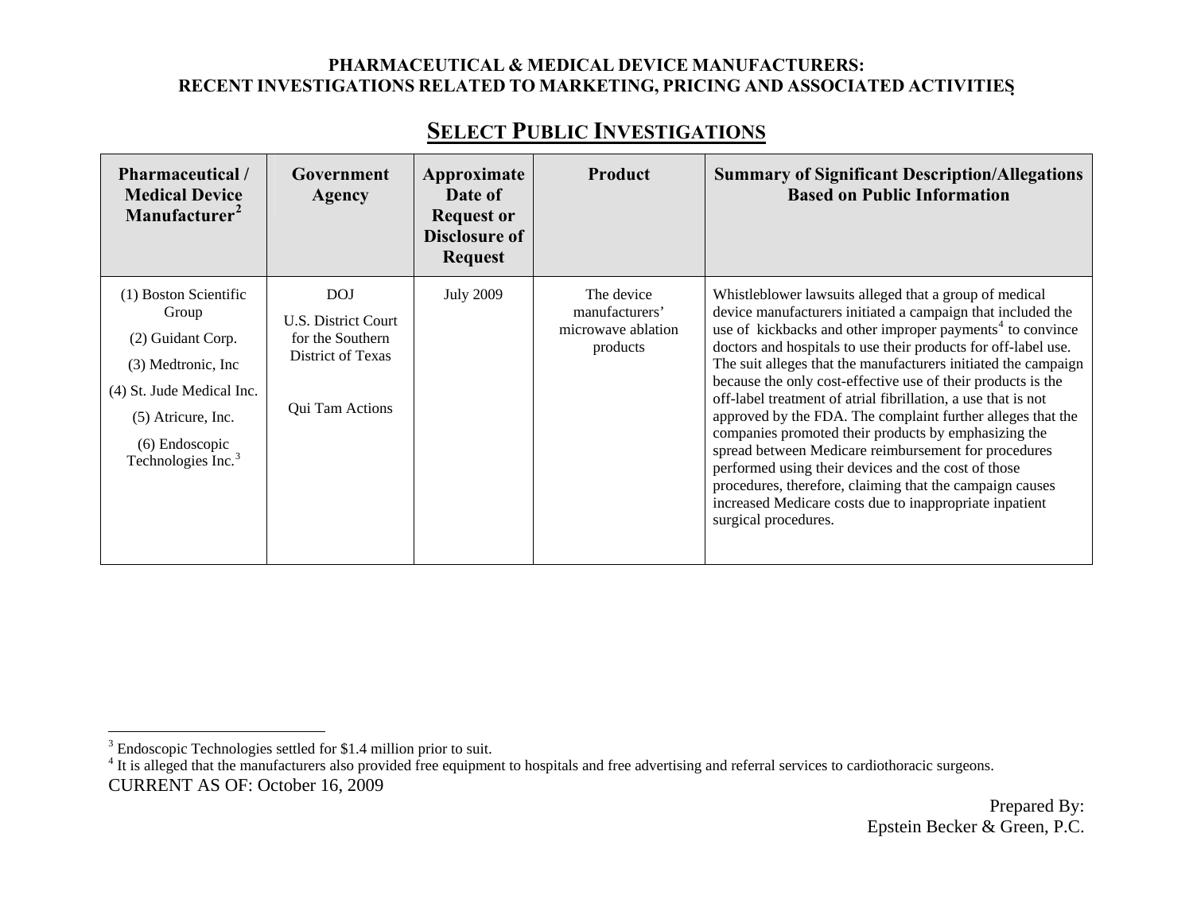**PHARMACEUTICAL & MEDICAL DEVICE MANUFACTURERS:**
**RECENT INVESTIGATIONS RELATED TO MARKETING, PRICING AND ASSOCIATED ACTIVITIES**

## SELECT PUBLIC INVESTIGATIONS

| Pharmaceutical / Medical Device Manufacturer[2] | Government Agency | Approximate Date of Request or Disclosure of Request | Product | Summary of Significant Description/Allegations Based on Public Information |
|---|---|---|---|---|
| (1) Boston Scientific Group<br>(2) Guidant Corp.<br>(3) Medtronic, Inc<br>(4) St. Jude Medical Inc.<br>(5) Atricure, Inc.<br>(6) Endoscopic Technologies Inc.[3] | DOJ<br>U.S. District Court for the Southern District of Texas<br><br>Qui Tam Actions | July 2009 | The device manufacturers' microwave ablation products | Whistleblower lawsuits alleged that a group of medical device manufacturers initiated a campaign that included the use of kickbacks and other improper payments[4] to convince doctors and hospitals to use their products for off-label use. The suit alleges that the manufacturers initiated the campaign because the only cost-effective use of their products is the off-label treatment of atrial fibrillation, a use that is not approved by the FDA. The complaint further alleges that the companies promoted their products by emphasizing the spread between Medicare reimbursement for procedures performed using their devices and the cost of those procedures, therefore, claiming that the campaign causes increased Medicare costs due to inappropriate inpatient surgical procedures. |

[3] Endoscopic Technologies settled for $1.4 million prior to suit.

[4] It is alleged that the manufacturers also provided free equipment to hospitals and free advertising and referral services to cardiothoracic surgeons.

CURRENT AS OF: October 16, 2009

Prepared By:
Epstein Becker & Green, P.C.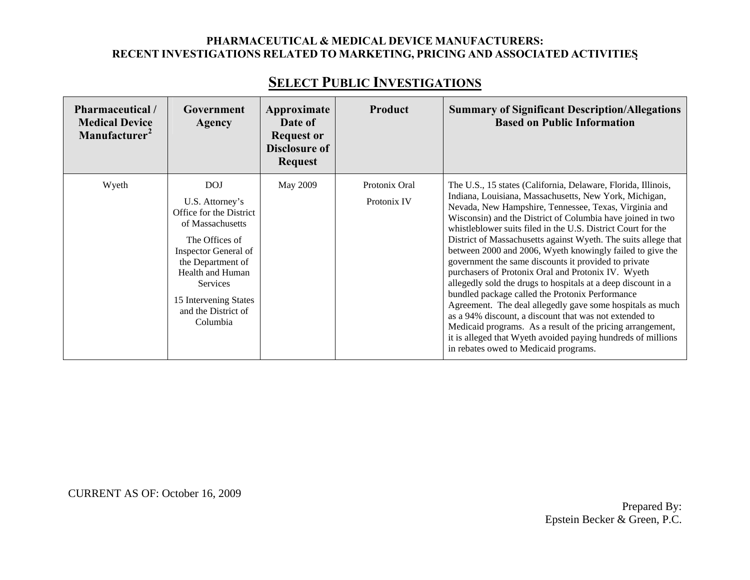PHARMACEUTICAL & MEDICAL DEVICE MANUFACTURERS:
RECENT INVESTIGATIONS RELATED TO MARKETING, PRICING AND ASSOCIATED ACTIVITIES

## SELECT PUBLIC INVESTIGATIONS

| Pharmaceutical / Medical Device Manufacturer[2] | Government Agency | Approximate Date of Request or Disclosure of Request | Product | Summary of Significant Description/Allegations Based on Public Information |
|---|---|---|---|---|
| Wyeth | DOJ<br>U.S. Attorney's Office for the District of Massachusetts<br>The Offices of Inspector General of the Department of Health and Human Services<br>15 Intervening States and the District of Columbia | May 2009 | Protonix Oral<br>Protonix IV | The U.S., 15 states (California, Delaware, Florida, Illinois, Indiana, Louisiana, Massachusetts, New York, Michigan, Nevada, New Hampshire, Tennessee, Texas, Virginia and Wisconsin) and the District of Columbia have joined in two whistleblower suits filed in the U.S. District Court for the District of Massachusetts against Wyeth. The suits allege that between 2000 and 2006, Wyeth knowingly failed to give the government the same discounts it provided to private purchasers of Protonix Oral and Protonix IV. Wyeth allegedly sold the drugs to hospitals at a deep discount in a bundled package called the Protonix Performance Agreement. The deal allegedly gave some hospitals as much as a 94% discount, a discount that was not extended to Medicaid programs. As a result of the pricing arrangement, it is alleged that Wyeth avoided paying hundreds of millions in rebates owed to Medicaid programs. |

CURRENT AS OF: October 16, 2009

Prepared By:
Epstein Becker & Green, P.C.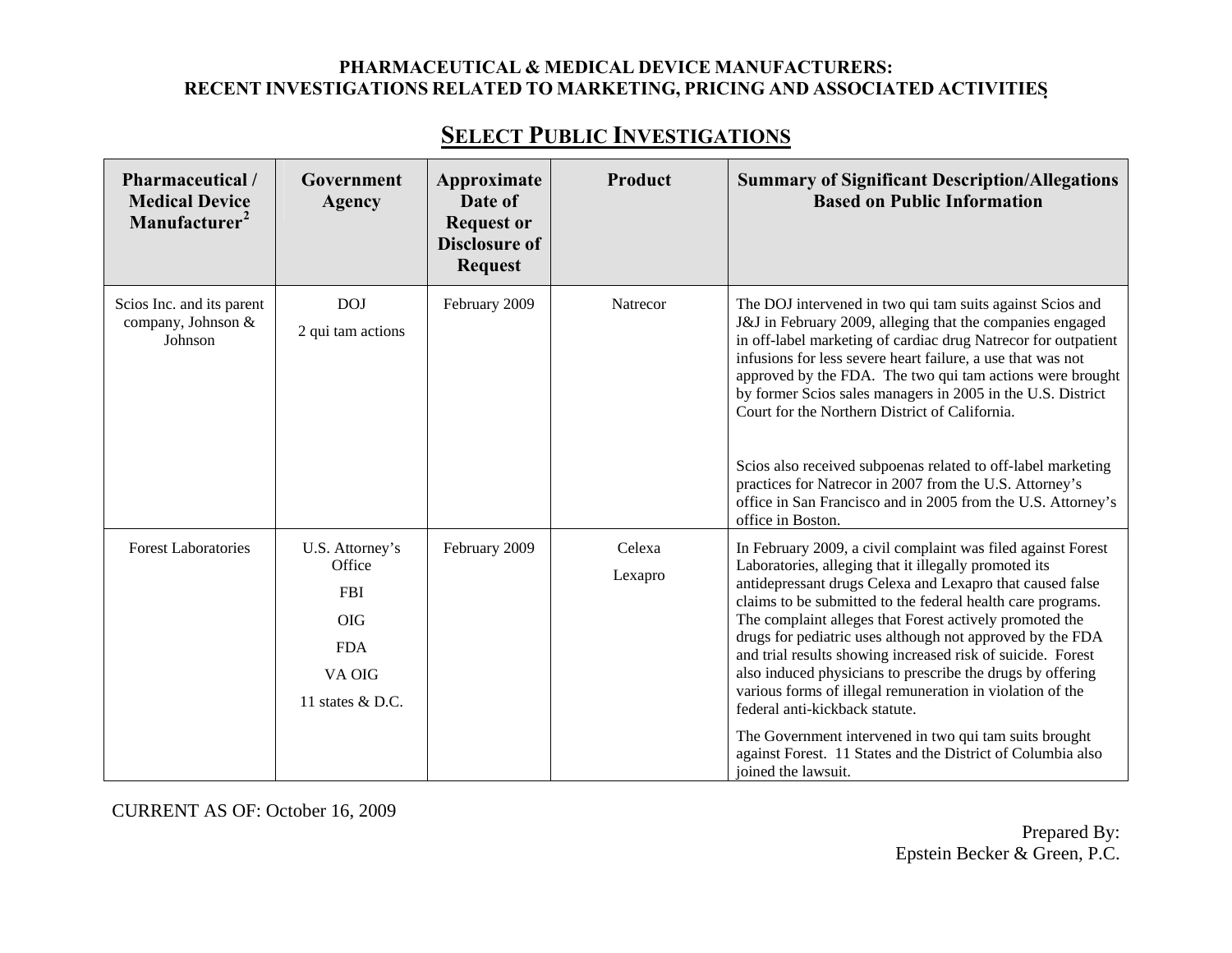**PHARMACEUTICAL & MEDICAL DEVICE MANUFACTURERS:**
**RECENT INVESTIGATIONS RELATED TO MARKETING, PRICING AND ASSOCIATED ACTIVITIES**

## SELECT PUBLIC INVESTIGATIONS

| Pharmaceutical / Medical Device Manufacturer[2] | Government Agency | Approximate Date of Request or Disclosure of Request | Product | Summary of Significant Description/Allegations Based on Public Information |
|---|---|---|---|---|
| Scios Inc. and its parent company, Johnson & Johnson | DOJ<br>2 qui tam actions | February 2009 | Natrecor | The DOJ intervened in two qui tam suits against Scios and J&J in February 2009, alleging that the companies engaged in off-label marketing of cardiac drug Natrecor for outpatient infusions for less severe heart failure, a use that was not approved by the FDA. The two qui tam actions were brought by former Scios sales managers in 2005 in the U.S. District Court for the Northern District of California.<br><br>Scios also received subpoenas related to off-label marketing practices for Natrecor in 2007 from the U.S. Attorney's office in San Francisco and in 2005 from the U.S. Attorney's office in Boston. |
| Forest Laboratories | U.S. Attorney's Office<br>FBI<br>OIG<br>FDA<br>VA OIG<br>11 states & D.C. | February 2009 | Celexa<br>Lexapro | In February 2009, a civil complaint was filed against Forest Laboratories, alleging that it illegally promoted its antidepressant drugs Celexa and Lexapro that caused false claims to be submitted to the federal health care programs. The complaint alleges that Forest actively promoted the drugs for pediatric uses although not approved by the FDA and trial results showing increased risk of suicide. Forest also induced physicians to prescribe the drugs by offering various forms of illegal remuneration in violation of the federal anti-kickback statute.<br><br>The Government intervened in two qui tam suits brought against Forest. 11 States and the District of Columbia also joined the lawsuit. |

CURRENT AS OF: October 16, 2009

Prepared By:
Epstein Becker & Green, P.C.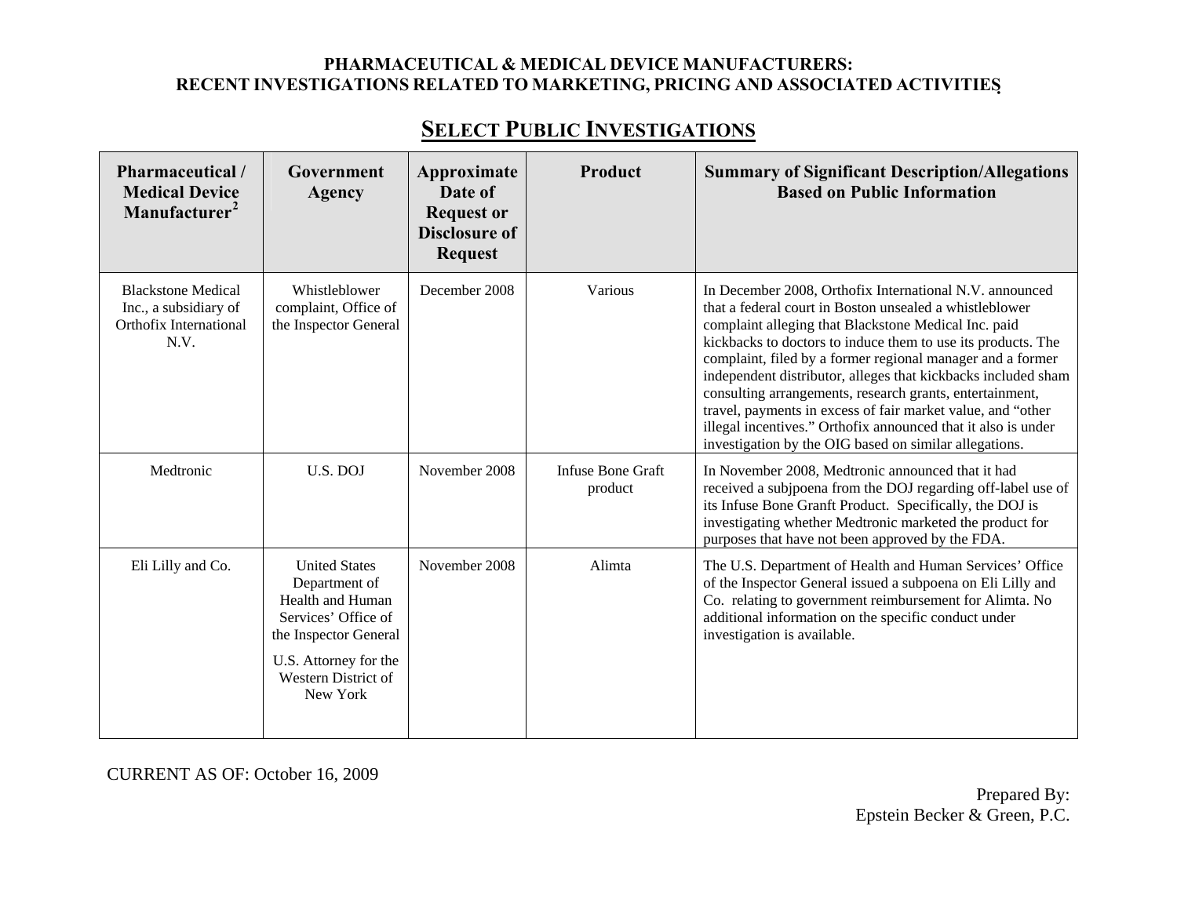**PHARMACEUTICAL & MEDICAL DEVICE MANUFACTURERS:**
**RECENT INVESTIGATIONS RELATED TO MARKETING, PRICING AND ASSOCIATED ACTIVITIES**

## SELECT PUBLIC INVESTIGATIONS

| Pharmaceutical / Medical Device Manufacturer[2] | Government Agency | Approximate Date of Request or Disclosure of Request | Product | Summary of Significant Description/Allegations Based on Public Information |
|---|---|---|---|---|
| Blackstone Medical Inc., a subsidiary of Orthofix International N.V. | Whistleblower complaint, Office of the Inspector General | December 2008 | Various | In December 2008, Orthofix International N.V. announced that a federal court in Boston unsealed a whistleblower complaint alleging that Blackstone Medical Inc. paid kickbacks to doctors to induce them to use its products. The complaint, filed by a former regional manager and a former independent distributor, alleges that kickbacks included sham consulting arrangements, research grants, entertainment, travel, payments in excess of fair market value, and "other illegal incentives." Orthofix announced that it also is under investigation by the OIG based on similar allegations. |
| Medtronic | U.S. DOJ | November 2008 | Infuse Bone Graft product | In November 2008, Medtronic announced that it had received a subjpoena from the DOJ regarding off-label use of its Infuse Bone Granft Product. Specifically, the DOJ is investigating whether Medtronic marketed the product for purposes that have not been approved by the FDA. |
| Eli Lilly and Co. | United States Department of Health and Human Services' Office of the Inspector General<br><br>U.S. Attorney for the Western District of New York | November 2008 | Alimta | The U.S. Department of Health and Human Services' Office of the Inspector General issued a subpoena on Eli Lilly and Co. relating to government reimbursement for Alimta. No additional information on the specific conduct under investigation is available. |

CURRENT AS OF: October 16, 2009

Prepared By:
Epstein Becker & Green, P.C.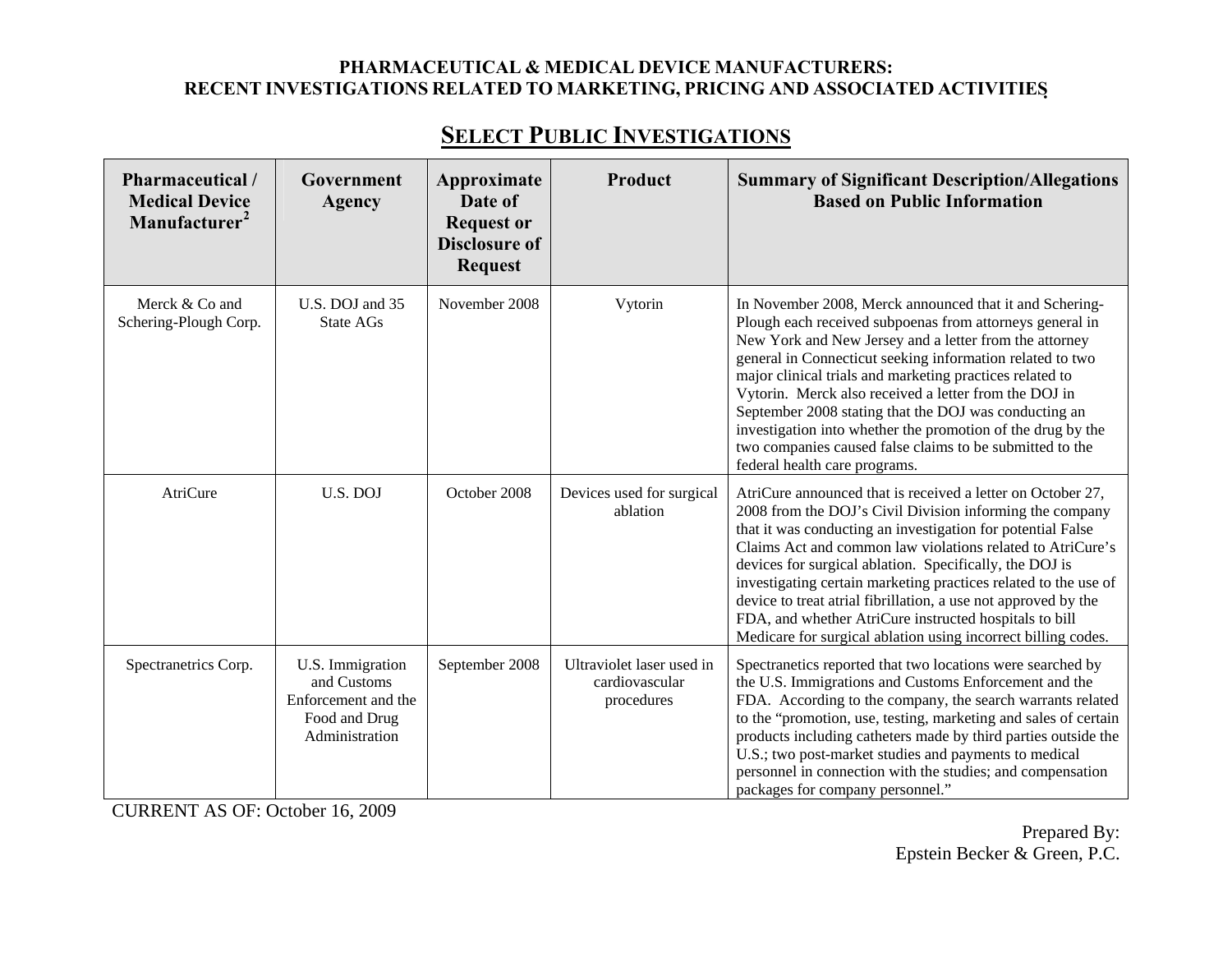**PHARMACEUTICAL & MEDICAL DEVICE MANUFACTURERS:**
**RECENT INVESTIGATIONS RELATED TO MARKETING, PRICING AND ASSOCIATED ACTIVITIES**

## SELECT PUBLIC INVESTIGATIONS

| Pharmaceutical / Medical Device Manufacturer[2] | Government Agency | Approximate Date of Request or Disclosure of Request | Product | Summary of Significant Description/Allegations Based on Public Information |
|---|---|---|---|---|
| Merck & Co and Schering-Plough Corp. | U.S. DOJ and 35 State AGs | November 2008 | Vytorin | In November 2008, Merck announced that it and Schering-Plough each received subpoenas from attorneys general in New York and New Jersey and a letter from the attorney general in Connecticut seeking information related to two major clinical trials and marketing practices related to Vytorin. Merck also received a letter from the DOJ in September 2008 stating that the DOJ was conducting an investigation into whether the promotion of the drug by the two companies caused false claims to be submitted to the federal health care programs. |
| AtriCure | U.S. DOJ | October 2008 | Devices used for surgical ablation | AtriCure announced that is received a letter on October 27, 2008 from the DOJ's Civil Division informing the company that it was conducting an investigation for potential False Claims Act and common law violations related to AtriCure's devices for surgical ablation. Specifically, the DOJ is investigating certain marketing practices related to the use of device to treat atrial fibrillation, a use not approved by the FDA, and whether AtriCure instructed hospitals to bill Medicare for surgical ablation using incorrect billing codes. |
| Spectranetrics Corp. | U.S. Immigration and Customs Enforcement and the Food and Drug Administration | September 2008 | Ultraviolet laser used in cardiovascular procedures | Spectranetics reported that two locations were searched by the U.S. Immigrations and Customs Enforcement and the FDA. According to the company, the search warrants related to the "promotion, use, testing, marketing and sales of certain products including catheters made by third parties outside the U.S.; two post-market studies and payments to medical personnel in connection with the studies; and compensation packages for company personnel." |

CURRENT AS OF: October 16, 2009

Prepared By:
Epstein Becker & Green, P.C.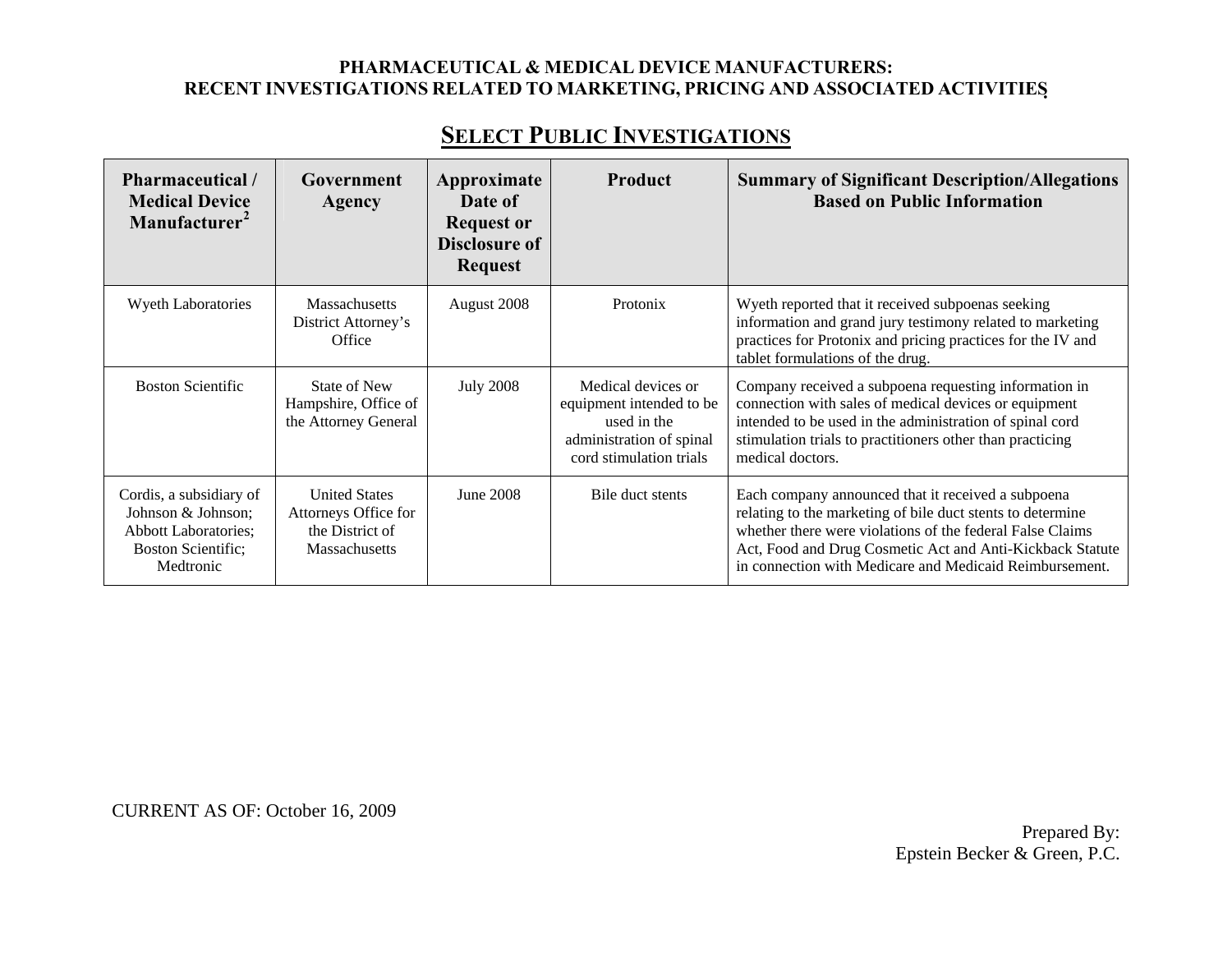**PHARMACEUTICAL & MEDICAL DEVICE MANUFACTURERS:**
**RECENT INVESTIGATIONS RELATED TO MARKETING, PRICING AND ASSOCIATED ACTIVITIES**

## SELECT PUBLIC INVESTIGATIONS

| Pharmaceutical / Medical Device Manufacturer[2] | Government Agency | Approximate Date of Request or Disclosure of Request | Product | Summary of Significant Description/Allegations Based on Public Information |
|---|---|---|---|---|
| Wyeth Laboratories | Massachusetts District Attorney's Office | August 2008 | Protonix | Wyeth reported that it received subpoenas seeking information and grand jury testimony related to marketing practices for Protonix and pricing practices for the IV and tablet formulations of the drug. |
| Boston Scientific | State of New Hampshire, Office of the Attorney General | July 2008 | Medical devices or equipment intended to be used in the administration of spinal cord stimulation trials | Company received a subpoena requesting information in connection with sales of medical devices or equipment intended to be used in the administration of spinal cord stimulation trials to practitioners other than practicing medical doctors. |
| Cordis, a subsidiary of Johnson & Johnson; Abbott Laboratories; Boston Scientific; Medtronic | United States Attorneys Office for the District of Massachusetts | June 2008 | Bile duct stents | Each company announced that it received a subpoena relating to the marketing of bile duct stents to determine whether there were violations of the federal False Claims Act, Food and Drug Cosmetic Act and Anti-Kickback Statute in connection with Medicare and Medicaid Reimbursement. |

CURRENT AS OF: October 16, 2009

Prepared By:
Epstein Becker & Green, P.C.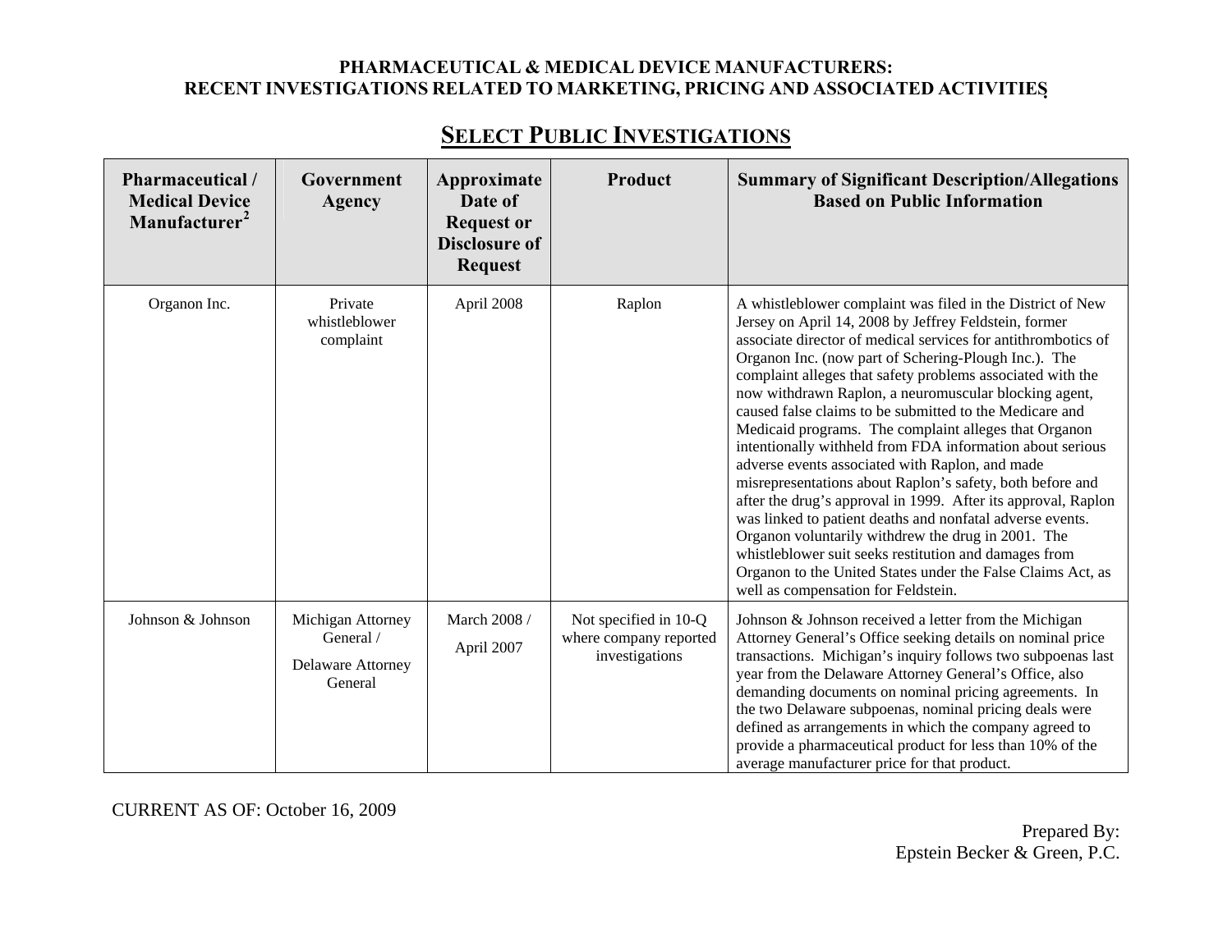**PHARMACEUTICAL & MEDICAL DEVICE MANUFACTURERS:**
**RECENT INVESTIGATIONS RELATED TO MARKETING, PRICING AND ASSOCIATED ACTIVITIES**

## SELECT PUBLIC INVESTIGATIONS

| Pharmaceutical / Medical Device Manufacturer[2] | Government Agency | Approximate Date of Request or Disclosure of Request | Product | Summary of Significant Description/Allegations Based on Public Information |
|---|---|---|---|---|
| Organon Inc. | Private whistleblower complaint | April 2008 | Raplon | A whistleblower complaint was filed in the District of New Jersey on April 14, 2008 by Jeffrey Feldstein, former associate director of medical services for antithrombotics of Organon Inc. (now part of Schering-Plough Inc.). The complaint alleges that safety problems associated with the now withdrawn Raplon, a neuromuscular blocking agent, caused false claims to be submitted to the Medicare and Medicaid programs. The complaint alleges that Organon intentionally withheld from FDA information about serious adverse events associated with Raplon, and made misrepresentations about Raplon's safety, both before and after the drug's approval in 1999. After its approval, Raplon was linked to patient deaths and nonfatal adverse events. Organon voluntarily withdrew the drug in 2001. The whistleblower suit seeks restitution and damages from Organon to the United States under the False Claims Act, as well as compensation for Feldstein. |
| Johnson & Johnson | Michigan Attorney General / Delaware Attorney General | March 2008 / April 2007 | Not specified in 10-Q where company reported investigations | Johnson & Johnson received a letter from the Michigan Attorney General's Office seeking details on nominal price transactions. Michigan's inquiry follows two subpoenas last year from the Delaware Attorney General's Office, also demanding documents on nominal pricing agreements. In the two Delaware subpoenas, nominal pricing deals were defined as arrangements in which the company agreed to provide a pharmaceutical product for less than 10% of the average manufacturer price for that product. |

CURRENT AS OF: October 16, 2009

Prepared By:
Epstein Becker & Green, P.C.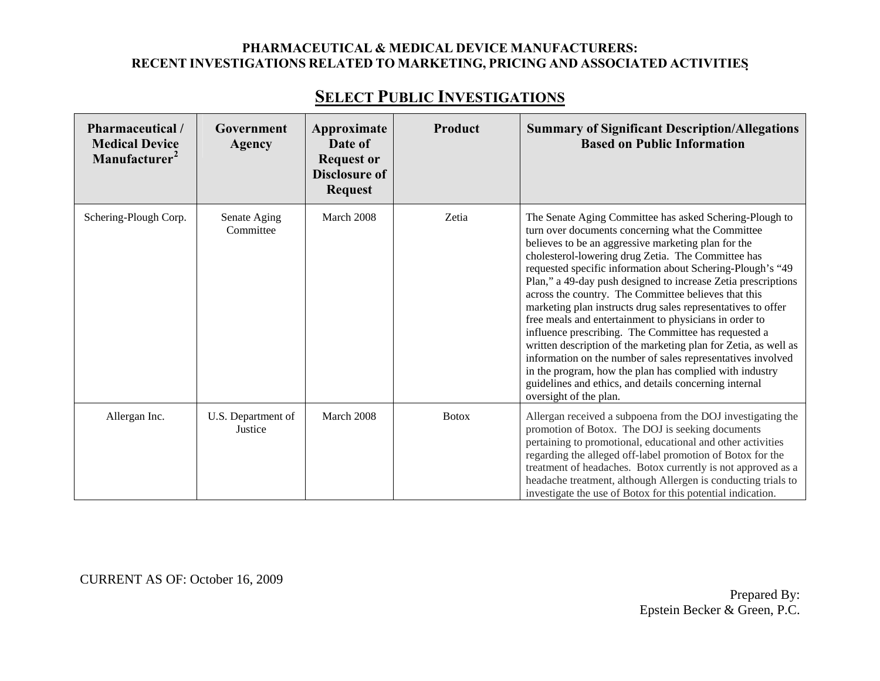**PHARMACEUTICAL & MEDICAL DEVICE MANUFACTURERS:**
**RECENT INVESTIGATIONS RELATED TO MARKETING, PRICING AND ASSOCIATED ACTIVITIES**

## SELECT PUBLIC INVESTIGATIONS

| Pharmaceutical / Medical Device Manufacturer[2] | Government Agency | Approximate Date of Request or Disclosure of Request | Product | Summary of Significant Description/Allegations Based on Public Information |
|---|---|---|---|---|
| Schering-Plough Corp. | Senate Aging Committee | March 2008 | Zetia | The Senate Aging Committee has asked Schering-Plough to turn over documents concerning what the Committee believes to be an aggressive marketing plan for the cholesterol-lowering drug Zetia. The Committee has requested specific information about Schering-Plough's "49 Plan," a 49-day push designed to increase Zetia prescriptions across the country. The Committee believes that this marketing plan instructs drug sales representatives to offer free meals and entertainment to physicians in order to influence prescribing. The Committee has requested a written description of the marketing plan for Zetia, as well as information on the number of sales representatives involved in the program, how the plan has complied with industry guidelines and ethics, and details concerning internal oversight of the plan. |
| Allergan Inc. | U.S. Department of Justice | March 2008 | Botox | Allergan received a subpoena from the DOJ investigating the promotion of Botox. The DOJ is seeking documents pertaining to promotional, educational and other activities regarding the alleged off-label promotion of Botox for the treatment of headaches. Botox currently is not approved as a headache treatment, although Allergan is conducting trials to investigate the use of Botox for this potential indication. |

CURRENT AS OF: October 16, 2009

Prepared By:
Epstein Becker & Green, P.C.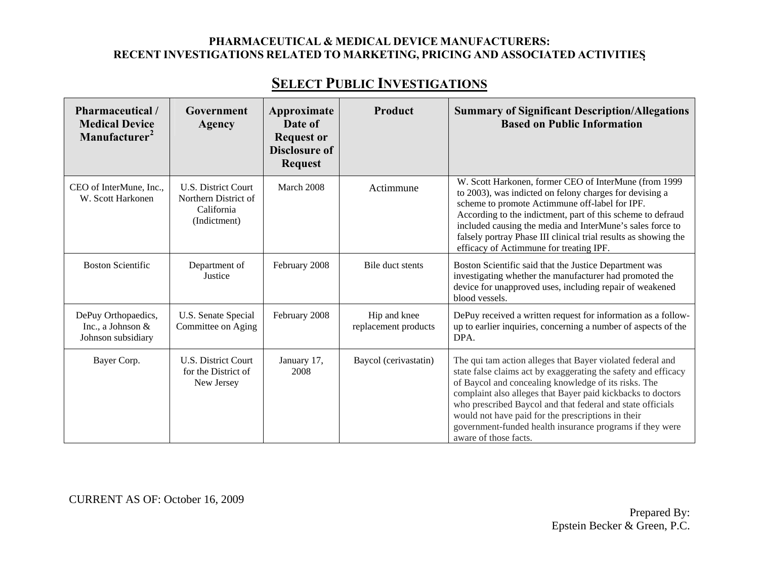**PHARMACEUTICAL & MEDICAL DEVICE MANUFACTURERS:**
**RECENT INVESTIGATIONS RELATED TO MARKETING, PRICING AND ASSOCIATED ACTIVITIES**

## SELECT PUBLIC INVESTIGATIONS

| Pharmaceutical / Medical Device Manufacturer[2] | Government Agency | Approximate Date of Request or Disclosure of Request | Product | Summary of Significant Description/Allegations Based on Public Information |
|---|---|---|---|---|
| CEO of InterMune, Inc., W. Scott Harkonen | U.S. District Court Northern District of California (Indictment) | March 2008 | Actimmune | W. Scott Harkonen, former CEO of InterMune (from 1999 to 2003), was indicted on felony charges for devising a scheme to promote Actimmune off-label for IPF. According to the indictment, part of this scheme to defraud included causing the media and InterMune's sales force to falsely portray Phase III clinical trial results as showing the efficacy of Actimmune for treating IPF. |
| Boston Scientific | Department of Justice | February 2008 | Bile duct stents | Boston Scientific said that the Justice Department was investigating whether the manufacturer had promoted the device for unapproved uses, including repair of weakened blood vessels. |
| DePuy Orthopaedics, Inc., a Johnson & Johnson subsidiary | U.S. Senate Special Committee on Aging | February 2008 | Hip and knee replacement products | DePuy received a written request for information as a follow-up to earlier inquiries, concerning a number of aspects of the DPA. |
| Bayer Corp. | U.S. District Court for the District of New Jersey | January 17, 2008 | Baycol (cerivastatin) | The qui tam action alleges that Bayer violated federal and state false claims act by exaggerating the safety and efficacy of Baycol and concealing knowledge of its risks. The complaint also alleges that Bayer paid kickbacks to doctors who prescribed Baycol and that federal and state officials would not have paid for the prescriptions in their government-funded health insurance programs if they were aware of those facts. |

CURRENT AS OF: October 16, 2009

Prepared By:
Epstein Becker & Green, P.C.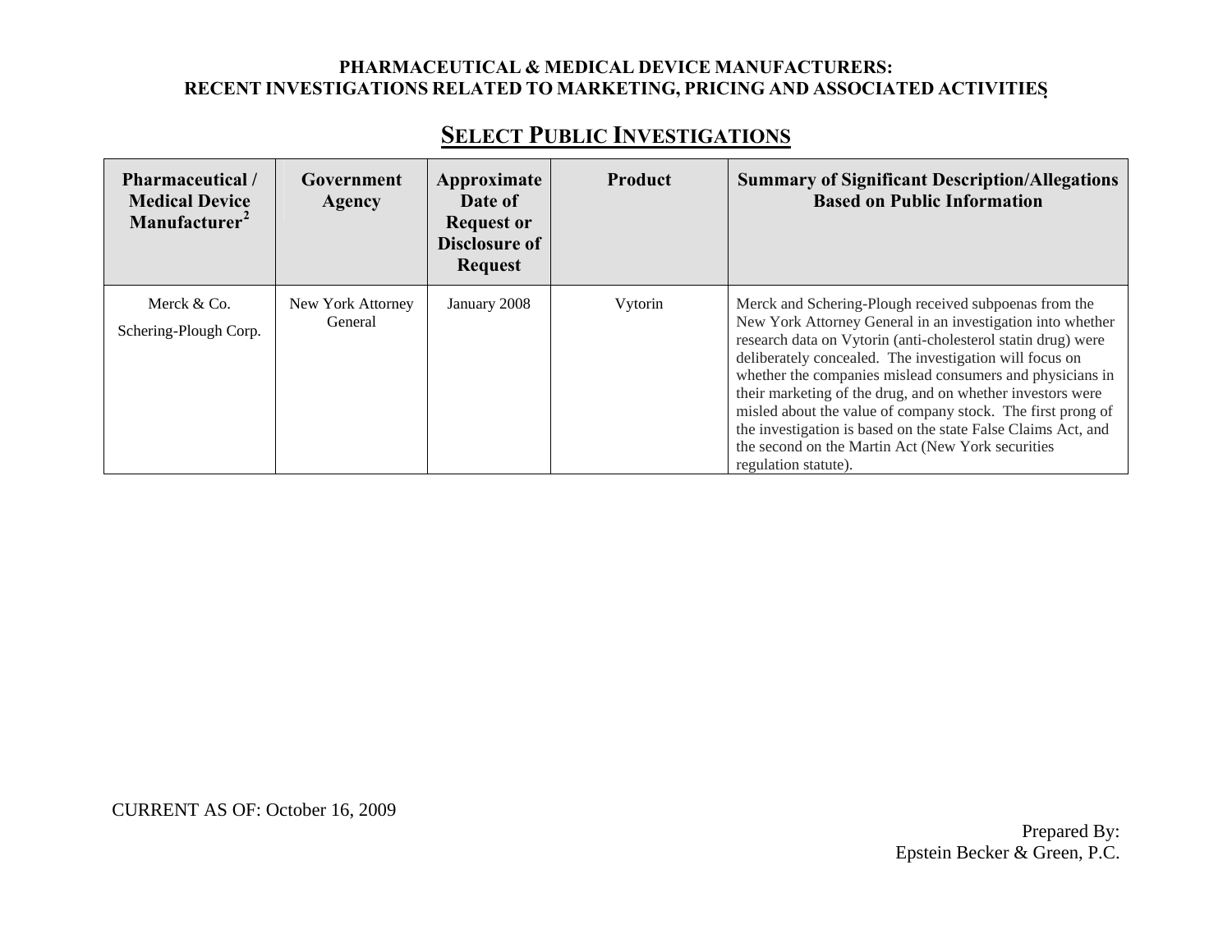PHARMACEUTICAL & MEDICAL DEVICE MANUFACTURERS:
RECENT INVESTIGATIONS RELATED TO MARKETING, PRICING AND ASSOCIATED ACTIVITIES

## SELECT PUBLIC INVESTIGATIONS

| Pharmaceutical / Medical Device Manufacturer[2] | Government Agency | Approximate Date of Request or Disclosure of Request | Product | Summary of Significant Description/Allegations Based on Public Information |
|---|---|---|---|---|
| Merck & Co.<br>Schering-Plough Corp. | New York Attorney General | January 2008 | Vytorin | Merck and Schering-Plough received subpoenas from the New York Attorney General in an investigation into whether research data on Vytorin (anti-cholesterol statin drug) were deliberately concealed. The investigation will focus on whether the companies mislead consumers and physicians in their marketing of the drug, and on whether investors were misled about the value of company stock. The first prong of the investigation is based on the state False Claims Act, and the second on the Martin Act (New York securities regulation statute). |

CURRENT AS OF: October 16, 2009

Prepared By:
Epstein Becker & Green, P.C.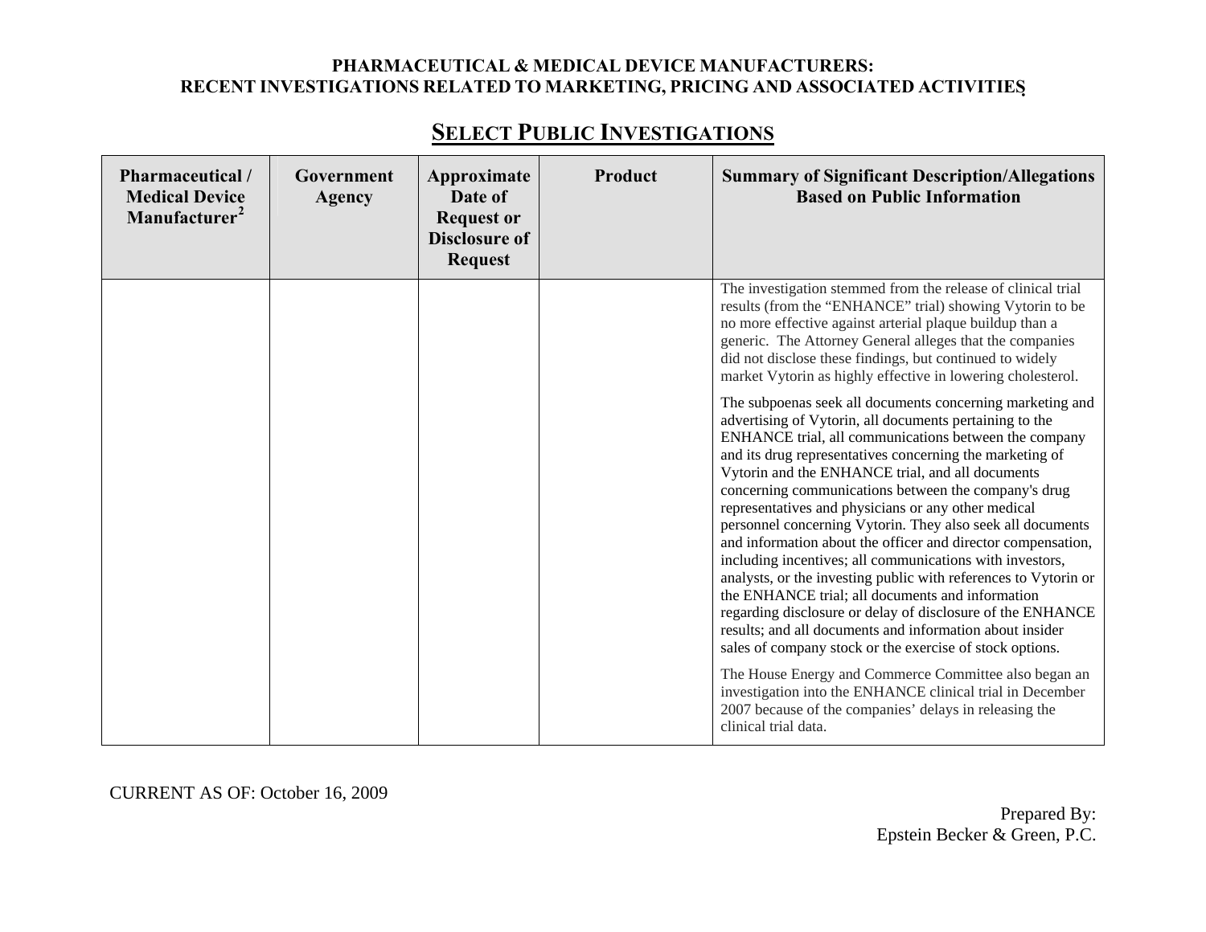**PHARMACEUTICAL & MEDICAL DEVICE MANUFACTURERS: RECENT INVESTIGATIONS RELATED TO MARKETING, PRICING AND ASSOCIATED ACTIVITIES**

## SELECT PUBLIC INVESTIGATIONS

| Pharmaceutical / Medical Device Manufacturer[2] | Government Agency | Approximate Date of Request or Disclosure of Request | Product | Summary of Significant Description/Allegations Based on Public Information |
|---|---|---|---|---|
| | | | | The investigation stemmed from the release of clinical trial results (from the "ENHANCE" trial) showing Vytorin to be no more effective against arterial plaque buildup than a generic. The Attorney General alleges that the companies did not disclose these findings, but continued to widely market Vytorin as highly effective in lowering cholesterol.<br><br>The subpoenas seek all documents concerning marketing and advertising of Vytorin, all documents pertaining to the ENHANCE trial, all communications between the company and its drug representatives concerning the marketing of Vytorin and the ENHANCE trial, and all documents concerning communications between the company's drug representatives and physicians or any other medical personnel concerning Vytorin. They also seek all documents and information about the officer and director compensation, including incentives; all communications with investors, analysts, or the investing public with references to Vytorin or the ENHANCE trial; all documents and information regarding disclosure or delay of disclosure of the ENHANCE results; and all documents and information about insider sales of company stock or the exercise of stock options.<br><br>The House Energy and Commerce Committee also began an investigation into the ENHANCE clinical trial in December 2007 because of the companies' delays in releasing the clinical trial data. |

CURRENT AS OF: October 16, 2009

Prepared By:
Epstein Becker & Green, P.C.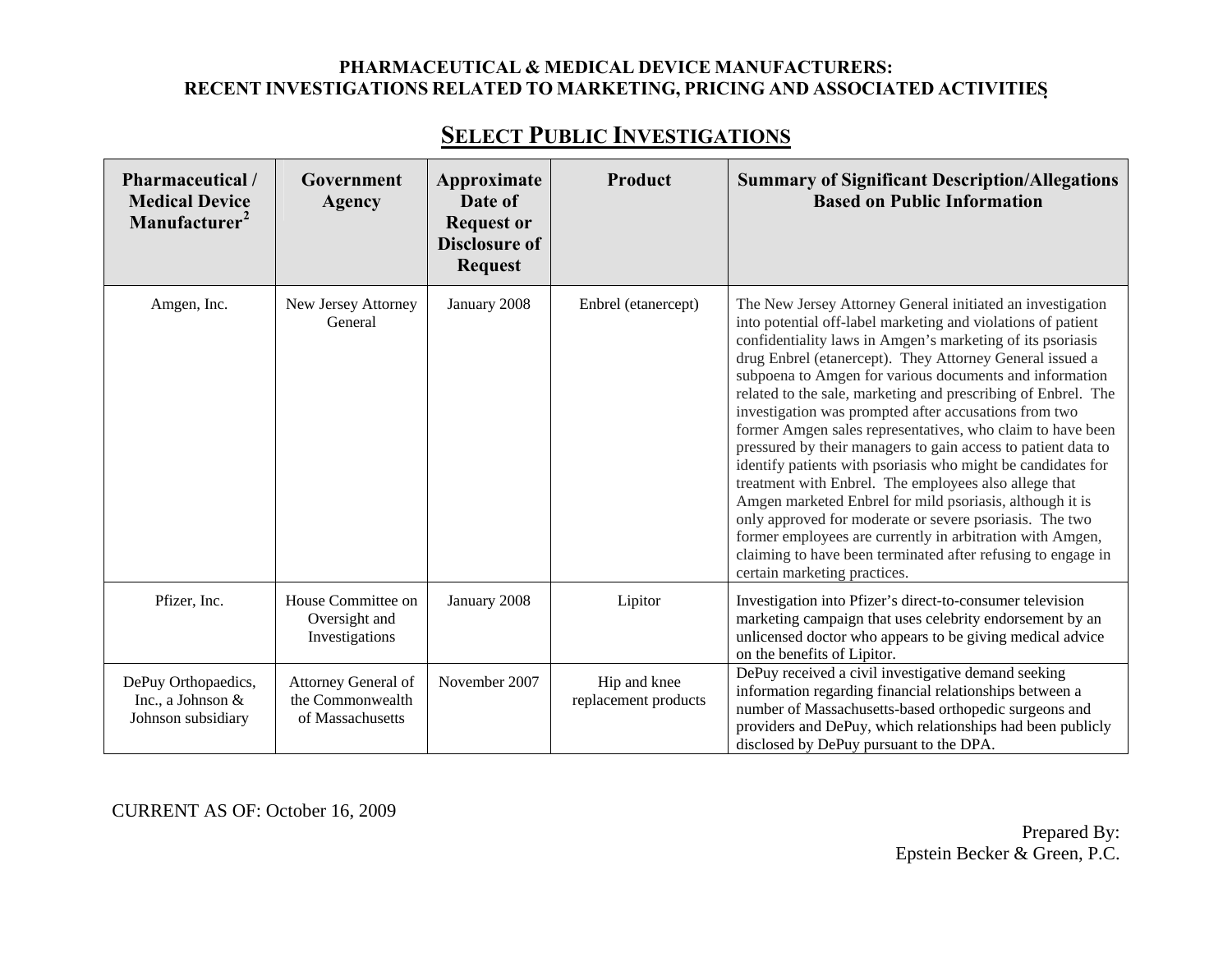**PHARMACEUTICAL & MEDICAL DEVICE MANUFACTURERS: RECENT INVESTIGATIONS RELATED TO MARKETING, PRICING AND ASSOCIATED ACTIVITIES**

## SELECT PUBLIC INVESTIGATIONS

| Pharmaceutical / Medical Device Manufacturer[2] | Government Agency | Approximate Date of Request or Disclosure of Request | Product | Summary of Significant Description/Allegations Based on Public Information |
|---|---|---|---|---|
| Amgen, Inc. | New Jersey Attorney General | January 2008 | Enbrel (etanercept) | The New Jersey Attorney General initiated an investigation into potential off-label marketing and violations of patient confidentiality laws in Amgen's marketing of its psoriasis drug Enbrel (etanercept). They Attorney General issued a subpoena to Amgen for various documents and information related to the sale, marketing and prescribing of Enbrel. The investigation was prompted after accusations from two former Amgen sales representatives, who claim to have been pressured by their managers to gain access to patient data to identify patients with psoriasis who might be candidates for treatment with Enbrel. The employees also allege that Amgen marketed Enbrel for mild psoriasis, although it is only approved for moderate or severe psoriasis. The two former employees are currently in arbitration with Amgen, claiming to have been terminated after refusing to engage in certain marketing practices. |
| Pfizer, Inc. | House Committee on Oversight and Investigations | January 2008 | Lipitor | Investigation into Pfizer's direct-to-consumer television marketing campaign that uses celebrity endorsement by an unlicensed doctor who appears to be giving medical advice on the benefits of Lipitor. |
| DePuy Orthopaedics, Inc., a Johnson & Johnson subsidiary | Attorney General of the Commonwealth of Massachusetts | November 2007 | Hip and knee replacement products | DePuy received a civil investigative demand seeking information regarding financial relationships between a number of Massachusetts-based orthopedic surgeons and providers and DePuy, which relationships had been publicly disclosed by DePuy pursuant to the DPA. |

CURRENT AS OF: October 16, 2009

Prepared By:
Epstein Becker & Green, P.C.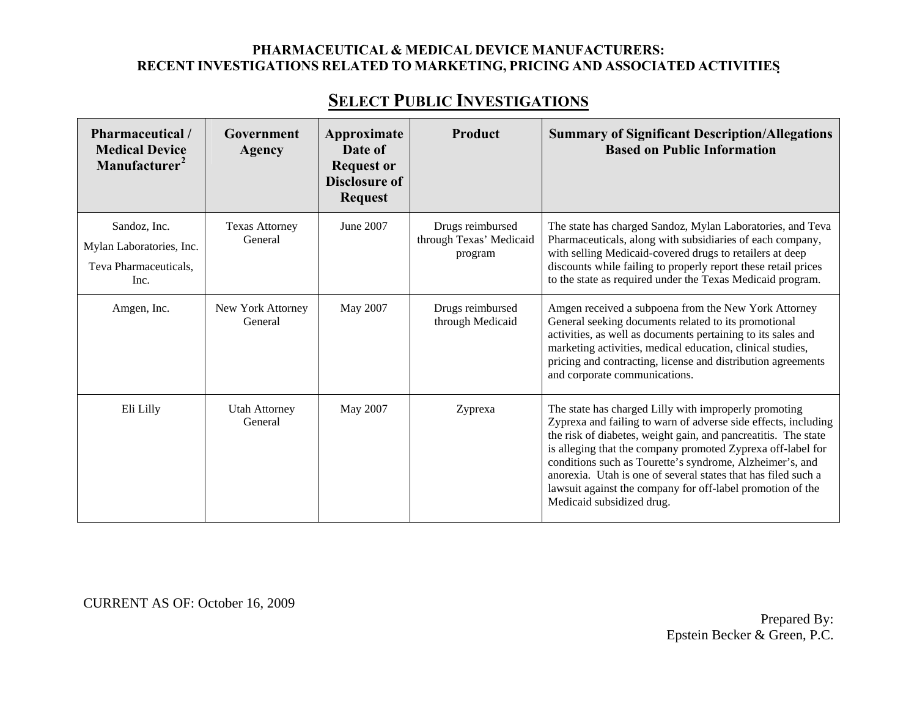**PHARMACEUTICAL & MEDICAL DEVICE MANUFACTURERS:**
**RECENT INVESTIGATIONS RELATED TO MARKETING, PRICING AND ASSOCIATED ACTIVITIES**

## SELECT PUBLIC INVESTIGATIONS

| Pharmaceutical / Medical Device Manufacturer[2] | Government Agency | Approximate Date of Request or Disclosure of Request | Product | Summary of Significant Description/Allegations Based on Public Information |
|---|---|---|---|---|
| Sandoz, Inc.<br>Mylan Laboratories, Inc.<br>Teva Pharmaceuticals, Inc. | Texas Attorney General | June 2007 | Drugs reimbursed through Texas' Medicaid program | The state has charged Sandoz, Mylan Laboratories, and Teva Pharmaceuticals, along with subsidiaries of each company, with selling Medicaid-covered drugs to retailers at deep discounts while failing to properly report these retail prices to the state as required under the Texas Medicaid program. |
| Amgen, Inc. | New York Attorney General | May 2007 | Drugs reimbursed through Medicaid | Amgen received a subpoena from the New York Attorney General seeking documents related to its promotional activities, as well as documents pertaining to its sales and marketing activities, medical education, clinical studies, pricing and contracting, license and distribution agreements and corporate communications. |
| Eli Lilly | Utah Attorney General | May 2007 | Zyprexa | The state has charged Lilly with improperly promoting Zyprexa and failing to warn of adverse side effects, including the risk of diabetes, weight gain, and pancreatitis. The state is alleging that the company promoted Zyprexa off-label for conditions such as Tourette's syndrome, Alzheimer's, and anorexia. Utah is one of several states that has filed such a lawsuit against the company for off-label promotion of the Medicaid subsidized drug. |

CURRENT AS OF: October 16, 2009

Prepared By:
Epstein Becker & Green, P.C.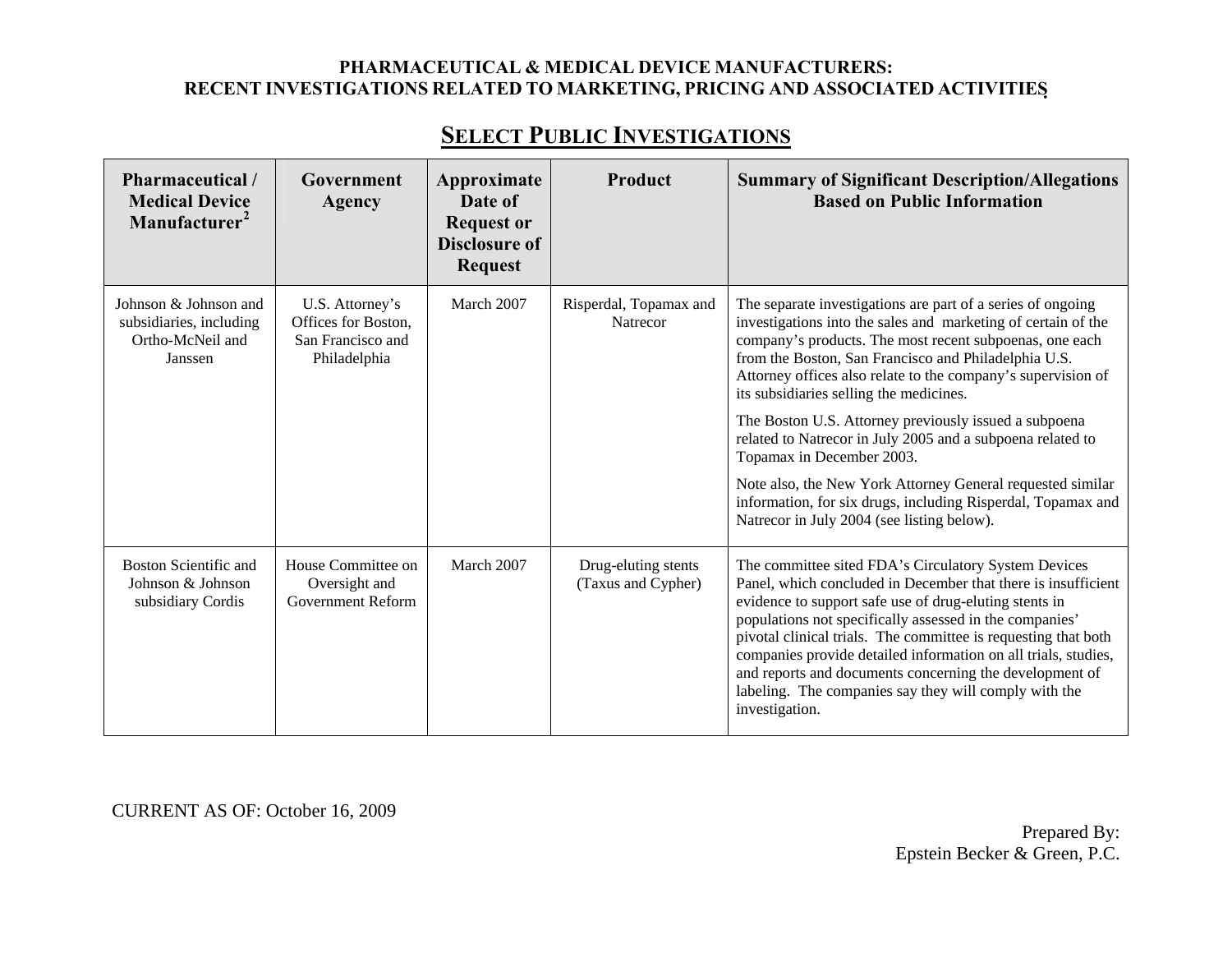**PHARMACEUTICAL & MEDICAL DEVICE MANUFACTURERS:**
**RECENT INVESTIGATIONS RELATED TO MARKETING, PRICING AND ASSOCIATED ACTIVITIES**

## SELECT PUBLIC INVESTIGATIONS

| Pharmaceutical / Medical Device Manufacturer[2] | Government Agency | Approximate Date of Request or Disclosure of Request | Product | Summary of Significant Description/Allegations Based on Public Information |
|---|---|---|---|---|
| Johnson & Johnson and subsidiaries, including Ortho-McNeil and Janssen | U.S. Attorney's Offices for Boston, San Francisco and Philadelphia | March 2007 | Risperdal, Topamax and Natrecor | The separate investigations are part of a series of ongoing investigations into the sales and marketing of certain of the company's products. The most recent subpoenas, one each from the Boston, San Francisco and Philadelphia U.S. Attorney offices also relate to the company's supervision of its subsidiaries selling the medicines.<br><br>The Boston U.S. Attorney previously issued a subpoena related to Natrecor in July 2005 and a subpoena related to Topamax in December 2003.<br><br>Note also, the New York Attorney General requested similar information, for six drugs, including Risperdal, Topamax and Natrecor in July 2004 (see listing below). |
| Boston Scientific and Johnson & Johnson subsidiary Cordis | House Committee on Oversight and Government Reform | March 2007 | Drug-eluting stents (Taxus and Cypher) | The committee sited FDA's Circulatory System Devices Panel, which concluded in December that there is insufficient evidence to support safe use of drug-eluting stents in populations not specifically assessed in the companies' pivotal clinical trials. The committee is requesting that both companies provide detailed information on all trials, studies, and reports and documents concerning the development of labeling. The companies say they will comply with the investigation. |

CURRENT AS OF: October 16, 2009

Prepared By:
Epstein Becker & Green, P.C.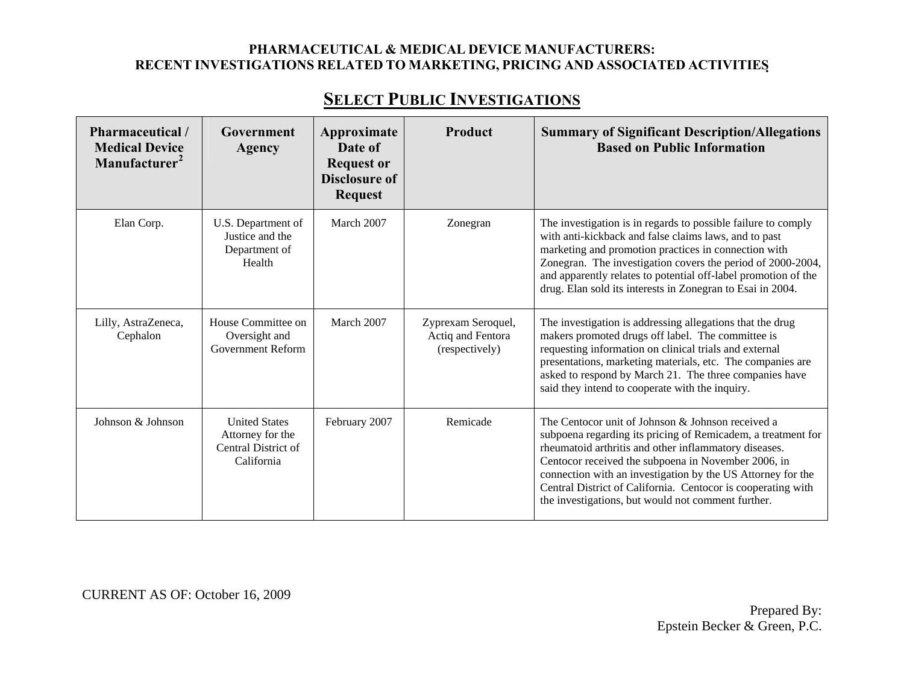**PHARMACEUTICAL & MEDICAL DEVICE MANUFACTURERS:**
**RECENT INVESTIGATIONS RELATED TO MARKETING, PRICING AND ASSOCIATED ACTIVITIES**

## SELECT PUBLIC INVESTIGATIONS

| Pharmaceutical / Medical Device Manufacturer[2] | Government Agency | Approximate Date of Request or Disclosure of Request | Product | Summary of Significant Description/Allegations Based on Public Information |
|---|---|---|---|---|
| Elan Corp. | U.S. Department of Justice and the Department of Health | March 2007 | Zonegran | The investigation is in regards to possible failure to comply with anti-kickback and false claims laws, and to past marketing and promotion practices in connection with Zonegran. The investigation covers the period of 2000-2004, and apparently relates to potential off-label promotion of the drug. Elan sold its interests in Zonegran to Esai in 2004. |
| Lilly, AstraZeneca, Cephalon | House Committee on Oversight and Government Reform | March 2007 | Zyprexam Seroquel, Actiq and Fentora (respectively) | The investigation is addressing allegations that the drug makers promoted drugs off label. The committee is requesting information on clinical trials and external presentations, marketing materials, etc. The companies are asked to respond by March 21. The three companies have said they intend to cooperate with the inquiry. |
| Johnson & Johnson | United States Attorney for the Central District of California | February 2007 | Remicade | The Centocor unit of Johnson & Johnson received a subpoena regarding its pricing of Remicadem, a treatment for rheumatoid arthritis and other inflammatory diseases. Centocor received the subpoena in November 2006, in connection with an investigation by the US Attorney for the Central District of California. Centocor is cooperating with the investigations, but would not comment further. |

CURRENT AS OF: October 16, 2009

Prepared By:
Epstein Becker & Green, P.C.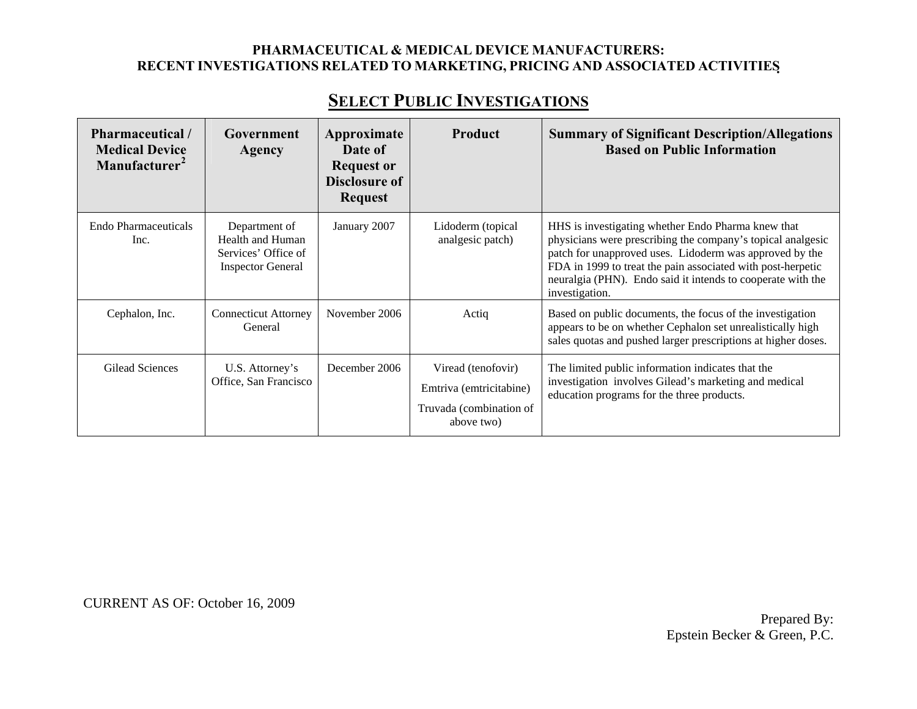**PHARMACEUTICAL & MEDICAL DEVICE MANUFACTURERS:**
**RECENT INVESTIGATIONS RELATED TO MARKETING, PRICING AND ASSOCIATED ACTIVITIES**

## SELECT PUBLIC INVESTIGATIONS

| Pharmaceutical / Medical Device Manufacturer[2] | Government Agency | Approximate Date of Request or Disclosure of Request | Product | Summary of Significant Description/Allegations Based on Public Information |
|---|---|---|---|---|
| Endo Pharmaceuticals Inc. | Department of Health and Human Services' Office of Inspector General | January 2007 | Lidoderm (topical analgesic patch) | HHS is investigating whether Endo Pharma knew that physicians were prescribing the company's topical analgesic patch for unapproved uses. Lidoderm was approved by the FDA in 1999 to treat the pain associated with post-herpetic neuralgia (PHN). Endo said it intends to cooperate with the investigation. |
| Cephalon, Inc. | Connecticut Attorney General | November 2006 | Actiq | Based on public documents, the focus of the investigation appears to be on whether Cephalon set unrealistically high sales quotas and pushed larger prescriptions at higher doses. |
| Gilead Sciences | U.S. Attorney's Office, San Francisco | December 2006 | Viread (tenofovir)<br>Emtriva (emtricitabine)<br>Truvada (combination of above two) | The limited public information indicates that the investigation involves Gilead's marketing and medical education programs for the three products. |

CURRENT AS OF: October 16, 2009

Prepared By:
Epstein Becker & Green, P.C.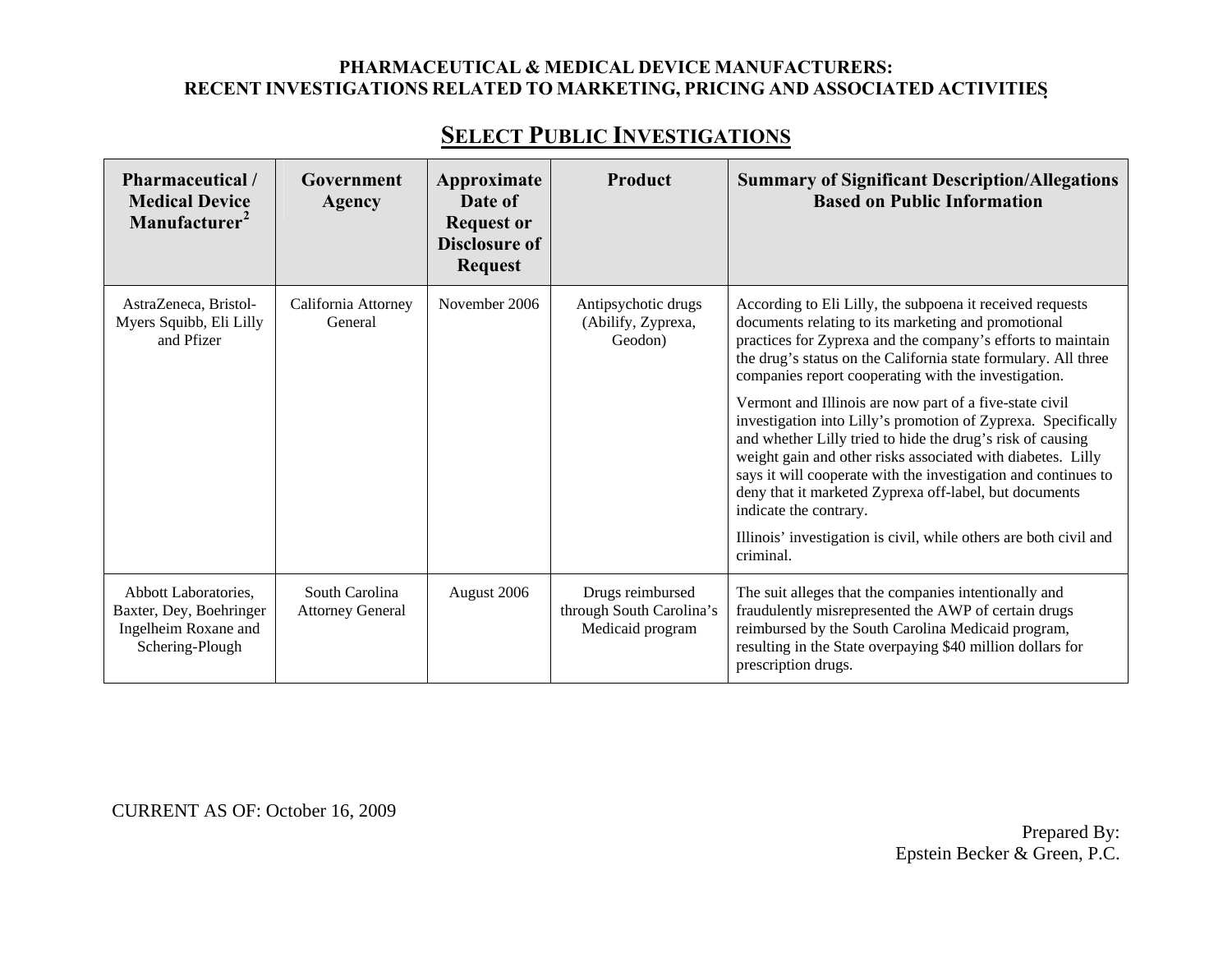**PHARMACEUTICAL & MEDICAL DEVICE MANUFACTURERS:**
**RECENT INVESTIGATIONS RELATED TO MARKETING, PRICING AND ASSOCIATED ACTIVITIES**

## SELECT PUBLIC INVESTIGATIONS

| Pharmaceutical / Medical Device Manufacturer[2] | Government Agency | Approximate Date of Request or Disclosure of Request | Product | Summary of Significant Description/Allegations Based on Public Information |
|---|---|---|---|---|
| AstraZeneca, Bristol-Myers Squibb, Eli Lilly and Pfizer | California Attorney General | November 2006 | Antipsychotic drugs (Abilify, Zyprexa, Geodon) | According to Eli Lilly, the subpoena it received requests documents relating to its marketing and promotional practices for Zyprexa and the company's efforts to maintain the drug's status on the California state formulary. All three companies report cooperating with the investigation.<br><br>Vermont and Illinois are now part of a five-state civil investigation into Lilly's promotion of Zyprexa. Specifically and whether Lilly tried to hide the drug's risk of causing weight gain and other risks associated with diabetes. Lilly says it will cooperate with the investigation and continues to deny that it marketed Zyprexa off-label, but documents indicate the contrary.<br><br>Illinois' investigation is civil, while others are both civil and criminal. |
| Abbott Laboratories, Baxter, Dey, Boehringer Ingelheim Roxane and Schering-Plough | South Carolina Attorney General | August 2006 | Drugs reimbursed through South Carolina's Medicaid program | The suit alleges that the companies intentionally and fraudulently misrepresented the AWP of certain drugs reimbursed by the South Carolina Medicaid program, resulting in the State overpaying $40 million dollars for prescription drugs. |

CURRENT AS OF: October 16, 2009

Prepared By:
Epstein Becker & Green, P.C.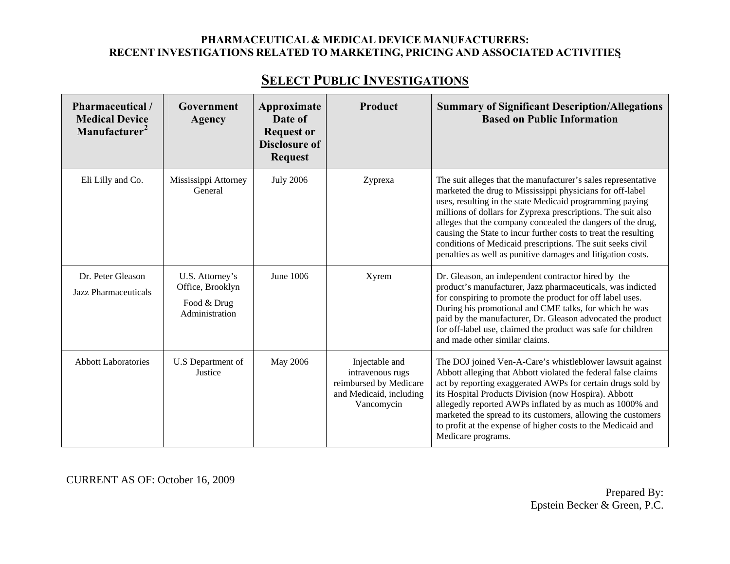**PHARMACEUTICAL & MEDICAL DEVICE MANUFACTURERS:**
**RECENT INVESTIGATIONS RELATED TO MARKETING, PRICING AND ASSOCIATED ACTIVITIES**

## SELECT PUBLIC INVESTIGATIONS

| Pharmaceutical / Medical Device Manufacturer[2] | Government Agency | Approximate Date of Request or Disclosure of Request | Product | Summary of Significant Description/Allegations Based on Public Information |
|---|---|---|---|---|
| Eli Lilly and Co. | Mississippi Attorney General | July 2006 | Zyprexa | The suit alleges that the manufacturer's sales representative marketed the drug to Mississippi physicians for off-label uses, resulting in the state Medicaid programming paying millions of dollars for Zyprexa prescriptions. The suit also alleges that the company concealed the dangers of the drug, causing the State to incur further costs to treat the resulting conditions of Medicaid prescriptions. The suit seeks civil penalties as well as punitive damages and litigation costs. |
| Dr. Peter Gleason<br>Jazz Pharmaceuticals | U.S. Attorney's Office, Brooklyn<br>Food & Drug Administration | June 1006 | Xyrem | Dr. Gleason, an independent contractor hired by the product's manufacturer, Jazz pharmaceuticals, was indicted for conspiring to promote the product for off label uses. During his promotional and CME talks, for which he was paid by the manufacturer, Dr. Gleason advocated the product for off-label use, claimed the product was safe for children and made other similar claims. |
| Abbott Laboratories | U.S Department of Justice | May 2006 | Injectable and intravenous rugs reimbursed by Medicare and Medicaid, including Vancomycin | The DOJ joined Ven-A-Care's whistleblower lawsuit against Abbott alleging that Abbott violated the federal false claims act by reporting exaggerated AWPs for certain drugs sold by its Hospital Products Division (now Hospira). Abbott allegedly reported AWPs inflated by as much as 1000% and marketed the spread to its customers, allowing the customers to profit at the expense of higher costs to the Medicaid and Medicare programs. |

CURRENT AS OF: October 16, 2009

Prepared By:
Epstein Becker & Green, P.C.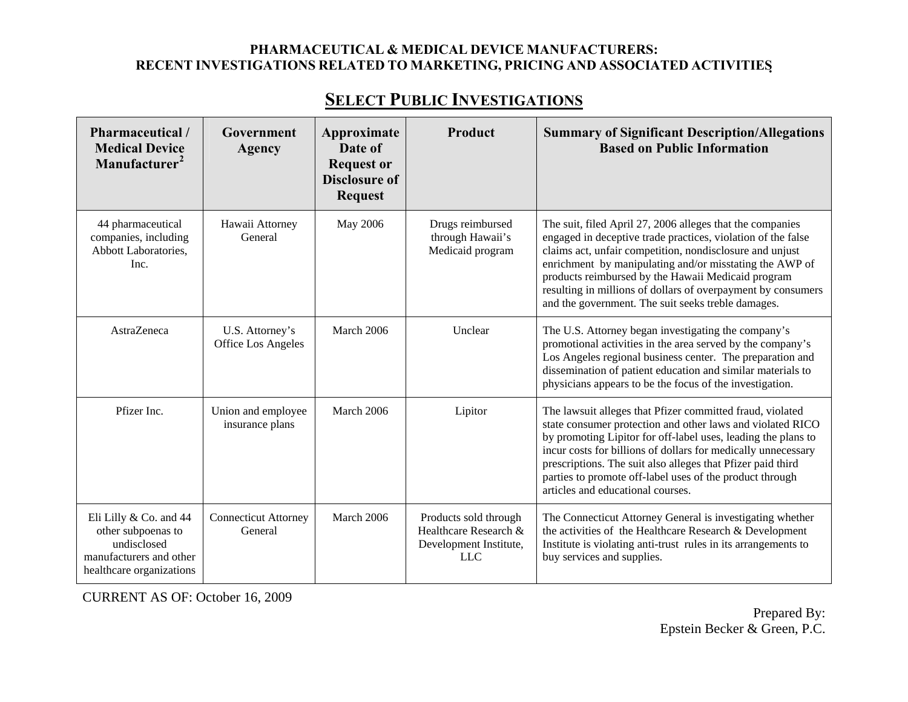**PHARMACEUTICAL & MEDICAL DEVICE MANUFACTURERS:**
**RECENT INVESTIGATIONS RELATED TO MARKETING, PRICING AND ASSOCIATED ACTIVITIES**

## SELECT PUBLIC INVESTIGATIONS

| Pharmaceutical / Medical Device Manufacturer[2] | Government Agency | Approximate Date of Request or Disclosure of Request | Product | Summary of Significant Description/Allegations Based on Public Information |
|---|---|---|---|---|
| 44 pharmaceutical companies, including Abbott Laboratories, Inc. | Hawaii Attorney General | May 2006 | Drugs reimbursed through Hawaii's Medicaid program | The suit, filed April 27, 2006 alleges that the companies engaged in deceptive trade practices, violation of the false claims act, unfair competition, nondisclosure and unjust enrichment by manipulating and/or misstating the AWP of products reimbursed by the Hawaii Medicaid program resulting in millions of dollars of overpayment by consumers and the government. The suit seeks treble damages. |
| AstraZeneca | U.S. Attorney's Office Los Angeles | March 2006 | Unclear | The U.S. Attorney began investigating the company's promotional activities in the area served by the company's Los Angeles regional business center. The preparation and dissemination of patient education and similar materials to physicians appears to be the focus of the investigation. |
| Pfizer Inc. | Union and employee insurance plans | March 2006 | Lipitor | The lawsuit alleges that Pfizer committed fraud, violated state consumer protection and other laws and violated RICO by promoting Lipitor for off-label uses, leading the plans to incur costs for billions of dollars for medically unnecessary prescriptions. The suit also alleges that Pfizer paid third parties to promote off-label uses of the product through articles and educational courses. |
| Eli Lilly & Co. and 44 other subpoenas to undisclosed manufacturers and other healthcare organizations | Connecticut Attorney General | March 2006 | Products sold through Healthcare Research & Development Institute, LLC | The Connecticut Attorney General is investigating whether the activities of the Healthcare Research & Development Institute is violating anti-trust rules in its arrangements to buy services and supplies. |

CURRENT AS OF: October 16, 2009

Prepared By:
Epstein Becker & Green, P.C.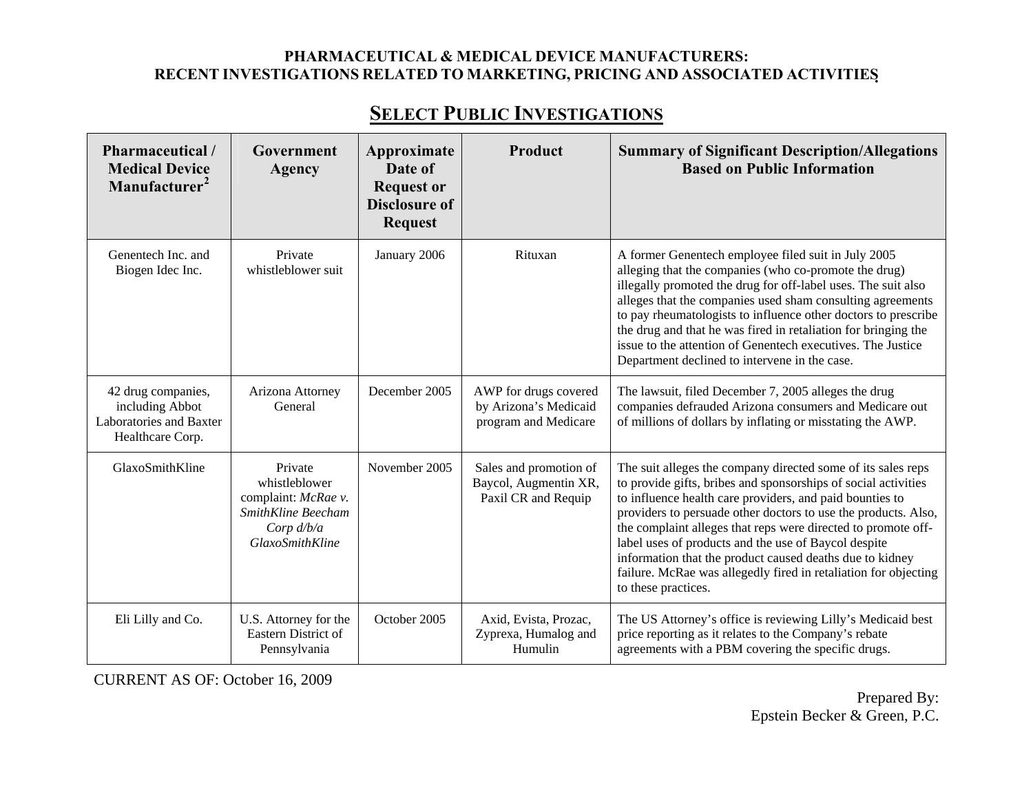**PHARMACEUTICAL & MEDICAL DEVICE MANUFACTURERS: RECENT INVESTIGATIONS RELATED TO MARKETING, PRICING AND ASSOCIATED ACTIVITIES**

## SELECT PUBLIC INVESTIGATIONS

| Pharmaceutical / Medical Device Manufacturer[2] | Government Agency | Approximate Date of Request or Disclosure of Request | Product | Summary of Significant Description/Allegations Based on Public Information |
|---|---|---|---|---|
| Genentech Inc. and Biogen Idec Inc. | Private whistleblower suit | January 2006 | Rituxan | A former Genentech employee filed suit in July 2005 alleging that the companies (who co-promote the drug) illegally promoted the drug for off-label uses. The suit also alleges that the companies used sham consulting agreements to pay rheumatologists to influence other doctors to prescribe the drug and that he was fired in retaliation for bringing the issue to the attention of Genentech executives. The Justice Department declined to intervene in the case. |
| 42 drug companies, including Abbot Laboratories and Baxter Healthcare Corp. | Arizona Attorney General | December 2005 | AWP for drugs covered by Arizona's Medicaid program and Medicare | The lawsuit, filed December 7, 2005 alleges the drug companies defrauded Arizona consumers and Medicare out of millions of dollars by inflating or misstating the AWP. |
| GlaxoSmithKline | Private whistleblower complaint: *McRae v. SmithKline Beecham Corp d/b/a GlaxoSmithKline* | November 2005 | Sales and promotion of Baycol, Augmentin XR, Paxil CR and Requip | The suit alleges the company directed some of its sales reps to provide gifts, bribes and sponsorships of social activities to influence health care providers, and paid bounties to providers to persuade other doctors to use the products. Also, the complaint alleges that reps were directed to promote off-label uses of products and the use of Baycol despite information that the product caused deaths due to kidney failure. McRae was allegedly fired in retaliation for objecting to these practices. |
| Eli Lilly and Co. | U.S. Attorney for the Eastern District of Pennsylvania | October 2005 | Axid, Evista, Prozac, Zyprexa, Humalog and Humulin | The US Attorney's office is reviewing Lilly's Medicaid best price reporting as it relates to the Company's rebate agreements with a PBM covering the specific drugs. |

CURRENT AS OF: October 16, 2009

Prepared By:
Epstein Becker & Green, P.C.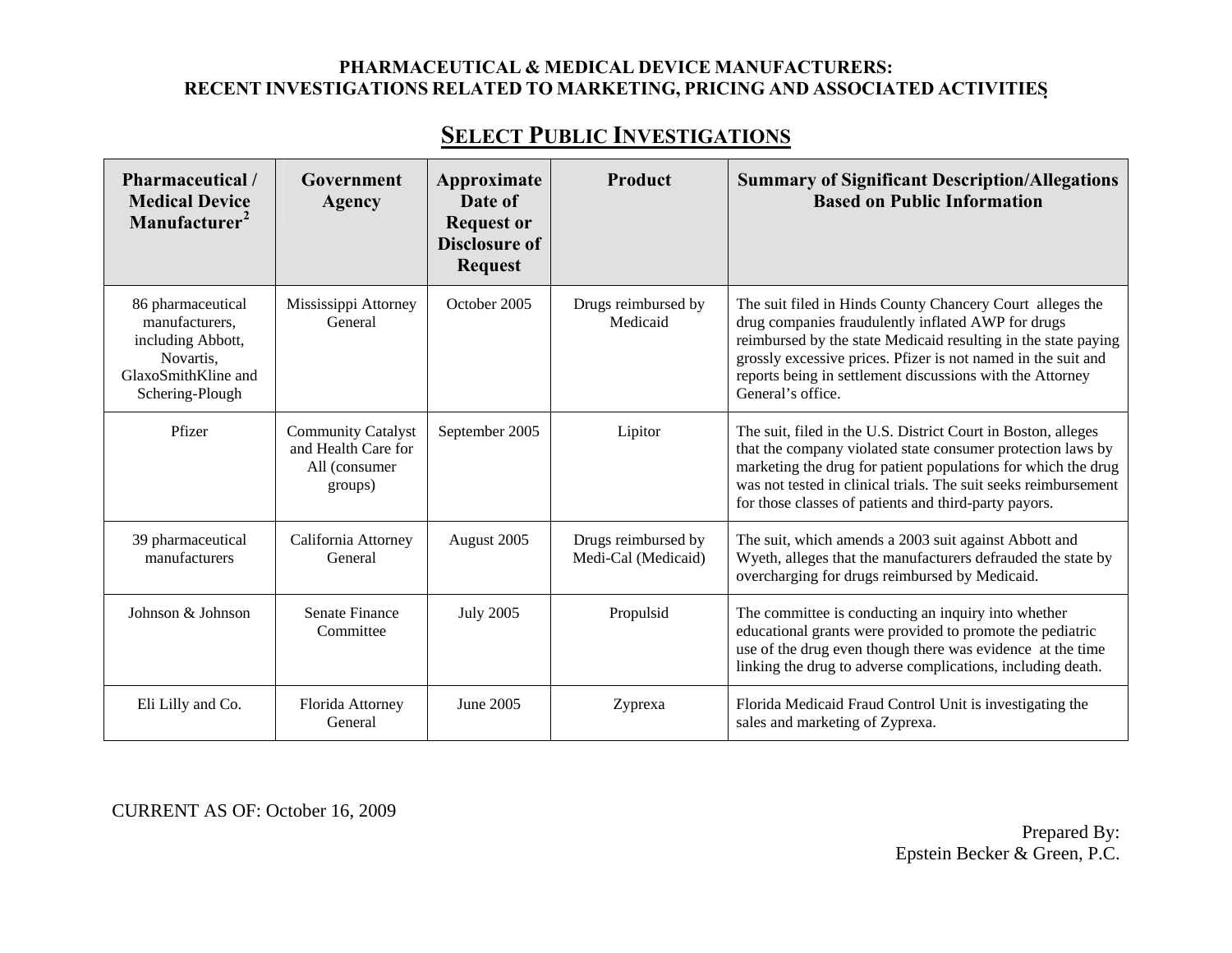**PHARMACEUTICAL & MEDICAL DEVICE MANUFACTURERS:**
**RECENT INVESTIGATIONS RELATED TO MARKETING, PRICING AND ASSOCIATED ACTIVITIES**

## SELECT PUBLIC INVESTIGATIONS

| Pharmaceutical / Medical Device Manufacturer[2] | Government Agency | Approximate Date of Request or Disclosure of Request | Product | Summary of Significant Description/Allegations Based on Public Information |
|---|---|---|---|---|
| 86 pharmaceutical manufacturers, including Abbott, Novartis, GlaxoSmithKline and Schering-Plough | Mississippi Attorney General | October 2005 | Drugs reimbursed by Medicaid | The suit filed in Hinds County Chancery Court alleges the drug companies fraudulently inflated AWP for drugs reimbursed by the state Medicaid resulting in the state paying grossly excessive prices. Pfizer is not named in the suit and reports being in settlement discussions with the Attorney General's office. |
| Pfizer | Community Catalyst and Health Care for All (consumer groups) | September 2005 | Lipitor | The suit, filed in the U.S. District Court in Boston, alleges that the company violated state consumer protection laws by marketing the drug for patient populations for which the drug was not tested in clinical trials. The suit seeks reimbursement for those classes of patients and third-party payors. |
| 39 pharmaceutical manufacturers | California Attorney General | August 2005 | Drugs reimbursed by Medi-Cal (Medicaid) | The suit, which amends a 2003 suit against Abbott and Wyeth, alleges that the manufacturers defrauded the state by overcharging for drugs reimbursed by Medicaid. |
| Johnson & Johnson | Senate Finance Committee | July 2005 | Propulsid | The committee is conducting an inquiry into whether educational grants were provided to promote the pediatric use of the drug even though there was evidence at the time linking the drug to adverse complications, including death. |
| Eli Lilly and Co. | Florida Attorney General | June 2005 | Zyprexa | Florida Medicaid Fraud Control Unit is investigating the sales and marketing of Zyprexa. |

CURRENT AS OF: October 16, 2009

Prepared By:
Epstein Becker & Green, P.C.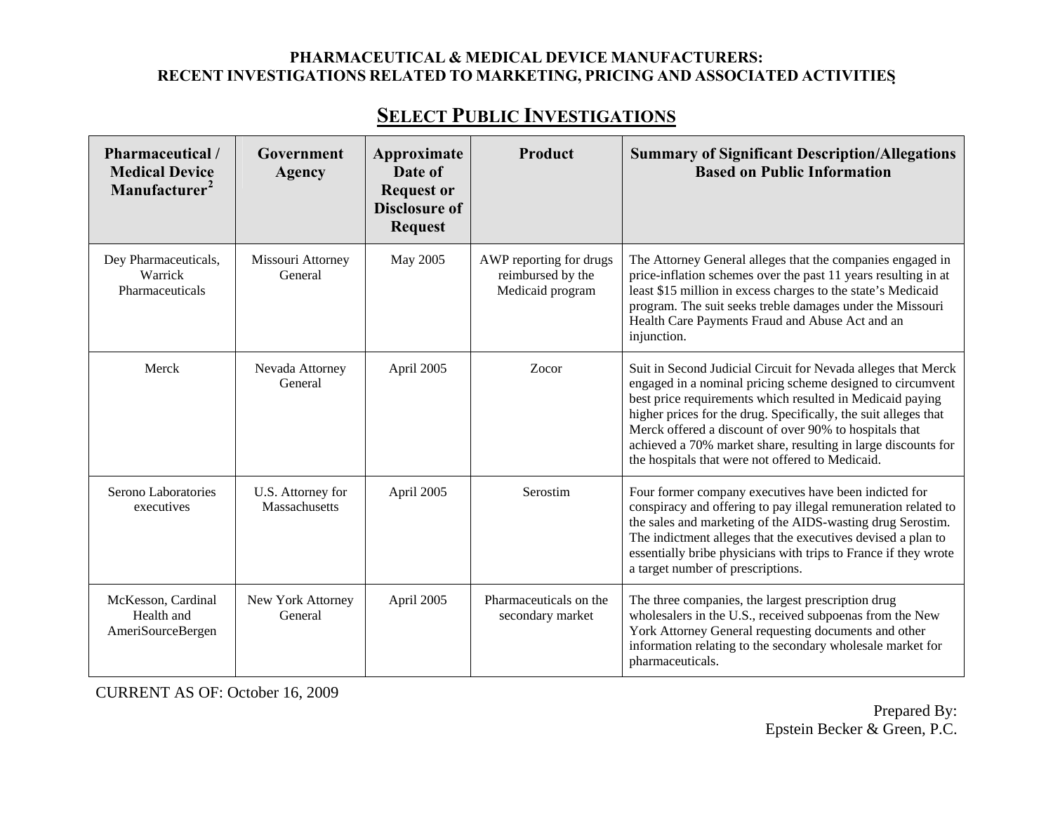**PHARMACEUTICAL & MEDICAL DEVICE MANUFACTURERS:
RECENT INVESTIGATIONS RELATED TO MARKETING, PRICING AND ASSOCIATED ACTIVITIES**

## SELECT PUBLIC INVESTIGATIONS

| Pharmaceutical / Medical Device Manufacturer[2] | Government Agency | Approximate Date of Request or Disclosure of Request | Product | Summary of Significant Description/Allegations Based on Public Information |
|---|---|---|---|---|
| Dey Pharmaceuticals, Warrick Pharmaceuticals | Missouri Attorney General | May 2005 | AWP reporting for drugs reimbursed by the Medicaid program | The Attorney General alleges that the companies engaged in price-inflation schemes over the past 11 years resulting in at least $15 million in excess charges to the state's Medicaid program. The suit seeks treble damages under the Missouri Health Care Payments Fraud and Abuse Act and an injunction. |
| Merck | Nevada Attorney General | April 2005 | Zocor | Suit in Second Judicial Circuit for Nevada alleges that Merck engaged in a nominal pricing scheme designed to circumvent best price requirements which resulted in Medicaid paying higher prices for the drug. Specifically, the suit alleges that Merck offered a discount of over 90% to hospitals that achieved a 70% market share, resulting in large discounts for the hospitals that were not offered to Medicaid. |
| Serono Laboratories executives | U.S. Attorney for Massachusetts | April 2005 | Serostim | Four former company executives have been indicted for conspiracy and offering to pay illegal remuneration related to the sales and marketing of the AIDS-wasting drug Serostim. The indictment alleges that the executives devised a plan to essentially bribe physicians with trips to France if they wrote a target number of prescriptions. |
| McKesson, Cardinal Health and AmeriSourceBergen | New York Attorney General | April 2005 | Pharmaceuticals on the secondary market | The three companies, the largest prescription drug wholesalers in the U.S., received subpoenas from the New York Attorney General requesting documents and other information relating to the secondary wholesale market for pharmaceuticals. |

CURRENT AS OF: October 16, 2009

Prepared By:
Epstein Becker & Green, P.C.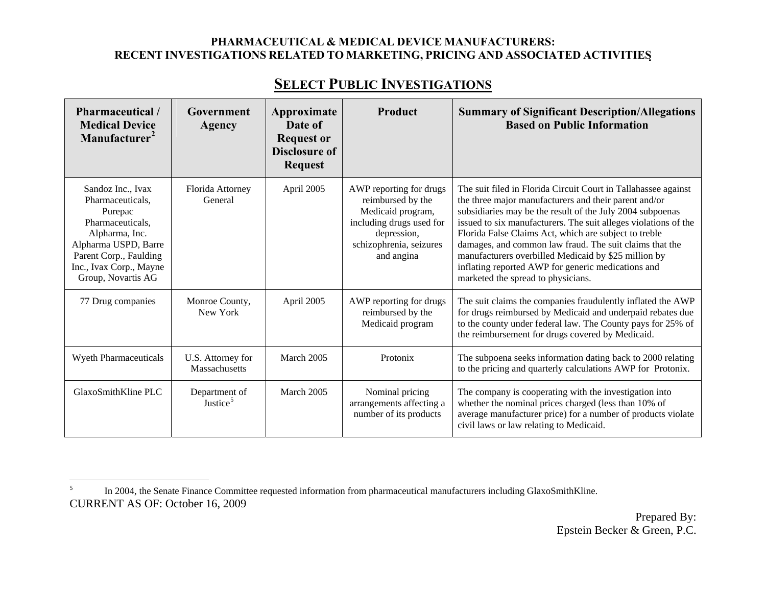**PHARMACEUTICAL & MEDICAL DEVICE MANUFACTURERS:**
**RECENT INVESTIGATIONS RELATED TO MARKETING, PRICING AND ASSOCIATED ACTIVITIES**

## SELECT PUBLIC INVESTIGATIONS

| Pharmaceutical / Medical Device Manufacturer[2] | Government Agency | Approximate Date of Request or Disclosure of Request | Product | Summary of Significant Description/Allegations Based on Public Information |
|---|---|---|---|---|
| Sandoz Inc., Ivax Pharmaceuticals, Purepac Pharmaceuticals, Alpharma, Inc. Alpharma USPD, Barre Parent Corp., Faulding Inc., Ivax Corp., Mayne Group, Novartis AG | Florida Attorney General | April 2005 | AWP reporting for drugs reimbursed by the Medicaid program, including drugs used for depression, schizophrenia, seizures and angina | The suit filed in Florida Circuit Court in Tallahassee against the three major manufacturers and their parent and/or subsidiaries may be the result of the July 2004 subpoenas issued to six manufacturers. The suit alleges violations of the Florida False Claims Act, which are subject to treble damages, and common law fraud. The suit claims that the manufacturers overbilled Medicaid by $25 million by inflating reported AWP for generic medications and marketed the spread to physicians. |
| 77 Drug companies | Monroe County, New York | April 2005 | AWP reporting for drugs reimbursed by the Medicaid program | The suit claims the companies fraudulently inflated the AWP for drugs reimbursed by Medicaid and underpaid rebates due to the county under federal law. The County pays for 25% of the reimbursement for drugs covered by Medicaid. |
| Wyeth Pharmaceuticals | U.S. Attorney for Massachusetts | March 2005 | Protonix | The subpoena seeks information dating back to 2000 relating to the pricing and quarterly calculations AWP for Protonix. |
| GlaxoSmithKline PLC | Department of Justice[5] | March 2005 | Nominal pricing arrangements affecting a number of its products | The company is cooperating with the investigation into whether the nominal prices charged (less than 10% of average manufacturer price) for a number of products violate civil laws or law relating to Medicaid. |

[5] In 2004, the Senate Finance Committee requested information from pharmaceutical manufacturers including GlaxoSmithKline.

CURRENT AS OF: October 16, 2009

Prepared By:
Epstein Becker & Green, P.C.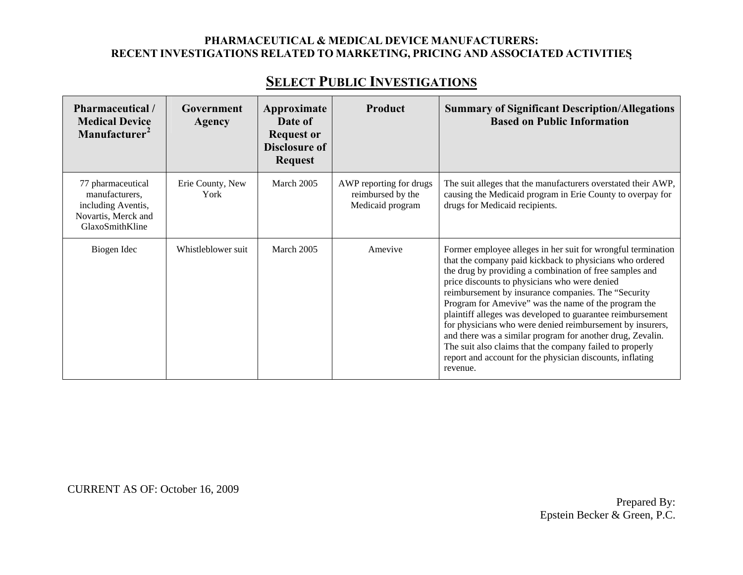**PHARMACEUTICAL & MEDICAL DEVICE MANUFACTURERS:**
**RECENT INVESTIGATIONS RELATED TO MARKETING, PRICING AND ASSOCIATED ACTIVITIES**

## SELECT PUBLIC INVESTIGATIONS

| Pharmaceutical / Medical Device Manufacturer[2] | Government Agency | Approximate Date of Request or Disclosure of Request | Product | Summary of Significant Description/Allegations Based on Public Information |
|---|---|---|---|---|
| 77 pharmaceutical manufacturers, including Aventis, Novartis, Merck and GlaxoSmithKline | Erie County, New York | March 2005 | AWP reporting for drugs reimbursed by the Medicaid program | The suit alleges that the manufacturers overstated their AWP, causing the Medicaid program in Erie County to overpay for drugs for Medicaid recipients. |
| Biogen Idec | Whistleblower suit | March 2005 | Amevive | Former employee alleges in her suit for wrongful termination that the company paid kickback to physicians who ordered the drug by providing a combination of free samples and price discounts to physicians who were denied reimbursement by insurance companies. The "Security Program for Amevive" was the name of the program the plaintiff alleges was developed to guarantee reimbursement for physicians who were denied reimbursement by insurers, and there was a similar program for another drug, Zevalin. The suit also claims that the company failed to properly report and account for the physician discounts, inflating revenue. |

CURRENT AS OF: October 16, 2009

Prepared By:
Epstein Becker & Green, P.C.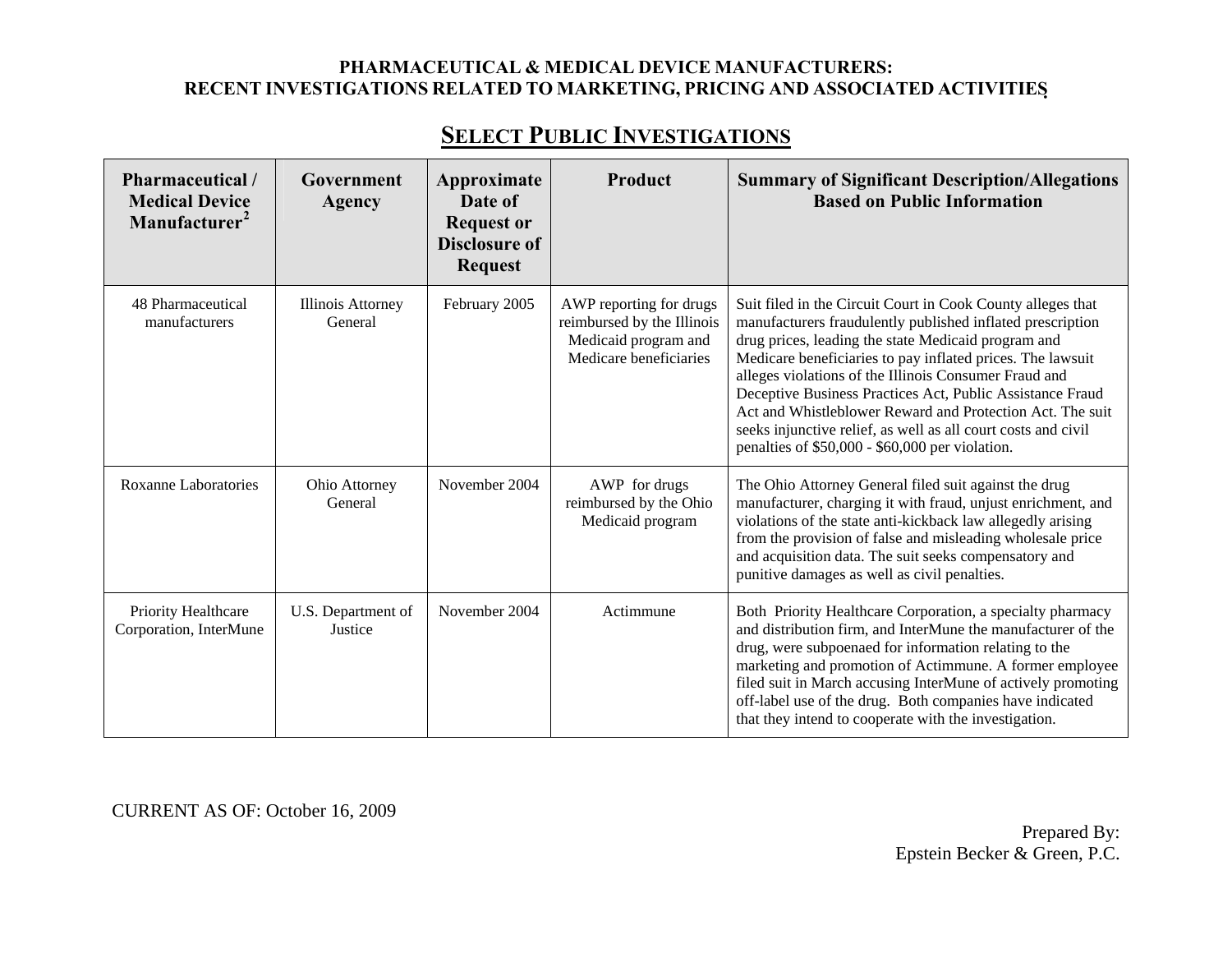PHARMACEUTICAL & MEDICAL DEVICE MANUFACTURERS:
RECENT INVESTIGATIONS RELATED TO MARKETING, PRICING AND ASSOCIATED ACTIVITIES

## SELECT PUBLIC INVESTIGATIONS

| Pharmaceutical / Medical Device Manufacturer[2] | Government Agency | Approximate Date of Request or Disclosure of Request | Product | Summary of Significant Description/Allegations Based on Public Information |
|---|---|---|---|---|
| 48 Pharmaceutical manufacturers | Illinois Attorney General | February 2005 | AWP reporting for drugs reimbursed by the Illinois Medicaid program and Medicare beneficiaries | Suit filed in the Circuit Court in Cook County alleges that manufacturers fraudulently published inflated prescription drug prices, leading the state Medicaid program and Medicare beneficiaries to pay inflated prices. The lawsuit alleges violations of the Illinois Consumer Fraud and Deceptive Business Practices Act, Public Assistance Fraud Act and Whistleblower Reward and Protection Act. The suit seeks injunctive relief, as well as all court costs and civil penalties of $50,000 - $60,000 per violation. |
| Roxanne Laboratories | Ohio Attorney General | November 2004 | AWP for drugs reimbursed by the Ohio Medicaid program | The Ohio Attorney General filed suit against the drug manufacturer, charging it with fraud, unjust enrichment, and violations of the state anti-kickback law allegedly arising from the provision of false and misleading wholesale price and acquisition data. The suit seeks compensatory and punitive damages as well as civil penalties. |
| Priority Healthcare Corporation, InterMune | U.S. Department of Justice | November 2004 | Actimmune | Both Priority Healthcare Corporation, a specialty pharmacy and distribution firm, and InterMune the manufacturer of the drug, were subpoenaed for information relating to the marketing and promotion of Actimmune. A former employee filed suit in March accusing InterMune of actively promoting off-label use of the drug. Both companies have indicated that they intend to cooperate with the investigation. |

CURRENT AS OF: October 16, 2009

Prepared By:
Epstein Becker & Green, P.C.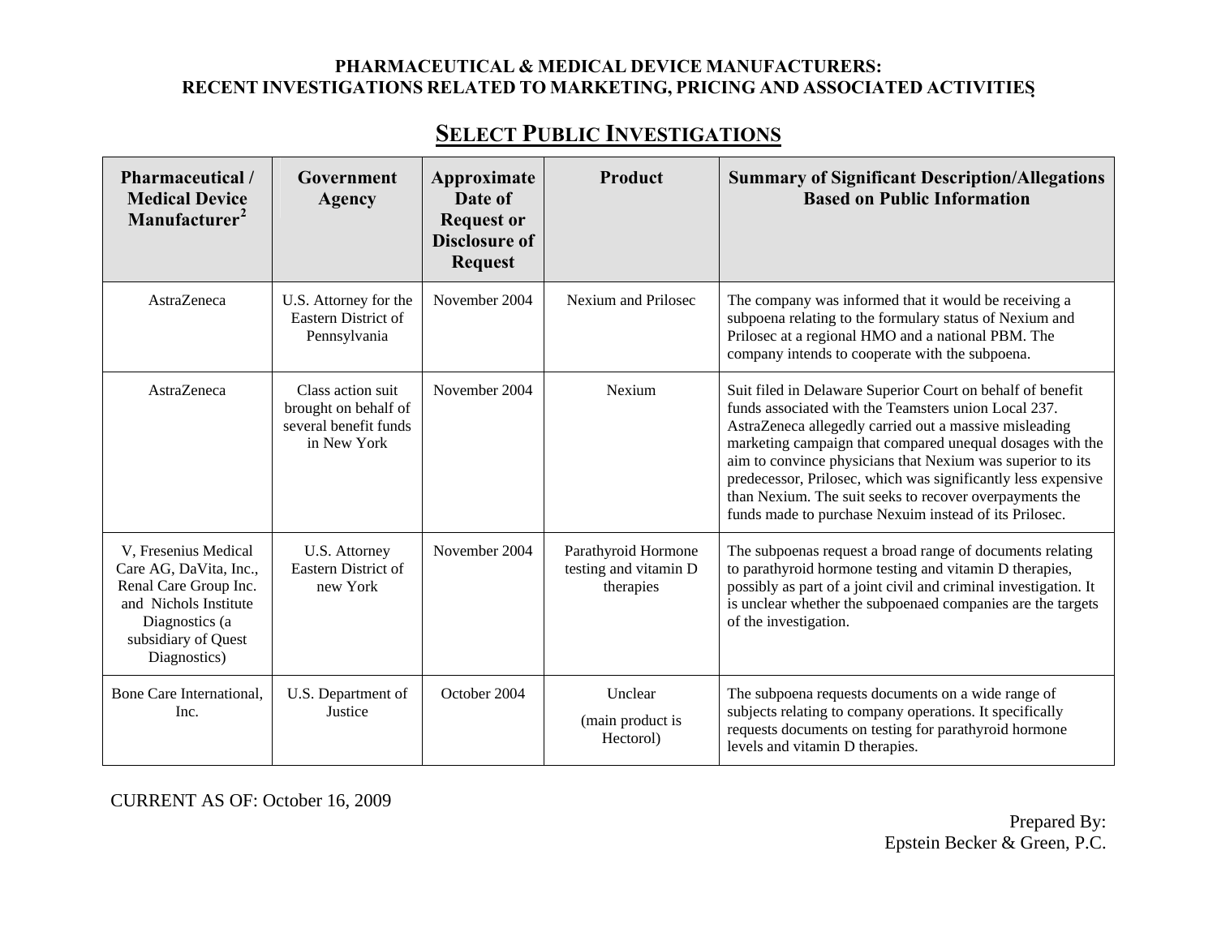**PHARMACEUTICAL & MEDICAL DEVICE MANUFACTURERS:**
**RECENT INVESTIGATIONS RELATED TO MARKETING, PRICING AND ASSOCIATED ACTIVITIES**

## SELECT PUBLIC INVESTIGATIONS

| Pharmaceutical / Medical Device Manufacturer[2] | Government Agency | Approximate Date of Request or Disclosure of Request | Product | Summary of Significant Description/Allegations Based on Public Information |
|---|---|---|---|---|
| AstraZeneca | U.S. Attorney for the Eastern District of Pennsylvania | November 2004 | Nexium and Prilosec | The company was informed that it would be receiving a subpoena relating to the formulary status of Nexium and Prilosec at a regional HMO and a national PBM. The company intends to cooperate with the subpoena. |
| AstraZeneca | Class action suit brought on behalf of several benefit funds in New York | November 2004 | Nexium | Suit filed in Delaware Superior Court on behalf of benefit funds associated with the Teamsters union Local 237. AstraZeneca allegedly carried out a massive misleading marketing campaign that compared unequal dosages with the aim to convince physicians that Nexium was superior to its predecessor, Prilosec, which was significantly less expensive than Nexium. The suit seeks to recover overpayments the funds made to purchase Nexuim instead of its Prilosec. |
| V, Fresenius Medical Care AG, DaVita, Inc., Renal Care Group Inc. and Nichols Institute Diagnostics (a subsidiary of Quest Diagnostics) | U.S. Attorney Eastern District of new York | November 2004 | Parathyroid Hormone testing and vitamin D therapies | The subpoenas request a broad range of documents relating to parathyroid hormone testing and vitamin D therapies, possibly as part of a joint civil and criminal investigation. It is unclear whether the subpoenaed companies are the targets of the investigation. |
| Bone Care International, Inc. | U.S. Department of Justice | October 2004 | Unclear (main product is Hectorol) | The subpoena requests documents on a wide range of subjects relating to company operations. It specifically requests documents on testing for parathyroid hormone levels and vitamin D therapies. |

CURRENT AS OF: October 16, 2009

Prepared By:
Epstein Becker & Green, P.C.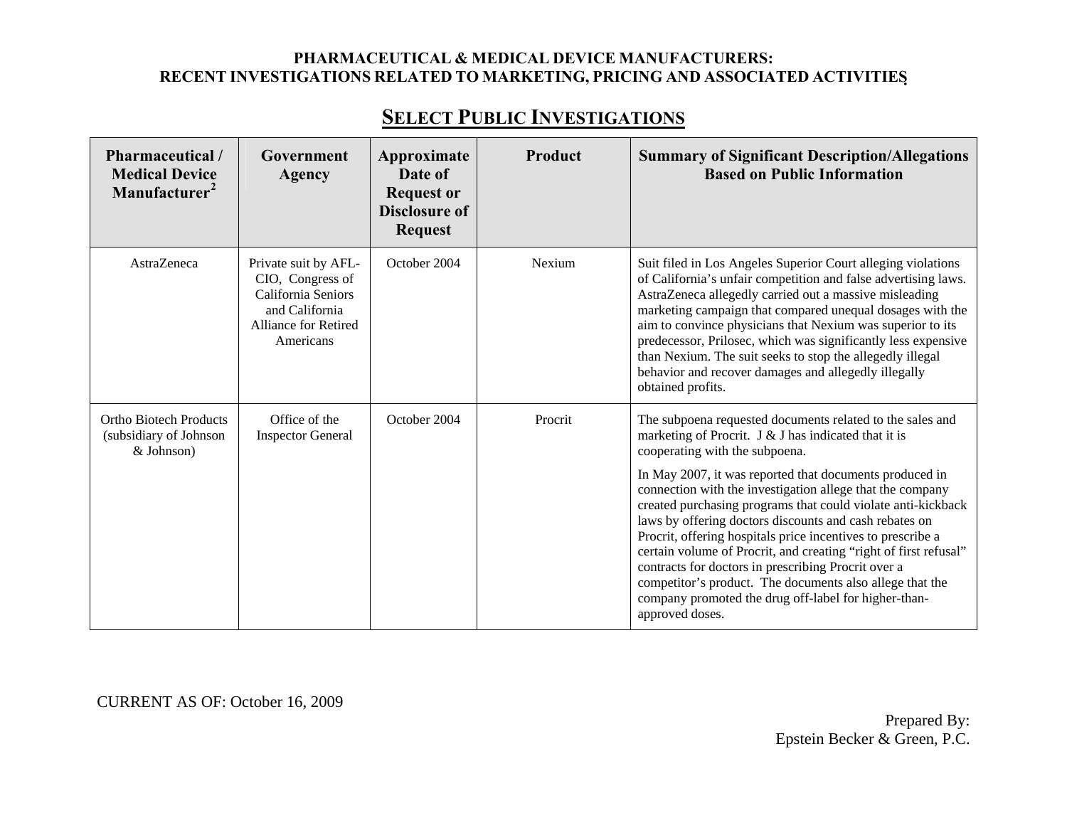**PHARMACEUTICAL & MEDICAL DEVICE MANUFACTURERS:**
**RECENT INVESTIGATIONS RELATED TO MARKETING, PRICING AND ASSOCIATED ACTIVITIES**

## SELECT PUBLIC INVESTIGATIONS

| Pharmaceutical / Medical Device Manufacturer[2] | Government Agency | Approximate Date of Request or Disclosure of Request | Product | Summary of Significant Description/Allegations Based on Public Information |
|---|---|---|---|---|
| AstraZeneca | Private suit by AFL-CIO, Congress of California Seniors and California Alliance for Retired Americans | October 2004 | Nexium | Suit filed in Los Angeles Superior Court alleging violations of California's unfair competition and false advertising laws. AstraZeneca allegedly carried out a massive misleading marketing campaign that compared unequal dosages with the aim to convince physicians that Nexium was superior to its predecessor, Prilosec, which was significantly less expensive than Nexium. The suit seeks to stop the allegedly illegal behavior and recover damages and allegedly illegally obtained profits. |
| Ortho Biotech Products (subsidiary of Johnson & Johnson) | Office of the Inspector General | October 2004 | Procrit | The subpoena requested documents related to the sales and marketing of Procrit. J & J has indicated that it is cooperating with the subpoena.<br><br>In May 2007, it was reported that documents produced in connection with the investigation allege that the company created purchasing programs that could violate anti-kickback laws by offering doctors discounts and cash rebates on Procrit, offering hospitals price incentives to prescribe a certain volume of Procrit, and creating "right of first refusal" contracts for doctors in prescribing Procrit over a competitor's product. The documents also allege that the company promoted the drug off-label for higher-than-approved doses. |

CURRENT AS OF: October 16, 2009

Prepared By:
Epstein Becker & Green, P.C.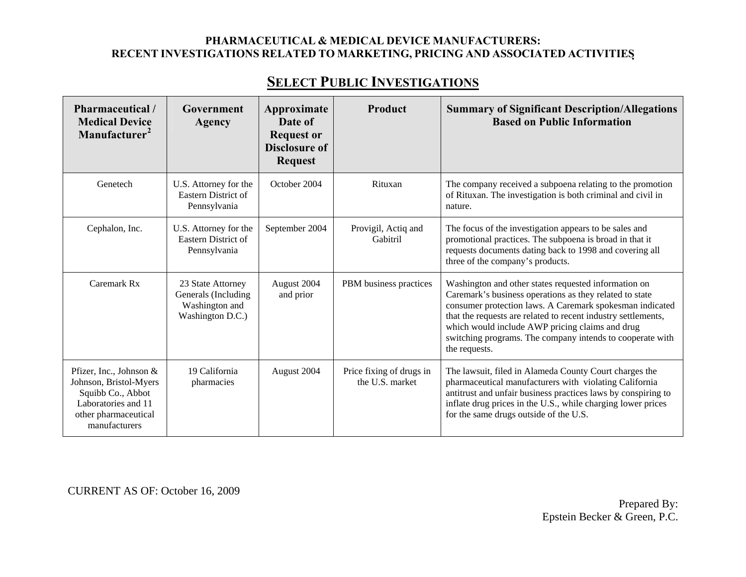**PHARMACEUTICAL & MEDICAL DEVICE MANUFACTURERS:**
**RECENT INVESTIGATIONS RELATED TO MARKETING, PRICING AND ASSOCIATED ACTIVITIES**

## SELECT PUBLIC INVESTIGATIONS

| Pharmaceutical / Medical Device Manufacturer[2] | Government Agency | Approximate Date of Request or Disclosure of Request | Product | Summary of Significant Description/Allegations Based on Public Information |
|---|---|---|---|---|
| Genetech | U.S. Attorney for the Eastern District of Pennsylvania | October 2004 | Rituxan | The company received a subpoena relating to the promotion of Rituxan. The investigation is both criminal and civil in nature. |
| Cephalon, Inc. | U.S. Attorney for the Eastern District of Pennsylvania | September 2004 | Provigil, Actiq and Gabitril | The focus of the investigation appears to be sales and promotional practices. The subpoena is broad in that it requests documents dating back to 1998 and covering all three of the company's products. |
| Caremark Rx | 23 State Attorney Generals (Including Washington and Washington D.C.) | August 2004 and prior | PBM business practices | Washington and other states requested information on Caremark's business operations as they related to state consumer protection laws. A Caremark spokesman indicated that the requests are related to recent industry settlements, which would include AWP pricing claims and drug switching programs. The company intends to cooperate with the requests. |
| Pfizer, Inc., Johnson & Johnson, Bristol-Myers Squibb Co., Abbot Laboratories and 11 other pharmaceutical manufacturers | 19 California pharmacies | August 2004 | Price fixing of drugs in the U.S. market | The lawsuit, filed in Alameda County Court charges the pharmaceutical manufacturers with violating California antitrust and unfair business practices laws by conspiring to inflate drug prices in the U.S., while charging lower prices for the same drugs outside of the U.S. |

CURRENT AS OF: October 16, 2009

Prepared By:
Epstein Becker & Green, P.C.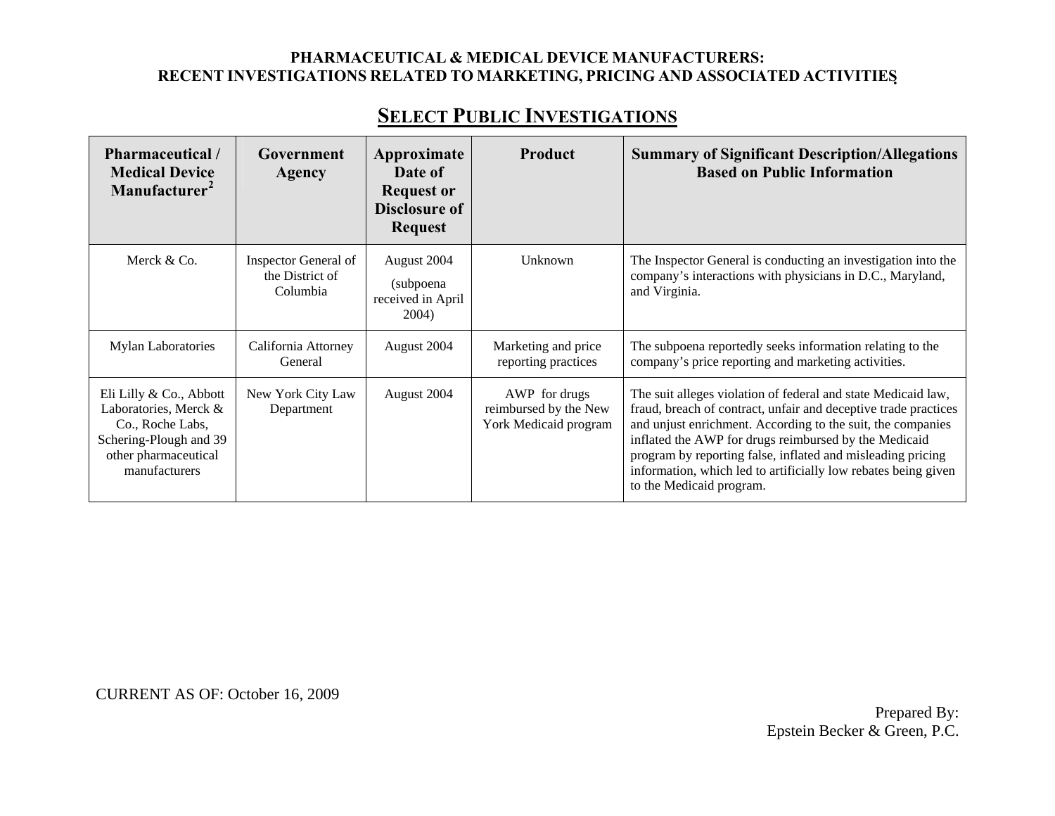**PHARMACEUTICAL & MEDICAL DEVICE MANUFACTURERS:**
**RECENT INVESTIGATIONS RELATED TO MARKETING, PRICING AND ASSOCIATED ACTIVITIES**

## SELECT PUBLIC INVESTIGATIONS

| Pharmaceutical / Medical Device Manufacturer[2] | Government Agency | Approximate Date of Request or Disclosure of Request | Product | Summary of Significant Description/Allegations Based on Public Information |
|---|---|---|---|---|
| Merck & Co. | Inspector General of the District of Columbia | August 2004 (subpoena received in April 2004) | Unknown | The Inspector General is conducting an investigation into the company's interactions with physicians in D.C., Maryland, and Virginia. |
| Mylan Laboratories | California Attorney General | August 2004 | Marketing and price reporting practices | The subpoena reportedly seeks information relating to the company's price reporting and marketing activities. |
| Eli Lilly & Co., Abbott Laboratories, Merck & Co., Roche Labs, Schering-Plough and 39 other pharmaceutical manufacturers | New York City Law Department | August 2004 | AWP for drugs reimbursed by the New York Medicaid program | The suit alleges violation of federal and state Medicaid law, fraud, breach of contract, unfair and deceptive trade practices and unjust enrichment. According to the suit, the companies inflated the AWP for drugs reimbursed by the Medicaid program by reporting false, inflated and misleading pricing information, which led to artificially low rebates being given to the Medicaid program. |

CURRENT AS OF: October 16, 2009

Prepared By:
Epstein Becker & Green, P.C.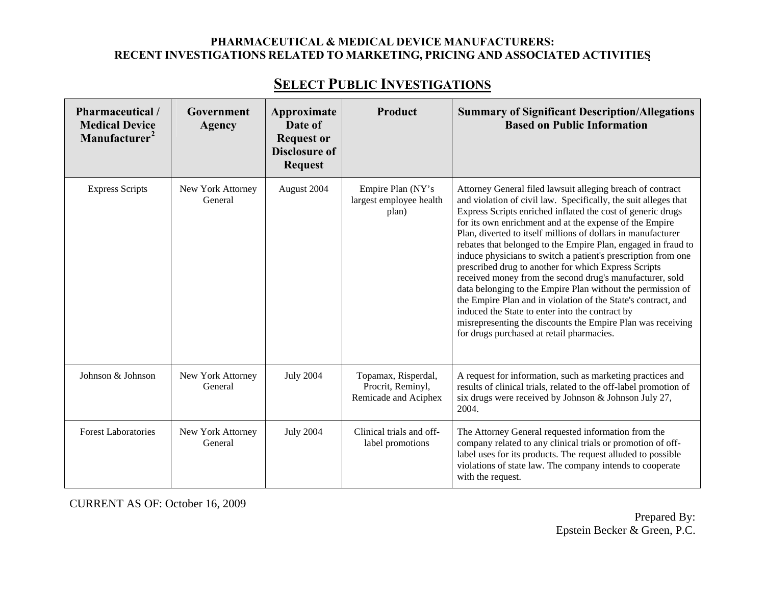**PHARMACEUTICAL & MEDICAL DEVICE MANUFACTURERS:**
**RECENT INVESTIGATIONS RELATED TO MARKETING, PRICING AND ASSOCIATED ACTIVITIES**

## SELECT PUBLIC INVESTIGATIONS

| Pharmaceutical / Medical Device Manufacturer[2] | Government Agency | Approximate Date of Request or Disclosure of Request | Product | Summary of Significant Description/Allegations Based on Public Information |
|---|---|---|---|---|
| Express Scripts | New York Attorney General | August 2004 | Empire Plan (NY's largest employee health plan) | Attorney General filed lawsuit alleging breach of contract and violation of civil law. Specifically, the suit alleges that Express Scripts enriched inflated the cost of generic drugs for its own enrichment and at the expense of the Empire Plan, diverted to itself millions of dollars in manufacturer rebates that belonged to the Empire Plan, engaged in fraud to induce physicians to switch a patient's prescription from one prescribed drug to another for which Express Scripts received money from the second drug's manufacturer, sold data belonging to the Empire Plan without the permission of the Empire Plan and in violation of the State's contract, and induced the State to enter into the contract by misrepresenting the discounts the Empire Plan was receiving for drugs purchased at retail pharmacies. |
| Johnson & Johnson | New York Attorney General | July 2004 | Topamax, Risperdal, Procrit, Reminyl, Remicade and Aciphex | A request for information, such as marketing practices and results of clinical trials, related to the off-label promotion of six drugs were received by Johnson & Johnson July 27, 2004. |
| Forest Laboratories | New York Attorney General | July 2004 | Clinical trials and off-label promotions | The Attorney General requested information from the company related to any clinical trials or promotion of off-label uses for its products. The request alluded to possible violations of state law. The company intends to cooperate with the request. |

CURRENT AS OF: October 16, 2009

Prepared By:
Epstein Becker & Green, P.C.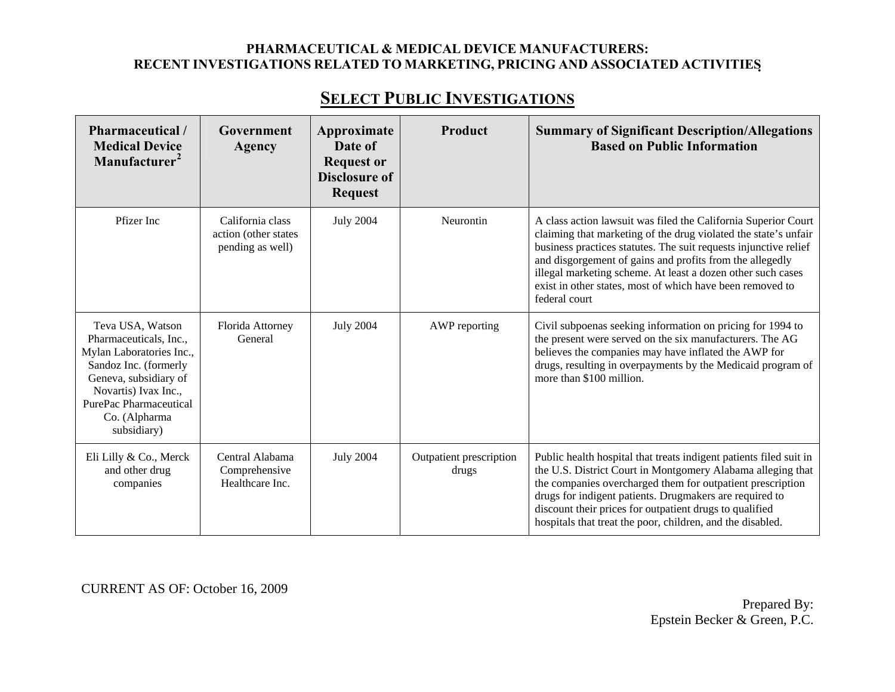**PHARMACEUTICAL & MEDICAL DEVICE MANUFACTURERS:**
**RECENT INVESTIGATIONS RELATED TO MARKETING, PRICING AND ASSOCIATED ACTIVITIES**

## SELECT PUBLIC INVESTIGATIONS

| Pharmaceutical / Medical Device Manufacturer[2] | Government Agency | Approximate Date of Request or Disclosure of Request | Product | Summary of Significant Description/Allegations Based on Public Information |
|---|---|---|---|---|
| Pfizer Inc | California class action (other states pending as well) | July 2004 | Neurontin | A class action lawsuit was filed the California Superior Court claiming that marketing of the drug violated the state's unfair business practices statutes. The suit requests injunctive relief and disgorgement of gains and profits from the allegedly illegal marketing scheme. At least a dozen other such cases exist in other states, most of which have been removed to federal court |
| Teva USA, Watson Pharmaceuticals, Inc., Mylan Laboratories Inc., Sandoz Inc. (formerly Geneva, subsidiary of Novartis) Ivax Inc., PurePac Pharmaceutical Co. (Alpharma subsidiary) | Florida Attorney General | July 2004 | AWP reporting | Civil subpoenas seeking information on pricing for 1994 to the present were served on the six manufacturers. The AG believes the companies may have inflated the AWP for drugs, resulting in overpayments by the Medicaid program of more than $100 million. |
| Eli Lilly & Co., Merck and other drug companies | Central Alabama Comprehensive Healthcare Inc. | July 2004 | Outpatient prescription drugs | Public health hospital that treats indigent patients filed suit in the U.S. District Court in Montgomery Alabama alleging that the companies overcharged them for outpatient prescription drugs for indigent patients. Drugmakers are required to discount their prices for outpatient drugs to qualified hospitals that treat the poor, children, and the disabled. |

CURRENT AS OF: October 16, 2009

Prepared By:
Epstein Becker & Green, P.C.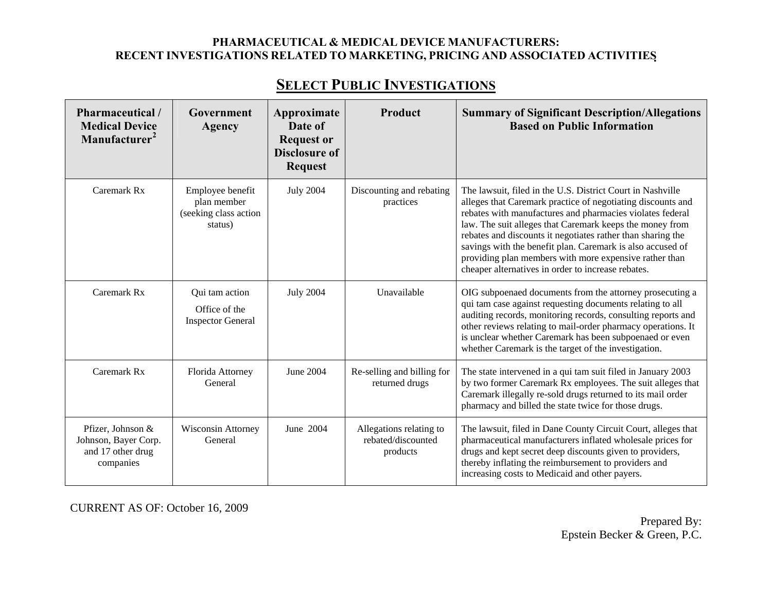**PHARMACEUTICAL & MEDICAL DEVICE MANUFACTURERS:**
**RECENT INVESTIGATIONS RELATED TO MARKETING, PRICING AND ASSOCIATED ACTIVITIES**

## SELECT PUBLIC INVESTIGATIONS

| Pharmaceutical / Medical Device Manufacturer[2] | Government Agency | Approximate Date of Request or Disclosure of Request | Product | Summary of Significant Description/Allegations Based on Public Information |
|---|---|---|---|---|
| Caremark Rx | Employee benefit plan member (seeking class action status) | July 2004 | Discounting and rebating practices | The lawsuit, filed in the U.S. District Court in Nashville alleges that Caremark practice of negotiating discounts and rebates with manufactures and pharmacies violates federal law. The suit alleges that Caremark keeps the money from rebates and discounts it negotiates rather than sharing the savings with the benefit plan. Caremark is also accused of providing plan members with more expensive rather than cheaper alternatives in order to increase rebates. |
| Caremark Rx | Qui tam action<br>Office of the Inspector General | July 2004 | Unavailable | OIG subpoenaed documents from the attorney prosecuting a qui tam case against requesting documents relating to all auditing records, monitoring records, consulting reports and other reviews relating to mail-order pharmacy operations. It is unclear whether Caremark has been subpoenaed or even whether Caremark is the target of the investigation. |
| Caremark Rx | Florida Attorney General | June 2004 | Re-selling and billing for returned drugs | The state intervened in a qui tam suit filed in January 2003 by two former Caremark Rx employees. The suit alleges that Caremark illegally re-sold drugs returned to its mail order pharmacy and billed the state twice for those drugs. |
| Pfizer, Johnson & Johnson, Bayer Corp. and 17 other drug companies | Wisconsin Attorney General | June 2004 | Allegations relating to rebated/discounted products | The lawsuit, filed in Dane County Circuit Court, alleges that pharmaceutical manufacturers inflated wholesale prices for drugs and kept secret deep discounts given to providers, thereby inflating the reimbursement to providers and increasing costs to Medicaid and other payers. |

CURRENT AS OF: October 16, 2009

Prepared By:
Epstein Becker & Green, P.C.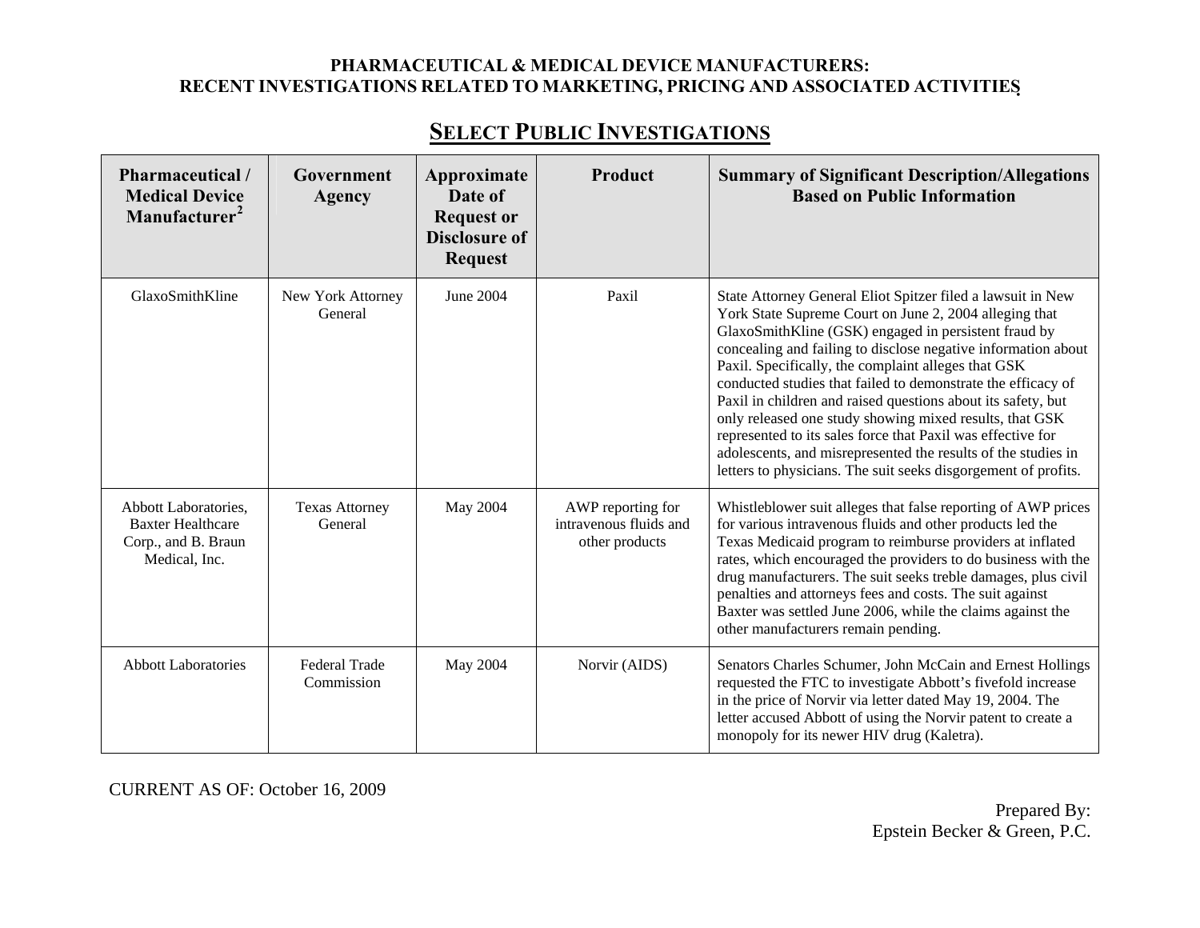**PHARMACEUTICAL & MEDICAL DEVICE MANUFACTURERS:**
**RECENT INVESTIGATIONS RELATED TO MARKETING, PRICING AND ASSOCIATED ACTIVITIES**

## SELECT PUBLIC INVESTIGATIONS

| Pharmaceutical / Medical Device Manufacturer[2] | Government Agency | Approximate Date of Request or Disclosure of Request | Product | Summary of Significant Description/Allegations Based on Public Information |
|---|---|---|---|---|
| GlaxoSmithKline | New York Attorney General | June 2004 | Paxil | State Attorney General Eliot Spitzer filed a lawsuit in New York State Supreme Court on June 2, 2004 alleging that GlaxoSmithKline (GSK) engaged in persistent fraud by concealing and failing to disclose negative information about Paxil. Specifically, the complaint alleges that GSK conducted studies that failed to demonstrate the efficacy of Paxil in children and raised questions about its safety, but only released one study showing mixed results, that GSK represented to its sales force that Paxil was effective for adolescents, and misrepresented the results of the studies in letters to physicians. The suit seeks disgorgement of profits. |
| Abbott Laboratories, Baxter Healthcare Corp., and B. Braun Medical, Inc. | Texas Attorney General | May 2004 | AWP reporting for intravenous fluids and other products | Whistleblower suit alleges that false reporting of AWP prices for various intravenous fluids and other products led the Texas Medicaid program to reimburse providers at inflated rates, which encouraged the providers to do business with the drug manufacturers. The suit seeks treble damages, plus civil penalties and attorneys fees and costs. The suit against Baxter was settled June 2006, while the claims against the other manufacturers remain pending. |
| Abbott Laboratories | Federal Trade Commission | May 2004 | Norvir (AIDS) | Senators Charles Schumer, John McCain and Ernest Hollings requested the FTC to investigate Abbott's fivefold increase in the price of Norvir via letter dated May 19, 2004. The letter accused Abbott of using the Norvir patent to create a monopoly for its newer HIV drug (Kaletra). |

CURRENT AS OF: October 16, 2009

Prepared By:
Epstein Becker & Green, P.C.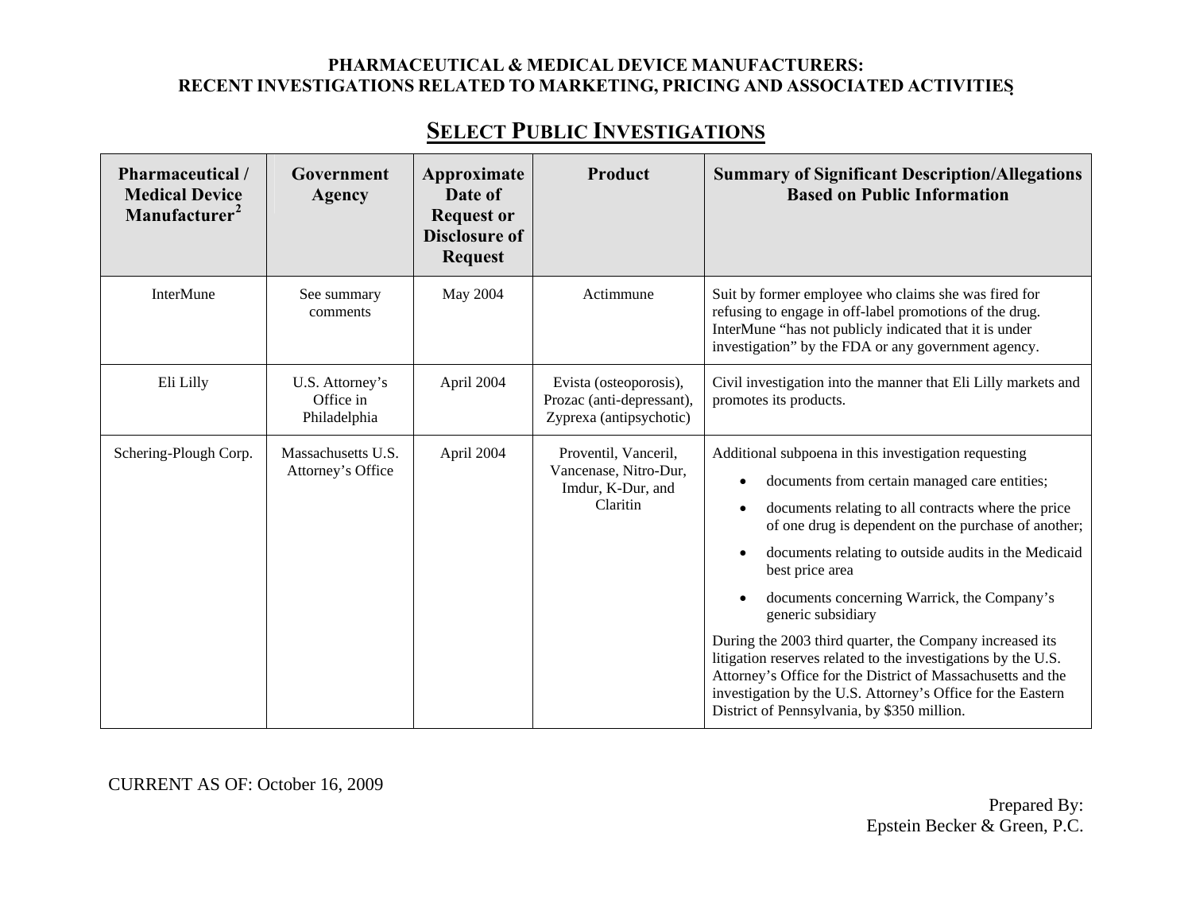**PHARMACEUTICAL & MEDICAL DEVICE MANUFACTURERS:**
**RECENT INVESTIGATIONS RELATED TO MARKETING, PRICING AND ASSOCIATED ACTIVITIES**

## SELECT PUBLIC INVESTIGATIONS

| Pharmaceutical / Medical Device Manufacturer[2] | Government Agency | Approximate Date of Request or Disclosure of Request | Product | Summary of Significant Description/Allegations Based on Public Information |
|---|---|---|---|---|
| InterMune | See summary comments | May 2004 | Actimmune | Suit by former employee who claims she was fired for refusing to engage in off-label promotions of the drug. InterMune "has not publicly indicated that it is under investigation" by the FDA or any government agency. |
| Eli Lilly | U.S. Attorney's Office in Philadelphia | April 2004 | Evista (osteoporosis), Prozac (anti-depressant), Zyprexa (antipsychotic) | Civil investigation into the manner that Eli Lilly markets and promotes its products. |
| Schering-Plough Corp. | Massachusetts U.S. Attorney's Office | April 2004 | Proventil, Vanceril, Vancenase, Nitro-Dur, Imdur, K-Dur, and Claritin | Additional subpoena in this investigation requesting<br>• documents from certain managed care entities;<br>• documents relating to all contracts where the price of one drug is dependent on the purchase of another;<br>• documents relating to outside audits in the Medicaid best price area<br>• documents concerning Warrick, the Company's generic subsidiary<br><br>During the 2003 third quarter, the Company increased its litigation reserves related to the investigations by the U.S. Attorney's Office for the District of Massachusetts and the investigation by the U.S. Attorney's Office for the Eastern District of Pennsylvania, by $350 million. |

CURRENT AS OF: October 16, 2009

Prepared By:
Epstein Becker & Green, P.C.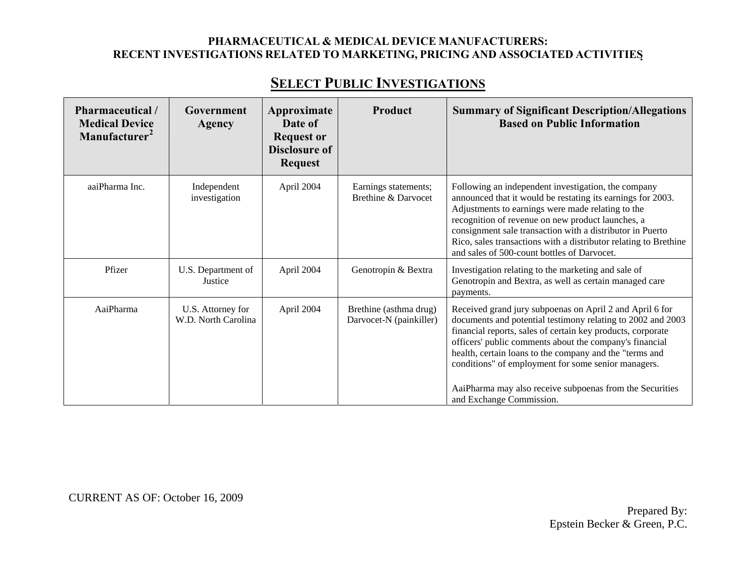**PHARMACEUTICAL & MEDICAL DEVICE MANUFACTURERS:**
**RECENT INVESTIGATIONS RELATED TO MARKETING, PRICING AND ASSOCIATED ACTIVITIES**

## SELECT PUBLIC INVESTIGATIONS

| Pharmaceutical / Medical Device Manufacturer[2] | Government Agency | Approximate Date of Request or Disclosure of Request | Product | Summary of Significant Description/Allegations Based on Public Information |
|---|---|---|---|---|
| aaiPharma Inc. | Independent investigation | April 2004 | Earnings statements; Brethine & Darvocet | Following an independent investigation, the company announced that it would be restating its earnings for 2003. Adjustments to earnings were made relating to the recognition of revenue on new product launches, a consignment sale transaction with a distributor in Puerto Rico, sales transactions with a distributor relating to Brethine and sales of 500-count bottles of Darvocet. |
| Pfizer | U.S. Department of Justice | April 2004 | Genotropin & Bextra | Investigation relating to the marketing and sale of Genotropin and Bextra, as well as certain managed care payments. |
| AaiPharma | U.S. Attorney for W.D. North Carolina | April 2004 | Brethine (asthma drug) Darvocet-N (painkiller) | Received grand jury subpoenas on April 2 and April 6 for documents and potential testimony relating to 2002 and 2003 financial reports, sales of certain key products, corporate officers' public comments about the company's financial health, certain loans to the company and the "terms and conditions" of employment for some senior managers.<br><br>AaiPharma may also receive subpoenas from the Securities and Exchange Commission. |

CURRENT AS OF: October 16, 2009

Prepared By:
Epstein Becker & Green, P.C.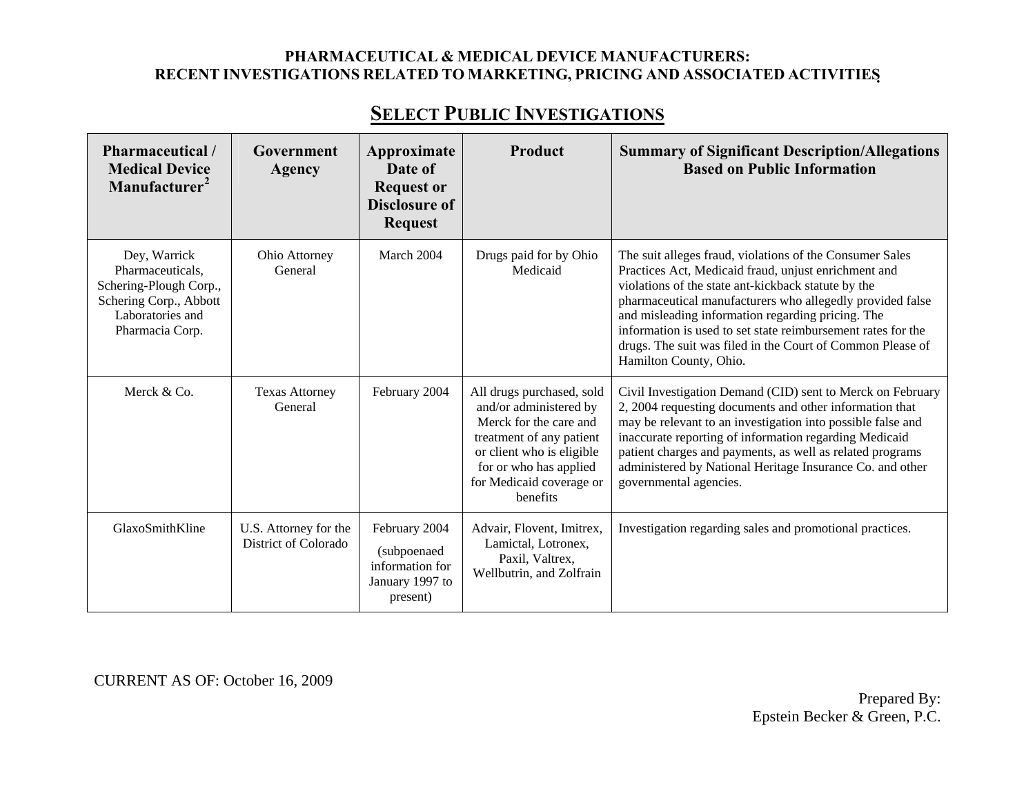**PHARMACEUTICAL & MEDICAL DEVICE MANUFACTURERS:**
**RECENT INVESTIGATIONS RELATED TO MARKETING, PRICING AND ASSOCIATED ACTIVITIES**

## SELECT PUBLIC INVESTIGATIONS

| Pharmaceutical / Medical Device Manufacturer[2] | Government Agency | Approximate Date of Request or Disclosure of Request | Product | Summary of Significant Description/Allegations Based on Public Information |
|---|---|---|---|---|
| Dey, Warrick Pharmaceuticals, Schering-Plough Corp., Schering Corp., Abbott Laboratories and Pharmacia Corp. | Ohio Attorney General | March 2004 | Drugs paid for by Ohio Medicaid | The suit alleges fraud, violations of the Consumer Sales Practices Act, Medicaid fraud, unjust enrichment and violations of the state ant-kickback statute by the pharmaceutical manufacturers who allegedly provided false and misleading information regarding pricing. The information is used to set state reimbursement rates for the drugs. The suit was filed in the Court of Common Please of Hamilton County, Ohio. |
| Merck & Co. | Texas Attorney General | February 2004 | All drugs purchased, sold and/or administered by Merck for the care and treatment of any patient or client who is eligible for or who has applied for Medicaid coverage or benefits | Civil Investigation Demand (CID) sent to Merck on February 2, 2004 requesting documents and other information that may be relevant to an investigation into possible false and inaccurate reporting of information regarding Medicaid patient charges and payments, as well as related programs administered by National Heritage Insurance Co. and other governmental agencies. |
| GlaxoSmithKline | U.S. Attorney for the District of Colorado | February 2004 (subpoenaed information for January 1997 to present) | Advair, Flovent, Imitrex, Lamictal, Lotronex, Paxil, Valtrex, Wellbutrin, and Zolfrain | Investigation regarding sales and promotional practices. |

CURRENT AS OF: October 16, 2009

Prepared By:
Epstein Becker & Green, P.C.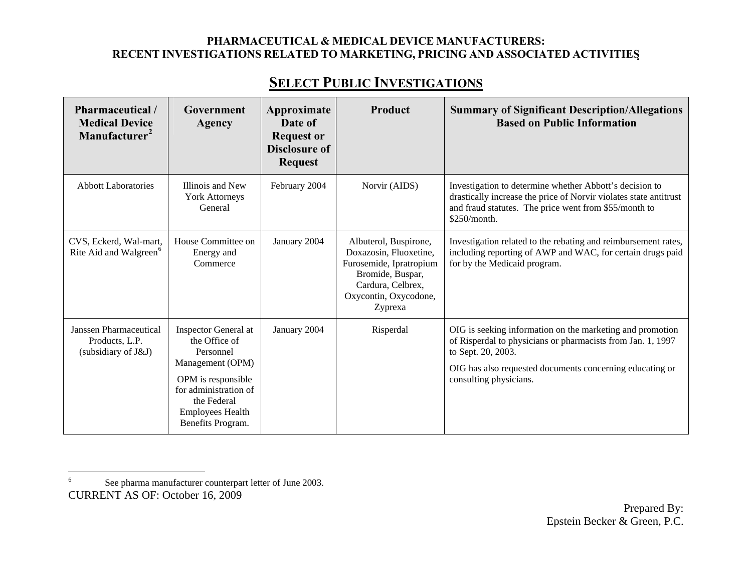**PHARMACEUTICAL & MEDICAL DEVICE MANUFACTURERS:**
**RECENT INVESTIGATIONS RELATED TO MARKETING, PRICING AND ASSOCIATED ACTIVITIES**

## SELECT PUBLIC INVESTIGATIONS

| Pharmaceutical / Medical Device Manufacturer[2] | Government Agency | Approximate Date of Request or Disclosure of Request | Product | Summary of Significant Description/Allegations Based on Public Information |
|---|---|---|---|---|
| Abbott Laboratories | Illinois and New York Attorneys General | February 2004 | Norvir (AIDS) | Investigation to determine whether Abbott's decision to drastically increase the price of Norvir violates state antitrust and fraud statutes. The price went from $55/month to $250/month. |
| CVS, Eckerd, Wal-mart, Rite Aid and Walgreen[6] | House Committee on Energy and Commerce | January 2004 | Albuterol, Buspirone, Doxazosin, Fluoxetine, Furosemide, Ipratropium Bromide, Buspar, Cardura, Celbrex, Oxycontin, Oxycodone, Zyprexa | Investigation related to the rebating and reimbursement rates, including reporting of AWP and WAC, for certain drugs paid for by the Medicaid program. |
| Janssen Pharmaceutical Products, L.P. (subsidiary of J&J) | Inspector General at the Office of Personnel Management (OPM)<br><br>OPM is responsible for administration of the Federal Employees Health Benefits Program. | January 2004 | Risperdal | OIG is seeking information on the marketing and promotion of Risperdal to physicians or pharmacists from Jan. 1, 1997 to Sept. 20, 2003.<br><br>OIG has also requested documents concerning educating or consulting physicians. |

[6] See pharma manufacturer counterpart letter of June 2003.

CURRENT AS OF: October 16, 2009

Prepared By:
Epstein Becker & Green, P.C.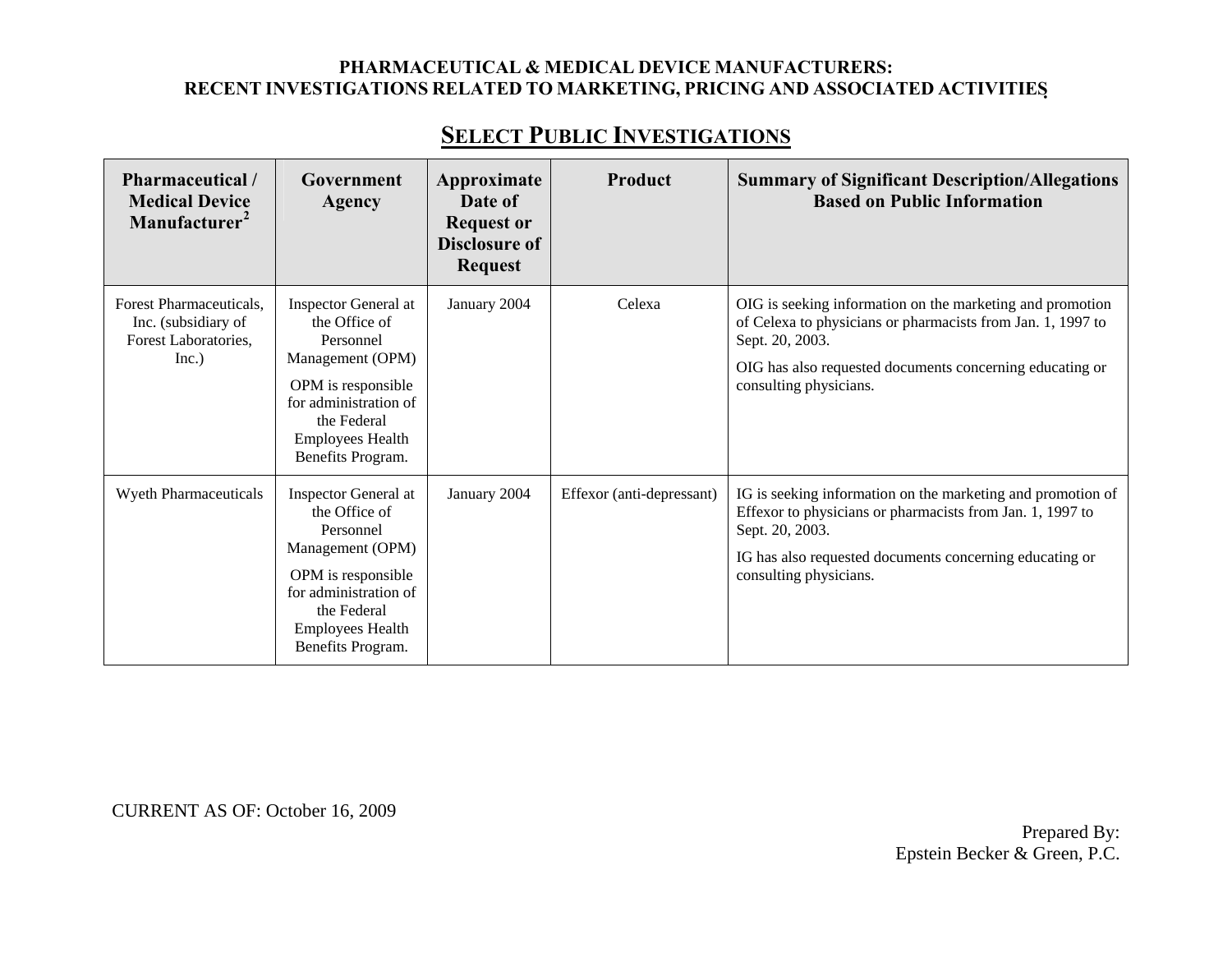**PHARMACEUTICAL & MEDICAL DEVICE MANUFACTURERS:**
**RECENT INVESTIGATIONS RELATED TO MARKETING, PRICING AND ASSOCIATED ACTIVITIES**

## SELECT PUBLIC INVESTIGATIONS

| Pharmaceutical / Medical Device Manufacturer[2] | Government Agency | Approximate Date of Request or Disclosure of Request | Product | Summary of Significant Description/Allegations Based on Public Information |
|---|---|---|---|---|
| Forest Pharmaceuticals, Inc. (subsidiary of Forest Laboratories, Inc.) | Inspector General at the Office of Personnel Management (OPM)<br><br>OPM is responsible for administration of the Federal Employees Health Benefits Program. | January 2004 | Celexa | OIG is seeking information on the marketing and promotion of Celexa to physicians or pharmacists from Jan. 1, 1997 to Sept. 20, 2003.<br><br>OIG has also requested documents concerning educating or consulting physicians. |
| Wyeth Pharmaceuticals | Inspector General at the Office of Personnel Management (OPM)<br><br>OPM is responsible for administration of the Federal Employees Health Benefits Program. | January 2004 | Effexor (anti-depressant) | IG is seeking information on the marketing and promotion of Effexor to physicians or pharmacists from Jan. 1, 1997 to Sept. 20, 2003.<br><br>IG has also requested documents concerning educating or consulting physicians. |

CURRENT AS OF: October 16, 2009

Prepared By:
Epstein Becker & Green, P.C.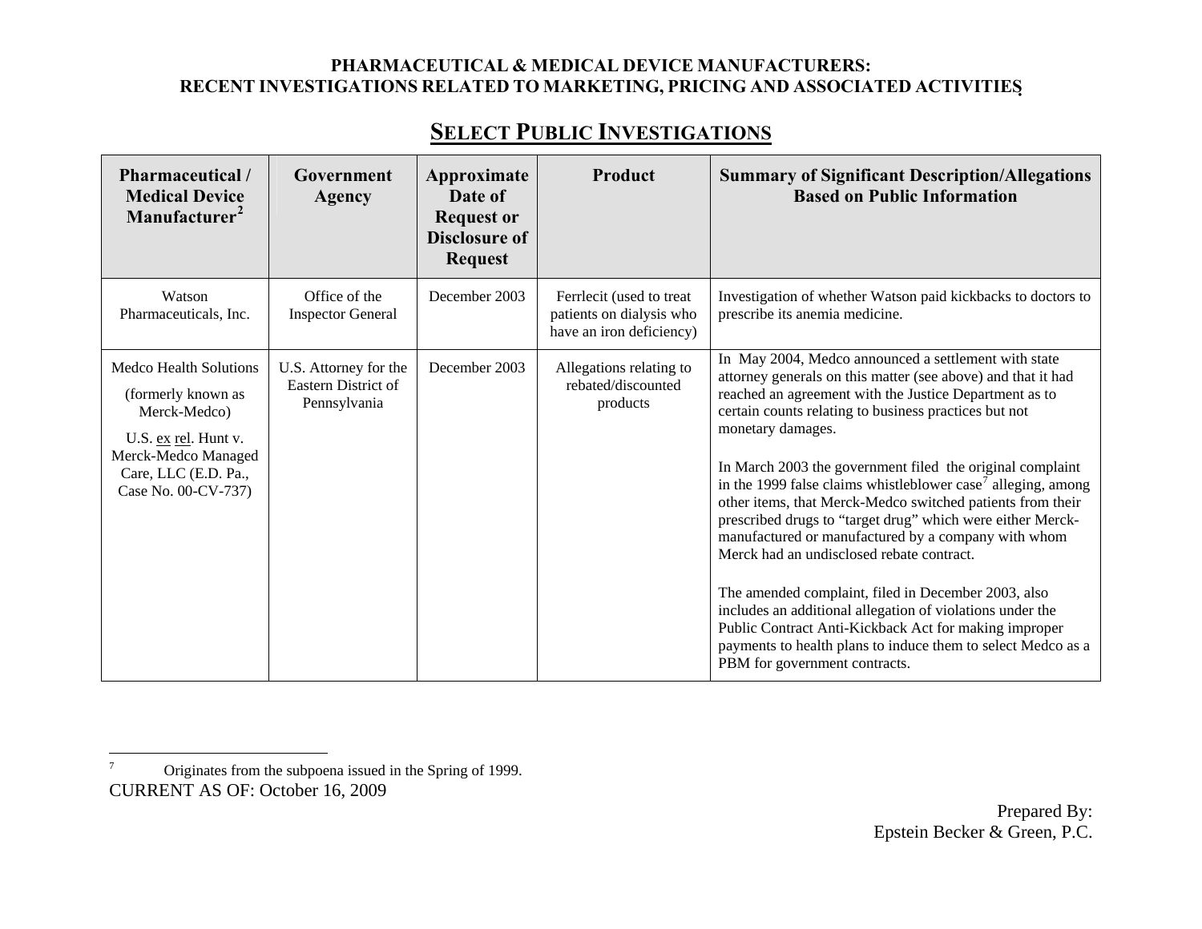**PHARMACEUTICAL & MEDICAL DEVICE MANUFACTURERS: RECENT INVESTIGATIONS RELATED TO MARKETING, PRICING AND ASSOCIATED ACTIVITIES**

## SELECT PUBLIC INVESTIGATIONS

| Pharmaceutical / Medical Device Manufacturer[2] | Government Agency | Approximate Date of Request or Disclosure of Request | Product | Summary of Significant Description/Allegations Based on Public Information |
|---|---|---|---|---|
| Watson Pharmaceuticals, Inc. | Office of the Inspector General | December 2003 | Ferrlecit (used to treat patients on dialysis who have an iron deficiency) | Investigation of whether Watson paid kickbacks to doctors to prescribe its anemia medicine. |
| Medco Health Solutions (formerly known as Merck-Medco) U.S. ex rel. Hunt v. Merck-Medco Managed Care, LLC (E.D. Pa., Case No. 00-CV-737) | U.S. Attorney for the Eastern District of Pennsylvania | December 2003 | Allegations relating to rebated/discounted products | In May 2004, Medco announced a settlement with state attorney generals on this matter (see above) and that it had reached an agreement with the Justice Department as to certain counts relating to business practices but not monetary damages.<br><br>In March 2003 the government filed the original complaint in the 1999 false claims whistleblower case[7] alleging, among other items, that Merck-Medco switched patients from their prescribed drugs to "target drug" which were either Merck-manufactured or manufactured by a company with whom Merck had an undisclosed rebate contract.<br><br>The amended complaint, filed in December 2003, also includes an additional allegation of violations under the Public Contract Anti-Kickback Act for making improper payments to health plans to induce them to select Medco as a PBM for government contracts. |

[7] Originates from the subpoena issued in the Spring of 1999.

CURRENT AS OF: October 16, 2009

Prepared By:
Epstein Becker & Green, P.C.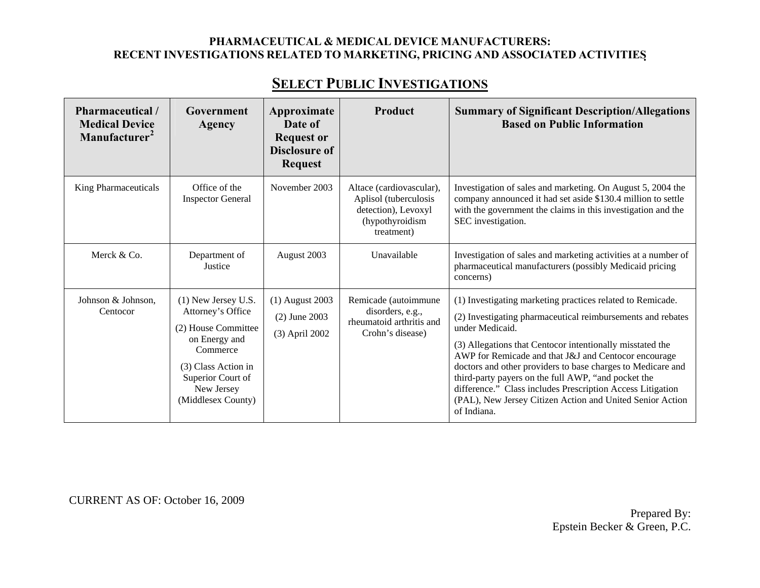**PHARMACEUTICAL & MEDICAL DEVICE MANUFACTURERS:**
**RECENT INVESTIGATIONS RELATED TO MARKETING, PRICING AND ASSOCIATED ACTIVITIES**

## SELECT PUBLIC INVESTIGATIONS

| Pharmaceutical / Medical Device Manufacturer[2] | Government Agency | Approximate Date of Request or Disclosure of Request | Product | Summary of Significant Description/Allegations Based on Public Information |
|---|---|---|---|---|
| King Pharmaceuticals | Office of the Inspector General | November 2003 | Altace (cardiovascular), Aplisol (tuberculosis detection), Levoxyl (hypothyroidism treatment) | Investigation of sales and marketing. On August 5, 2004 the company announced it had set aside $130.4 million to settle with the government the claims in this investigation and the SEC investigation. |
| Merck & Co. | Department of Justice | August 2003 | Unavailable | Investigation of sales and marketing activities at a number of pharmaceutical manufacturers (possibly Medicaid pricing concerns) |
| Johnson & Johnson, Centocor | (1) New Jersey U.S. Attorney's Office<br>(2) House Committee on Energy and Commerce<br>(3) Class Action in Superior Court of New Jersey (Middlesex County) | (1) August 2003<br>(2) June 2003<br>(3) April 2002 | Remicade (autoimmune disorders, e.g., rheumatoid arthritis and Crohn's disease) | (1) Investigating marketing practices related to Remicade.<br>(2) Investigating pharmaceutical reimbursements and rebates under Medicaid.<br>(3) Allegations that Centocor intentionally misstated the AWP for Remicade and that J&J and Centocor encourage doctors and other providers to base charges to Medicare and third-party payers on the full AWP, "and pocket the difference." Class includes Prescription Access Litigation (PAL), New Jersey Citizen Action and United Senior Action of Indiana. |

CURRENT AS OF: October 16, 2009

Prepared By:
Epstein Becker & Green, P.C.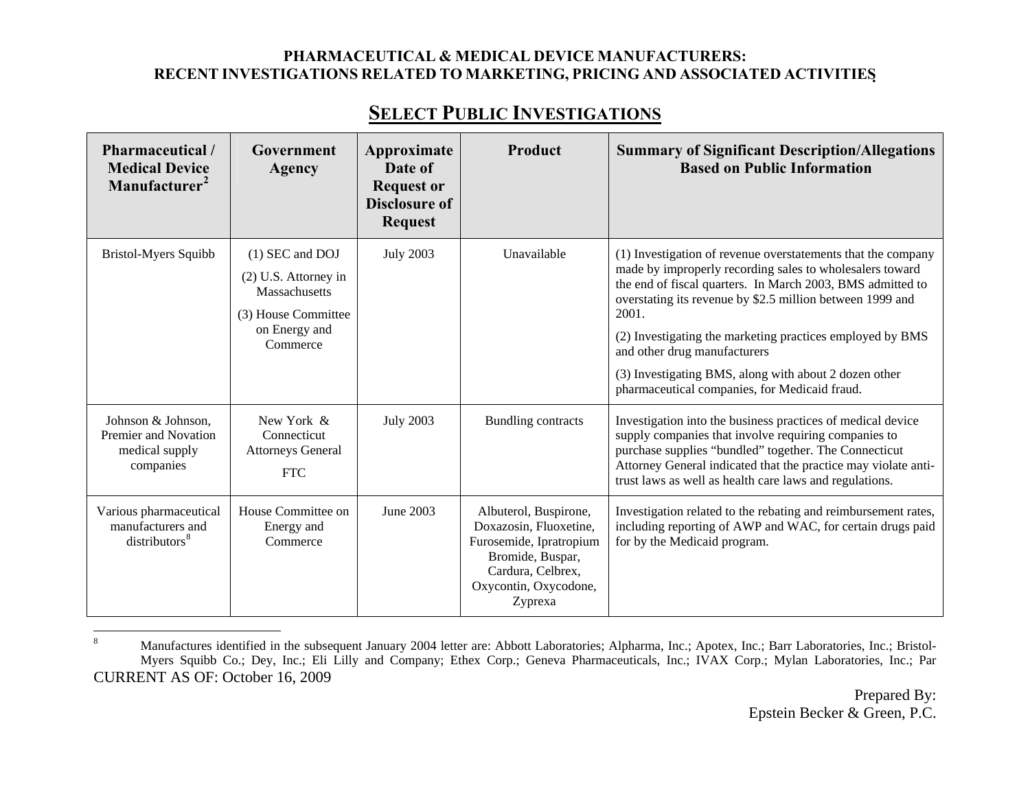# PHARMACEUTICAL & MEDICAL DEVICE MANUFACTURERS: RECENT INVESTIGATIONS RELATED TO MARKETING, PRICING AND ASSOCIATED ACTIVITIES

## SELECT PUBLIC INVESTIGATIONS

| Pharmaceutical / Medical Device Manufacturer[2] | Government Agency | Approximate Date of Request or Disclosure of Request | Product | Summary of Significant Description/Allegations Based on Public Information |
|---|---|---|---|---|
| Bristol-Myers Squibb | (1) SEC and DOJ<br>(2) U.S. Attorney in Massachusetts<br>(3) House Committee on Energy and Commerce | July 2003 | Unavailable | (1) Investigation of revenue overstatements that the company made by improperly recording sales to wholesalers toward the end of fiscal quarters. In March 2003, BMS admitted to overstating its revenue by $2.5 million between 1999 and 2001.<br>(2) Investigating the marketing practices employed by BMS and other drug manufacturers<br>(3) Investigating BMS, along with about 2 dozen other pharmaceutical companies, for Medicaid fraud. |
| Johnson & Johnson, Premier and Novation medical supply companies | New York & Connecticut Attorneys General<br>FTC | July 2003 | Bundling contracts | Investigation into the business practices of medical device supply companies that involve requiring companies to purchase supplies "bundled" together. The Connecticut Attorney General indicated that the practice may violate anti-trust laws as well as health care laws and regulations. |
| Various pharmaceutical manufacturers and distributors[8] | House Committee on Energy and Commerce | June 2003 | Albuterol, Buspirone, Doxazosin, Fluoxetine, Furosemide, Ipratropium Bromide, Buspar, Cardura, Celbrex, Oxycontin, Oxycodone, Zyprexa | Investigation related to the rebating and reimbursement rates, including reporting of AWP and WAC, for certain drugs paid for by the Medicaid program. |

[8] Manufactures identified in the subsequent January 2004 letter are: Abbott Laboratories; Alpharma, Inc.; Apotex, Inc.; Barr Laboratories, Inc.; Bristol-Myers Squibb Co.; Dey, Inc.; Eli Lilly and Company; Ethex Corp.; Geneva Pharmaceuticals, Inc.; IVAX Corp.; Mylan Laboratories, Inc.; Par

CURRENT AS OF: October 16, 2009

Prepared By:
Epstein Becker & Green, P.C.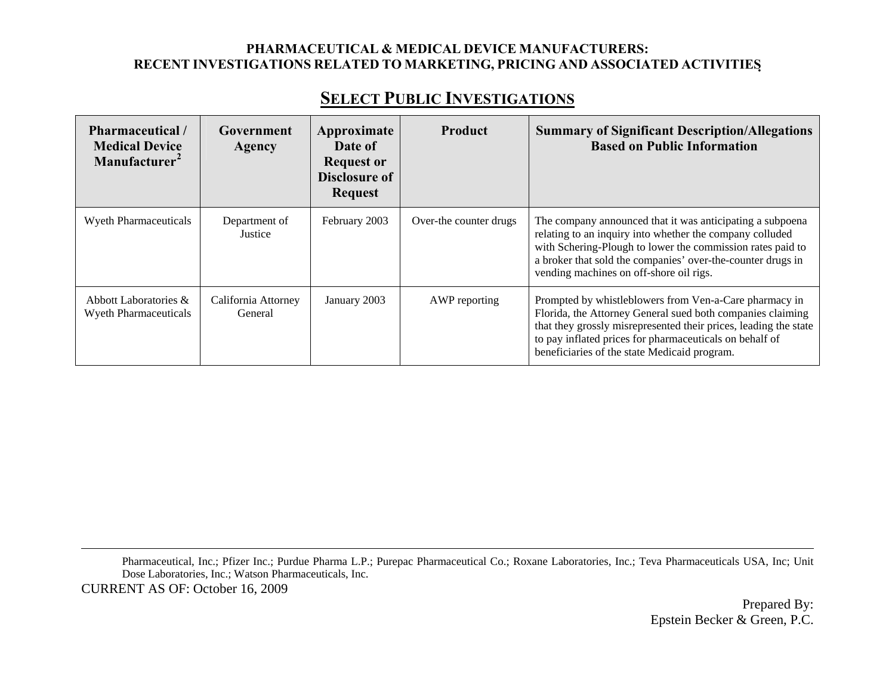**PHARMACEUTICAL & MEDICAL DEVICE MANUFACTURERS:
RECENT INVESTIGATIONS RELATED TO MARKETING, PRICING AND ASSOCIATED ACTIVITIES**

## SELECT PUBLIC INVESTIGATIONS

| Pharmaceutical / Medical Device Manufacturer[2] | Government Agency | Approximate Date of Request or Disclosure of Request | Product | Summary of Significant Description/Allegations Based on Public Information |
|---|---|---|---|---|
| Wyeth Pharmaceuticals | Department of Justice | February 2003 | Over-the counter drugs | The company announced that it was anticipating a subpoena relating to an inquiry into whether the company colluded with Schering-Plough to lower the commission rates paid to a broker that sold the companies' over-the-counter drugs in vending machines on off-shore oil rigs. |
| Abbott Laboratories & Wyeth Pharmaceuticals | California Attorney General | January 2003 | AWP reporting | Prompted by whistleblowers from Ven-a-Care pharmacy in Florida, the Attorney General sued both companies claiming that they grossly misrepresented their prices, leading the state to pay inflated prices for pharmaceuticals on behalf of beneficiaries of the state Medicaid program. |

---

Pharmaceutical, Inc.; Pfizer Inc.; Purdue Pharma L.P.; Purepac Pharmaceutical Co.; Roxane Laboratories, Inc.; Teva Pharmaceuticals USA, Inc; Unit Dose Laboratories, Inc.; Watson Pharmaceuticals, Inc.

CURRENT AS OF: October 16, 2009

Prepared By:
Epstein Becker & Green, P.C.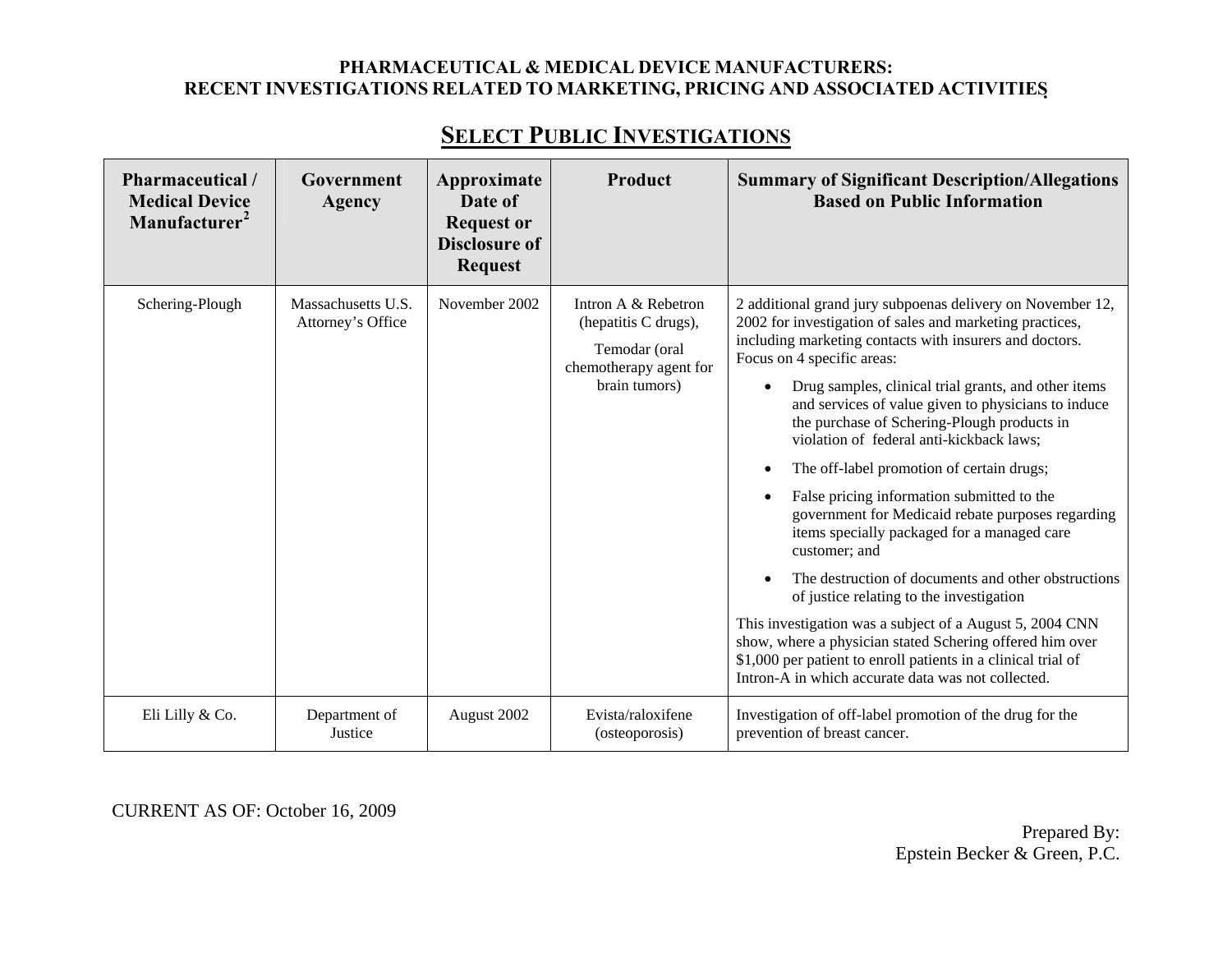**PHARMACEUTICAL & MEDICAL DEVICE MANUFACTURERS:**
**RECENT INVESTIGATIONS RELATED TO MARKETING, PRICING AND ASSOCIATED ACTIVITIES**

## SELECT PUBLIC INVESTIGATIONS

| Pharmaceutical / Medical Device Manufacturer[2] | Government Agency | Approximate Date of Request or Disclosure of Request | Product | Summary of Significant Description/Allegations Based on Public Information |
|---|---|---|---|---|
| Schering-Plough | Massachusetts U.S. Attorney's Office | November 2002 | Intron A & Rebetron (hepatitis C drugs), Temodar (oral chemotherapy agent for brain tumors) | 2 additional grand jury subpoenas delivery on November 12, 2002 for investigation of sales and marketing practices, including marketing contacts with insurers and doctors. Focus on 4 specific areas: • Drug samples, clinical trial grants, and other items and services of value given to physicians to induce the purchase of Schering-Plough products in violation of federal anti-kickback laws; • The off-label promotion of certain drugs; • False pricing information submitted to the government for Medicaid rebate purposes regarding items specially packaged for a managed care customer; and • The destruction of documents and other obstructions of justice relating to the investigation. This investigation was a subject of a August 5, 2004 CNN show, where a physician stated Schering offered him over $1,000 per patient to enroll patients in a clinical trial of Intron-A in which accurate data was not collected. |
| Eli Lilly & Co. | Department of Justice | August 2002 | Evista/raloxifene (osteoporosis) | Investigation of off-label promotion of the drug for the prevention of breast cancer. |

CURRENT AS OF: October 16, 2009

Prepared By:
Epstein Becker & Green, P.C.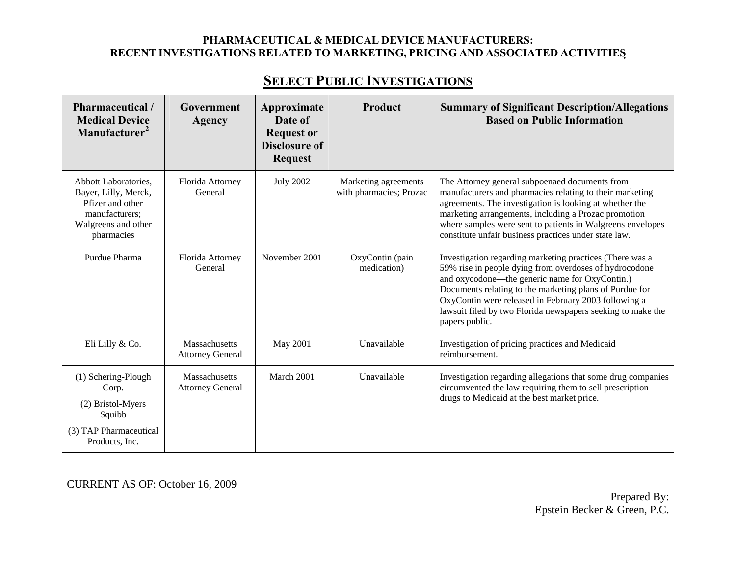**PHARMACEUTICAL & MEDICAL DEVICE MANUFACTURERS:**
**RECENT INVESTIGATIONS RELATED TO MARKETING, PRICING AND ASSOCIATED ACTIVITIES**

## SELECT PUBLIC INVESTIGATIONS

| Pharmaceutical / Medical Device Manufacturer[2] | Government Agency | Approximate Date of Request or Disclosure of Request | Product | Summary of Significant Description/Allegations Based on Public Information |
|---|---|---|---|---|
| Abbott Laboratories, Bayer, Lilly, Merck, Pfizer and other manufacturers; Walgreens and other pharmacies | Florida Attorney General | July 2002 | Marketing agreements with pharmacies; Prozac | The Attorney general subpoenaed documents from manufacturers and pharmacies relating to their marketing agreements. The investigation is looking at whether the marketing arrangements, including a Prozac promotion where samples were sent to patients in Walgreens envelopes constitute unfair business practices under state law. |
| Purdue Pharma | Florida Attorney General | November 2001 | OxyContin (pain medication) | Investigation regarding marketing practices (There was a 59% rise in people dying from overdoses of hydrocodone and oxycodone—the generic name for OxyContin.) Documents relating to the marketing plans of Purdue for OxyContin were released in February 2003 following a lawsuit filed by two Florida newspapers seeking to make the papers public. |
| Eli Lilly & Co. | Massachusetts Attorney General | May 2001 | Unavailable | Investigation of pricing practices and Medicaid reimbursement. |
| (1) Schering-Plough Corp.<br>(2) Bristol-Myers Squibb<br>(3) TAP Pharmaceutical Products, Inc. | Massachusetts Attorney General | March 2001 | Unavailable | Investigation regarding allegations that some drug companies circumvented the law requiring them to sell prescription drugs to Medicaid at the best market price. |

CURRENT AS OF: October 16, 2009

Prepared By:
Epstein Becker & Green, P.C.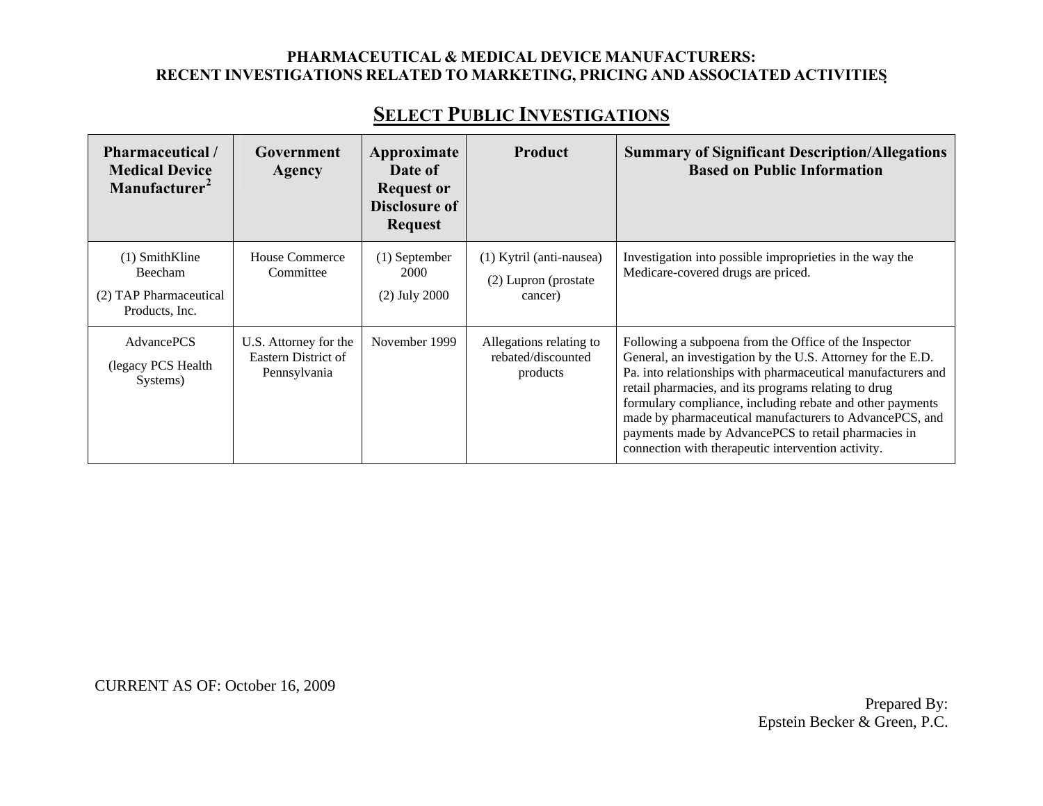**PHARMACEUTICAL & MEDICAL DEVICE MANUFACTURERS:**
**RECENT INVESTIGATIONS RELATED TO MARKETING, PRICING AND ASSOCIATED ACTIVITIES**

## SELECT PUBLIC INVESTIGATIONS

| Pharmaceutical / Medical Device Manufacturer[2] | Government Agency | Approximate Date of Request or Disclosure of Request | Product | Summary of Significant Description/Allegations Based on Public Information |
|---|---|---|---|---|
| (1) SmithKline Beecham<br>(2) TAP Pharmaceutical Products, Inc. | House Commerce Committee | (1) September 2000<br>(2) July 2000 | (1) Kytril (anti-nausea)<br>(2) Lupron (prostate cancer) | Investigation into possible improprieties in the way the Medicare-covered drugs are priced. |
| AdvancePCS<br>(legacy PCS Health Systems) | U.S. Attorney for the Eastern District of Pennsylvania | November 1999 | Allegations relating to rebated/discounted products | Following a subpoena from the Office of the Inspector General, an investigation by the U.S. Attorney for the E.D. Pa. into relationships with pharmaceutical manufacturers and retail pharmacies, and its programs relating to drug formulary compliance, including rebate and other payments made by pharmaceutical manufacturers to AdvancePCS, and payments made by AdvancePCS to retail pharmacies in connection with therapeutic intervention activity. |

CURRENT AS OF: October 16, 2009

Prepared By:
Epstein Becker & Green, P.C.